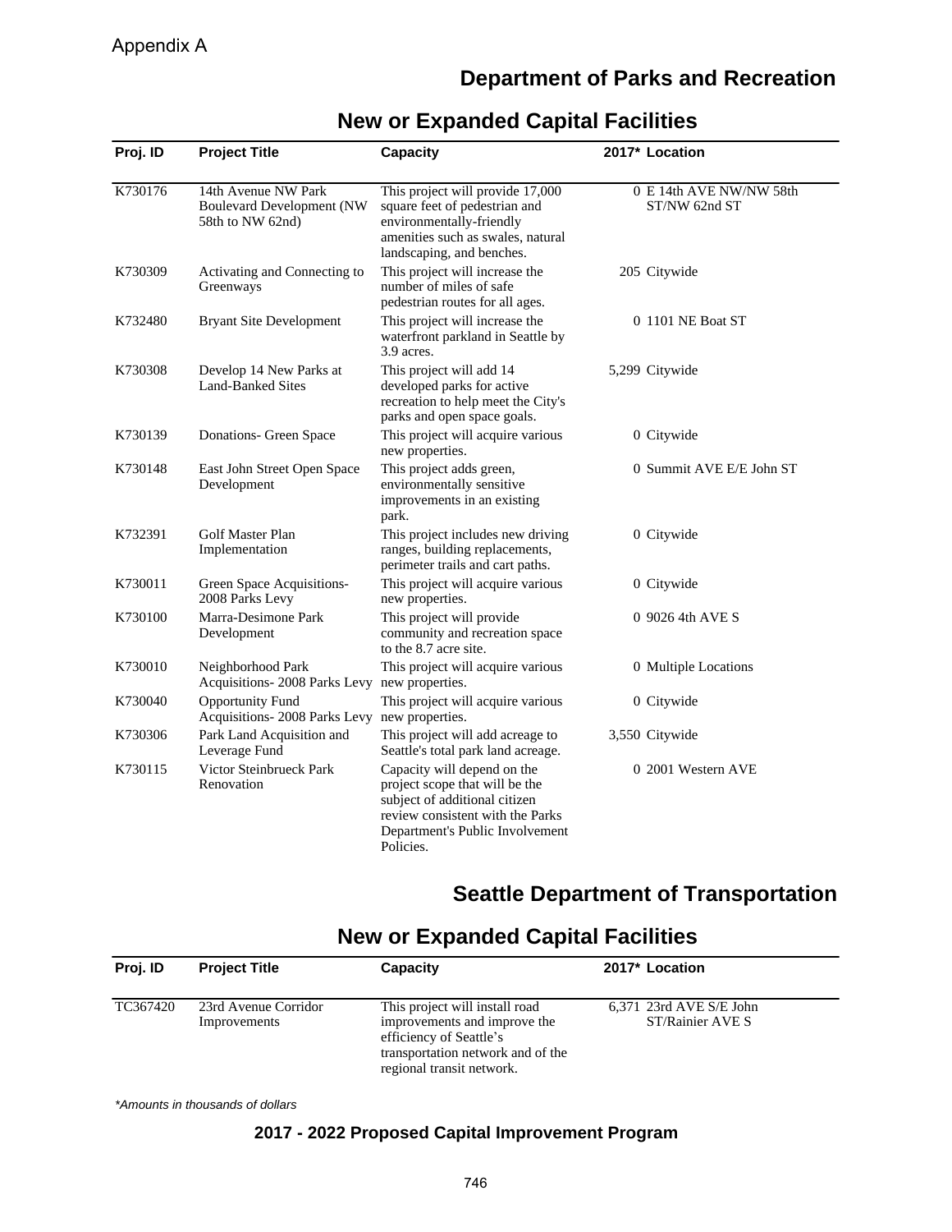Appendix A

## Department of Parks and Recreation

### New or Expanded Capital Facilities

| Proj. ID | Project Title | Capacity | 2017* | Location |
|---|---|---|---|---|
| K730176 | 14th Avenue NW Park Boulevard Development (NW 58th to NW 62nd) | This project will provide 17,000 square feet of pedestrian and environmentally-friendly amenities such as swales, natural landscaping, and benches. | 0 | E 14th AVE NW/NW 58th ST/NW 62nd ST |
| K730309 | Activating and Connecting to Greenways | This project will increase the number of miles of safe pedestrian routes for all ages. | 205 | Citywide |
| K732480 | Bryant Site Development | This project will increase the waterfront parkland in Seattle by 3.9 acres. | 0 | 1101 NE Boat ST |
| K730308 | Develop 14 New Parks at Land-Banked Sites | This project will add 14 developed parks for active recreation to help meet the City's parks and open space goals. | 5,299 | Citywide |
| K730139 | Donations- Green Space | This project will acquire various new properties. | 0 | Citywide |
| K730148 | East John Street Open Space Development | This project adds green, environmentally sensitive improvements in an existing park. | 0 | Summit AVE E/E John ST |
| K732391 | Golf Master Plan Implementation | This project includes new driving ranges, building replacements, perimeter trails and cart paths. | 0 | Citywide |
| K730011 | Green Space Acquisitions- 2008 Parks Levy | This project will acquire various new properties. | 0 | Citywide |
| K730100 | Marra-Desimone Park Development | This project will provide community and recreation space to the 8.7 acre site. | 0 | 9026 4th AVE S |
| K730010 | Neighborhood Park Acquisitions- 2008 Parks Levy | This project will acquire various new properties. | 0 | Multiple Locations |
| K730040 | Opportunity Fund Acquisitions- 2008 Parks Levy | This project will acquire various new properties. | 0 | Citywide |
| K730306 | Park Land Acquisition and Leverage Fund | This project will add acreage to Seattle's total park land acreage. | 3,550 | Citywide |
| K730115 | Victor Steinbrueck Park Renovation | Capacity will depend on the project scope that will be the subject of additional citizen review consistent with the Parks Department's Public Involvement Policies. | 0 | 2001 Western AVE |

## Seattle Department of Transportation

### New or Expanded Capital Facilities

| Proj. ID | Project Title | Capacity | 2017* | Location |
|---|---|---|---|---|
| TC367420 | 23rd Avenue Corridor Improvements | This project will install road improvements and improve the efficiency of Seattle's transportation network and of the regional transit network. | 6,371 | 23rd AVE S/E John ST/Rainier AVE S |

*\*Amounts in thousands of dollars*

**2017 - 2022 Proposed Capital Improvement Program**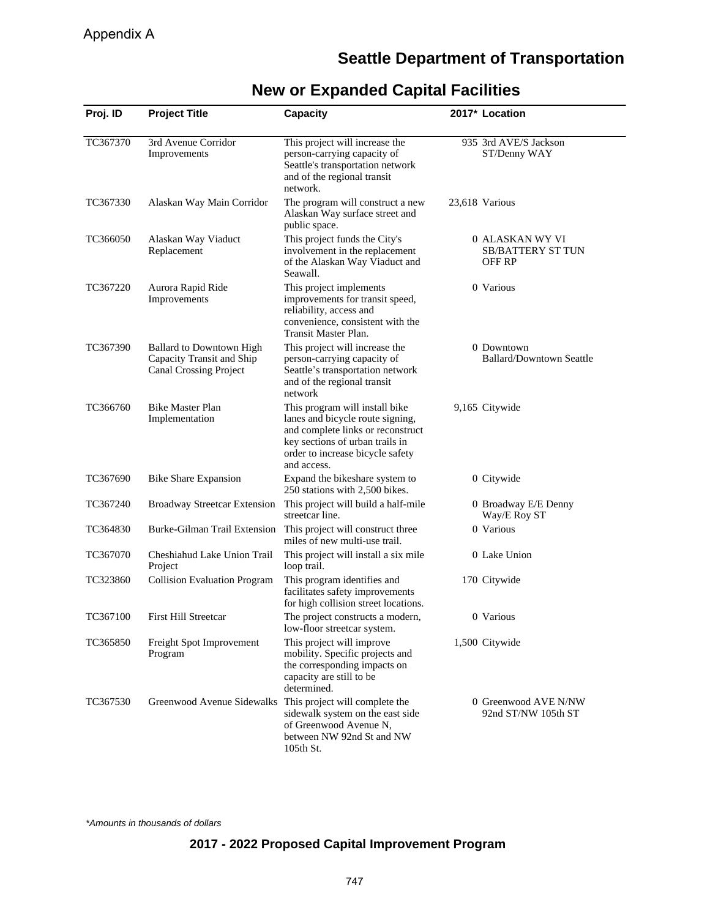Appendix A

# Seattle Department of Transportation

## New or Expanded Capital Facilities

| Proj. ID | Project Title | Capacity | 2017* | Location |
| --- | --- | --- | --- | --- |
| TC367370 | 3rd Avenue Corridor Improvements | This project will increase the person-carrying capacity of Seattle's transportation network and of the regional transit network. | 935 | 3rd AVE/S Jackson ST/Denny WAY |
| TC367330 | Alaskan Way Main Corridor | The program will construct a new Alaskan Way surface street and public space. | 23,618 | Various |
| TC366050 | Alaskan Way Viaduct Replacement | This project funds the City's involvement in the replacement of the Alaskan Way Viaduct and Seawall. | 0 | ALASKAN WY VI SB/BATTERY ST TUN OFF RP |
| TC367220 | Aurora Rapid Ride Improvements | This project implements improvements for transit speed, reliability, access and convenience, consistent with the Transit Master Plan. | 0 | Various |
| TC367390 | Ballard to Downtown High Capacity Transit and Ship Canal Crossing Project | This project will increase the person-carrying capacity of Seattle's transportation network and of the regional transit network | 0 | Downtown Ballard/Downtown Seattle |
| TC366760 | Bike Master Plan Implementation | This program will install bike lanes and bicycle route signing, and complete links or reconstruct key sections of urban trails in order to increase bicycle safety and access. | 9,165 | Citywide |
| TC367690 | Bike Share Expansion | Expand the bikeshare system to 250 stations with 2,500 bikes. | 0 | Citywide |
| TC367240 | Broadway Streetcar Extension | This project will build a half-mile streetcar line. | 0 | Broadway E/E Denny Way/E Roy ST |
| TC364830 | Burke-Gilman Trail Extension | This project will construct three miles of new multi-use trail. | 0 | Various |
| TC367070 | Cheshiahud Lake Union Trail Project | This project will install a six mile loop trail. | 0 | Lake Union |
| TC323860 | Collision Evaluation Program | This program identifies and facilitates safety improvements for high collision street locations. | 170 | Citywide |
| TC367100 | First Hill Streetcar | The project constructs a modern, low-floor streetcar system. | 0 | Various |
| TC365850 | Freight Spot Improvement Program | This project will improve mobility. Specific projects and the corresponding impacts on capacity are still to be determined. | 1,500 | Citywide |
| TC367530 | Greenwood Avenue Sidewalks | This project will complete the sidewalk system on the east side of Greenwood Avenue N, between NW 92nd St and NW 105th St. | 0 | Greenwood AVE N/NW 92nd ST/NW 105th ST |

*Amounts in thousands of dollars*

**2017 - 2022 Proposed Capital Improvement Program**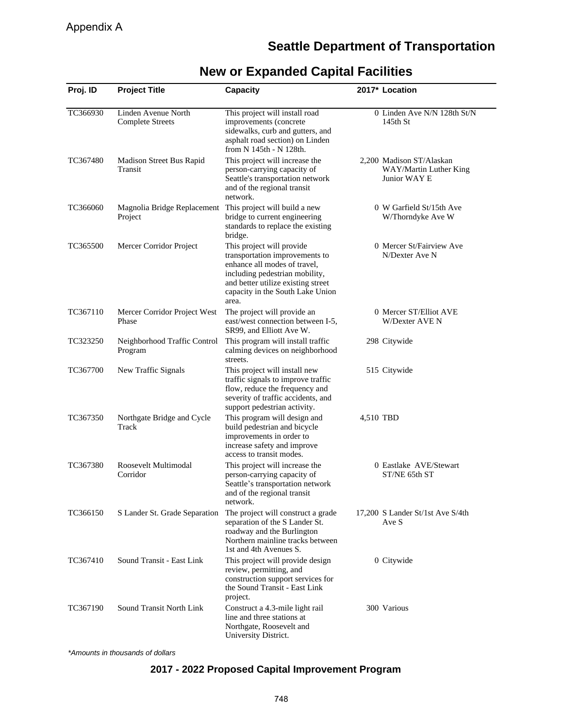Appendix A

## Seattle Department of Transportation

## New or Expanded Capital Facilities

| Proj. ID | Project Title | Capacity | 2017* | Location |
|---|---|---|---|---|
| TC366930 | Linden Avenue North Complete Streets | This project will install road improvements (concrete sidewalks, curb and gutters, and asphalt road section) on Linden from N 145th - N 128th. | 0 | Linden Ave N/N 128th St/N 145th St |
| TC367480 | Madison Street Bus Rapid Transit | This project will increase the person-carrying capacity of Seattle's transportation network and of the regional transit network. | 2,200 | Madison ST/Alaskan WAY/Martin Luther King Junior WAY E |
| TC366060 | Magnolia Bridge Replacement Project | This project will build a new bridge to current engineering standards to replace the existing bridge. | 0 | W Garfield St/15th Ave W/Thorndyke Ave W |
| TC365500 | Mercer Corridor Project | This project will provide transportation improvements to enhance all modes of travel, including pedestrian mobility, and better utilize existing street capacity in the South Lake Union area. | 0 | Mercer St/Fairview Ave N/Dexter Ave N |
| TC367110 | Mercer Corridor Project West Phase | The project will provide an east/west connection between I-5, SR99, and Elliott Ave W. | 0 | Mercer ST/Elliot AVE W/Dexter AVE N |
| TC323250 | Neighborhood Traffic Control Program | This program will install traffic calming devices on neighborhood streets. | 298 | Citywide |
| TC367700 | New Traffic Signals | This project will install new traffic signals to improve traffic flow, reduce the frequency and severity of traffic accidents, and support pedestrian activity. | 515 | Citywide |
| TC367350 | Northgate Bridge and Cycle Track | This program will design and build pedestrian and bicycle improvements in order to increase safety and improve access to transit modes. | 4,510 | TBD |
| TC367380 | Roosevelt Multimodal Corridor | This project will increase the person-carrying capacity of Seattle's transportation network and of the regional transit network. | 0 | Eastlake AVE/Stewart ST/NE 65th ST |
| TC366150 | S Lander St. Grade Separation | The project will construct a grade separation of the S Lander St. roadway and the Burlington Northern mainline tracks between 1st and 4th Avenues S. | 17,200 | S Lander St/1st Ave S/4th Ave S |
| TC367410 | Sound Transit - East Link | This project will provide design review, permitting, and construction support services for the Sound Transit - East Link project. | 0 | Citywide |
| TC367190 | Sound Transit North Link | Construct a 4.3-mile light rail line and three stations at Northgate, Roosevelt and University District. | 300 | Various |

*Amounts in thousands of dollars*

**2017 - 2022 Proposed Capital Improvement Program**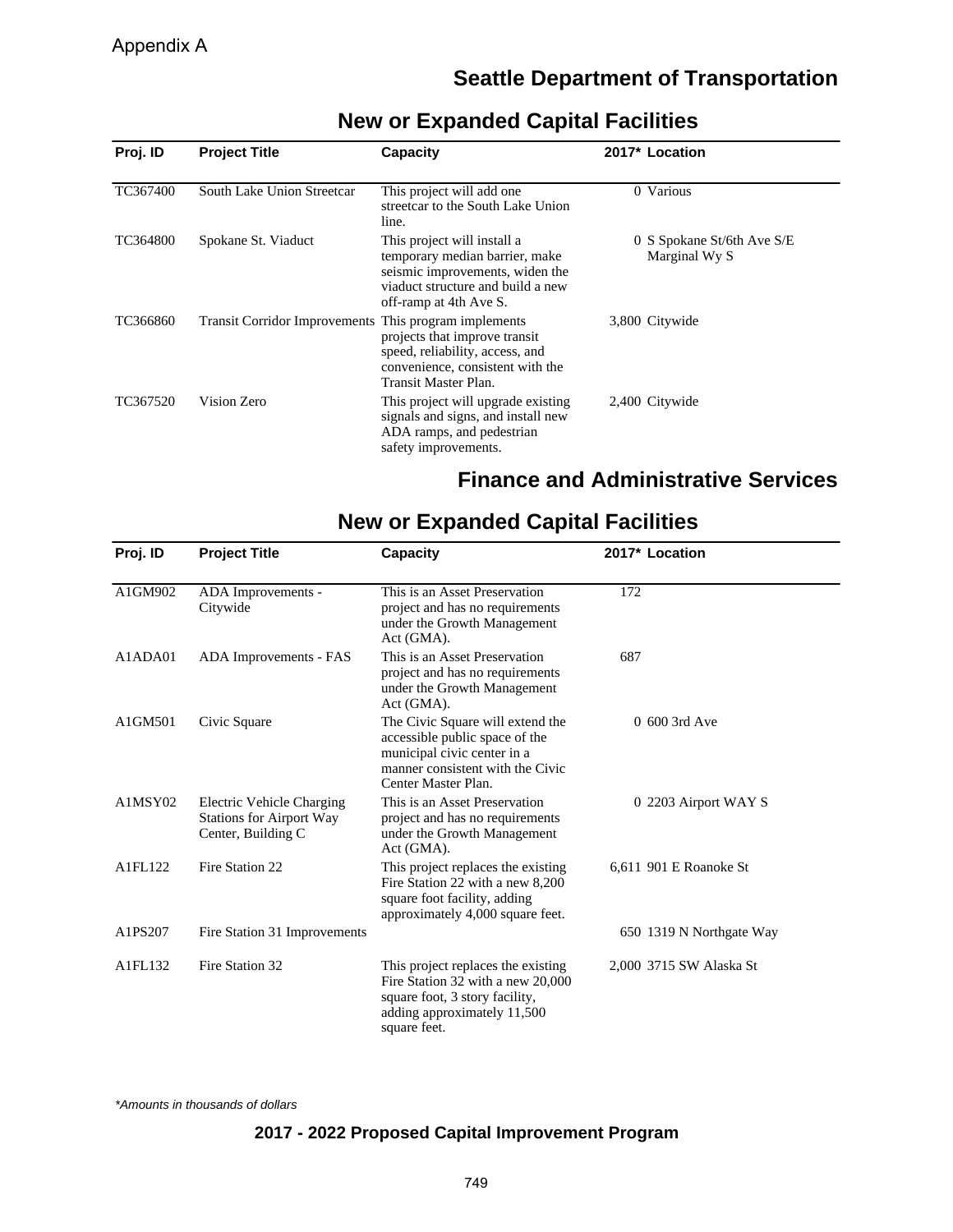Appendix A

## Seattle Department of Transportation

### New or Expanded Capital Facilities

| Proj. ID | Project Title | Capacity | 2017* | Location |
|---|---|---|---|---|
| TC367400 | South Lake Union Streetcar | This project will add one streetcar to the South Lake Union line. | 0 | Various |
| TC364800 | Spokane St. Viaduct | This project will install a temporary median barrier, make seismic improvements, widen the viaduct structure and build a new off-ramp at 4th Ave S. | 0 | S Spokane St/6th Ave S/E Marginal Wy S |
| TC366860 | Transit Corridor Improvements | This program implements projects that improve transit speed, reliability, access, and convenience, consistent with the Transit Master Plan. | 3,800 | Citywide |
| TC367520 | Vision Zero | This project will upgrade existing signals and signs, and install new ADA ramps, and pedestrian safety improvements. | 2,400 | Citywide |

## Finance and Administrative Services

### New or Expanded Capital Facilities

| Proj. ID | Project Title | Capacity | 2017* | Location |
|---|---|---|---|---|
| A1GM902 | ADA Improvements - Citywide | This is an Asset Preservation project and has no requirements under the Growth Management Act (GMA). | 172 | |
| A1ADA01 | ADA Improvements - FAS | This is an Asset Preservation project and has no requirements under the Growth Management Act (GMA). | 687 | |
| A1GM501 | Civic Square | The Civic Square will extend the accessible public space of the municipal civic center in a manner consistent with the Civic Center Master Plan. | 0 | 600 3rd Ave |
| A1MSY02 | Electric Vehicle Charging Stations for Airport Way Center, Building C | This is an Asset Preservation project and has no requirements under the Growth Management Act (GMA). | 0 | 2203 Airport WAY S |
| A1FL122 | Fire Station 22 | This project replaces the existing Fire Station 22 with a new 8,200 square foot facility, adding approximately 4,000 square feet. | 6,611 | 901 E Roanoke St |
| A1PS207 | Fire Station 31 Improvements | | 650 | 1319 N Northgate Way |
| A1FL132 | Fire Station 32 | This project replaces the existing Fire Station 32 with a new 20,000 square foot, 3 story facility, adding approximately 11,500 square feet. | 2,000 | 3715 SW Alaska St |

*\*Amounts in thousands of dollars*

**2017 - 2022 Proposed Capital Improvement Program**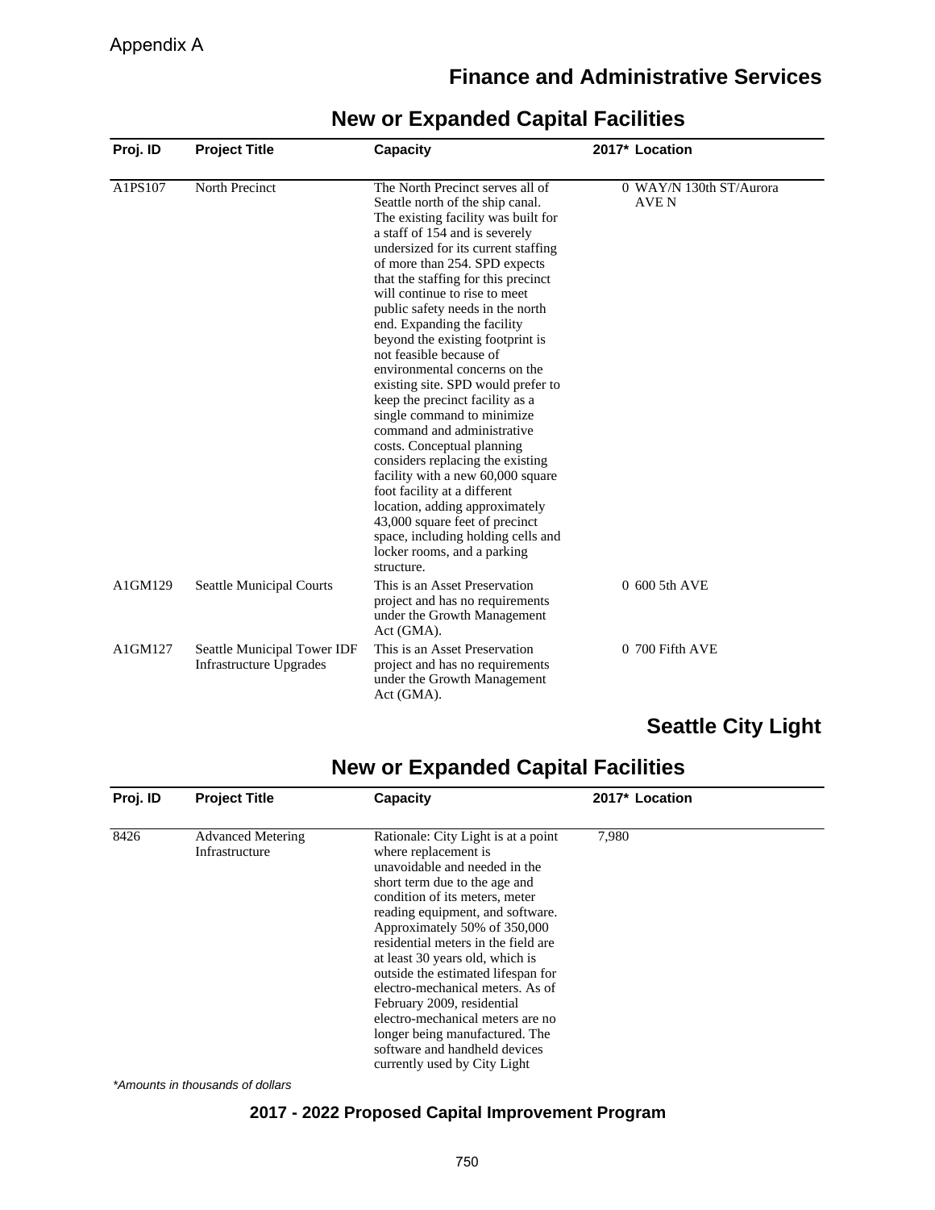Appendix A

## Finance and Administrative Services

### New or Expanded Capital Facilities

| Proj. ID | Project Title | Capacity | 2017* | Location |
|---|---|---|---|---|
| A1PS107 | North Precinct | The North Precinct serves all of Seattle north of the ship canal. The existing facility was built for a staff of 154 and is severely undersized for its current staffing of more than 254. SPD expects that the staffing for this precinct will continue to rise to meet public safety needs in the north end. Expanding the facility beyond the existing footprint is not feasible because of environmental concerns on the existing site. SPD would prefer to keep the precinct facility as a single command to minimize command and administrative costs. Conceptual planning considers replacing the existing facility with a new 60,000 square foot facility at a different location, adding approximately 43,000 square feet of precinct space, including holding cells and locker rooms, and a parking structure. | 0 | WAY/N 130th ST/Aurora AVE N |
| A1GM129 | Seattle Municipal Courts | This is an Asset Preservation project and has no requirements under the Growth Management Act (GMA). | 0 | 600 5th AVE |
| A1GM127 | Seattle Municipal Tower IDF Infrastructure Upgrades | This is an Asset Preservation project and has no requirements under the Growth Management Act (GMA). | 0 | 700 Fifth AVE |

## Seattle City Light

### New or Expanded Capital Facilities

| Proj. ID | Project Title | Capacity | 2017* | Location |
|---|---|---|---|---|
| 8426 | Advanced Metering Infrastructure | Rationale: City Light is at a point where replacement is unavoidable and needed in the short term due to the age and condition of its meters, meter reading equipment, and software. Approximately 50% of 350,000 residential meters in the field are at least 30 years old, which is outside the estimated lifespan for electro-mechanical meters. As of February 2009, residential electro-mechanical meters are no longer being manufactured. The software and handheld devices currently used by City Light | 7,980 | |

*Amounts in thousands of dollars

**2017 - 2022 Proposed Capital Improvement Program**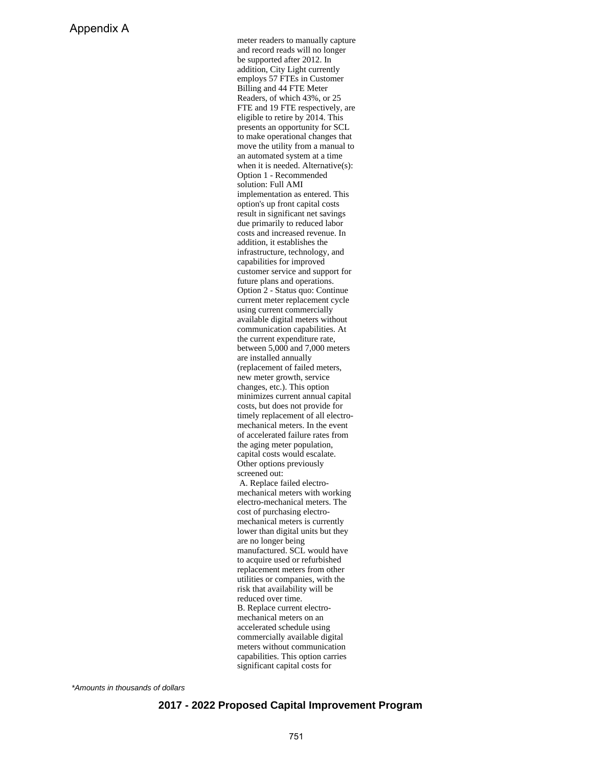meter readers to manually capture and record reads will no longer be supported after 2012. In addition, City Light currently employs 57 FTEs in Customer Billing and 44 FTE Meter Readers, of which 43%, or 25 FTE and 19 FTE respectively, are eligible to retire by 2014. This presents an opportunity for SCL to make operational changes that move the utility from a manual to an automated system at a time when it is needed. Alternative(s): Option 1 - Recommended solution: Full AMI implementation as entered. This option's up front capital costs result in significant net savings due primarily to reduced labor costs and increased revenue. In addition, it establishes the infrastructure, technology, and capabilities for improved customer service and support for future plans and operations. Option 2 - Status quo: Continue current meter replacement cycle using current commercially available digital meters without communication capabilities. At the current expenditure rate, between 5,000 and 7,000 meters are installed annually (replacement of failed meters, new meter growth, service changes, etc.). This option minimizes current annual capital costs, but does not provide for timely replacement of all electro-mechanical meters. In the event of accelerated failure rates from the aging meter population, capital costs would escalate. Other options previously screened out:

A. Replace failed electro-mechanical meters with working electro-mechanical meters. The cost of purchasing electro-mechanical meters is currently lower than digital units but they are no longer being manufactured. SCL would have to acquire used or refurbished replacement meters from other utilities or companies, with the risk that availability will be reduced over time.

B. Replace current electro-mechanical meters on an accelerated schedule using commercially available digital meters without communication capabilities. This option carries significant capital costs for

*Amounts in thousands of dollars*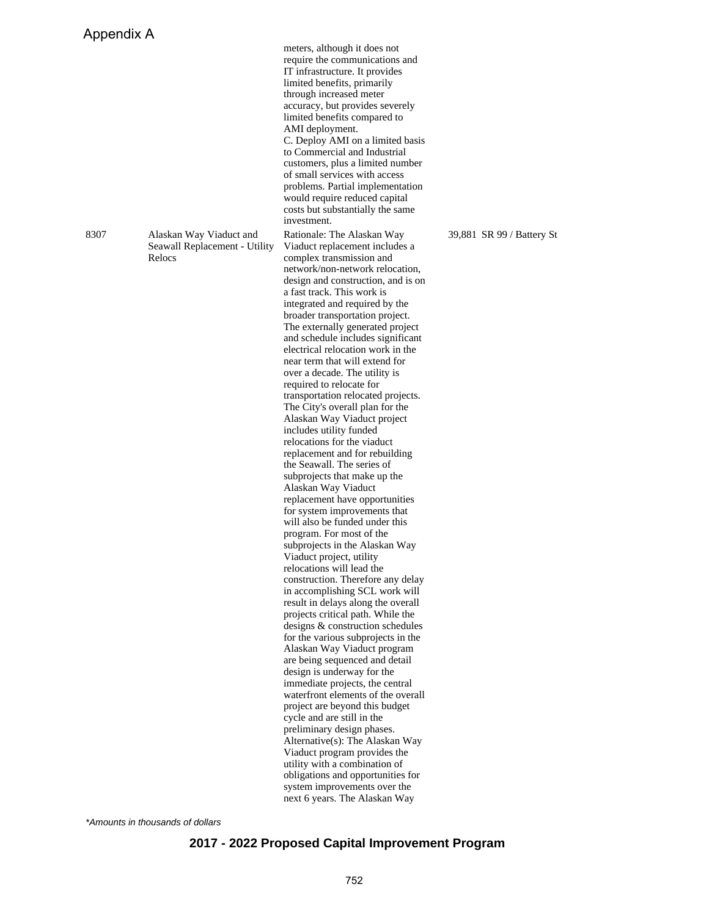Appendix A

| | | | | |
|---|---|---|---|---|
| | | meters, although it does not require the communications and IT infrastructure. It provides limited benefits, primarily through increased meter accuracy, but provides severely limited benefits compared to AMI deployment. C. Deploy AMI on a limited basis to Commercial and Industrial customers, plus a limited number of small services with access problems. Partial implementation would require reduced capital costs but substantially the same investment. | | |
| 8307 | Alaskan Way Viaduct and Seawall Replacement - Utility Relocs | Rationale: The Alaskan Way Viaduct replacement includes a complex transmission and network/non-network relocation, design and construction, and is on a fast track. This work is integrated and required by the broader transportation project. The externally generated project and schedule includes significant electrical relocation work in the near term that will extend for over a decade. The utility is required to relocate for transportation relocated projects. The City's overall plan for the Alaskan Way Viaduct project includes utility funded relocations for the viaduct replacement and for rebuilding the Seawall. The series of subprojects that make up the Alaskan Way Viaduct replacement have opportunities for system improvements that will also be funded under this program. For most of the subprojects in the Alaskan Way Viaduct project, utility relocations will lead the construction. Therefore any delay in accomplishing SCL work will result in delays along the overall projects critical path. While the designs & construction schedules for the various subprojects in the Alaskan Way Viaduct program are being sequenced and detail design is underway for the immediate projects, the central waterfront elements of the overall project are beyond this budget cycle and are still in the preliminary design phases. Alternative(s): The Alaskan Way Viaduct program provides the utility with a combination of obligations and opportunities for system improvements over the next 6 years. The Alaskan Way | 39,881 | SR 99 / Battery St |

*Amounts in thousands of dollars*

**2017 - 2022 Proposed Capital Improvement Program**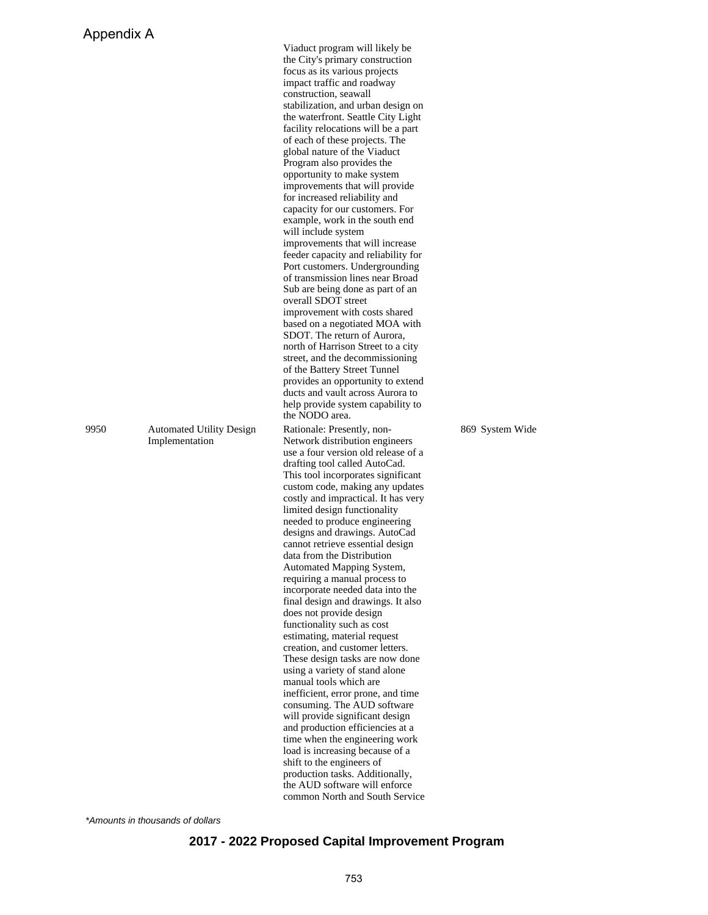Appendix A

| | | | | |
|---|---|---|---|---|
| | | Viaduct program will likely be the City's primary construction focus as its various projects impact traffic and roadway construction, seawall stabilization, and urban design on the waterfront. Seattle City Light facility relocations will be a part of each of these projects. The global nature of the Viaduct Program also provides the opportunity to make system improvements that will provide for increased reliability and capacity for our customers. For example, work in the south end will include system improvements that will increase feeder capacity and reliability for Port customers. Undergrounding of transmission lines near Broad Sub are being done as part of an overall SDOT street improvement with costs shared based on a negotiated MOA with SDOT. The return of Aurora, north of Harrison Street to a city street, and the decommissioning of the Battery Street Tunnel provides an opportunity to extend ducts and vault across Aurora to help provide system capability to the NODO area. | | |
| 9950 | Automated Utility Design Implementation | Rationale: Presently, non-Network distribution engineers use a four version old release of a drafting tool called AutoCad. This tool incorporates significant custom code, making any updates costly and impractical. It has very limited design functionality needed to produce engineering designs and drawings. AutoCad cannot retrieve essential design data from the Distribution Automated Mapping System, requiring a manual process to incorporate needed data into the final design and drawings. It also does not provide design functionality such as cost estimating, material request creation, and customer letters. These design tasks are now done using a variety of stand alone manual tools which are inefficient, error prone, and time consuming. The AUD software will provide significant design and production efficiencies at a time when the engineering work load is increasing because of a shift to the engineers of production tasks. Additionally, the AUD software will enforce common North and South Service | 869 | System Wide |

*Amounts in thousands of dollars*

**2017 - 2022 Proposed Capital Improvement Program**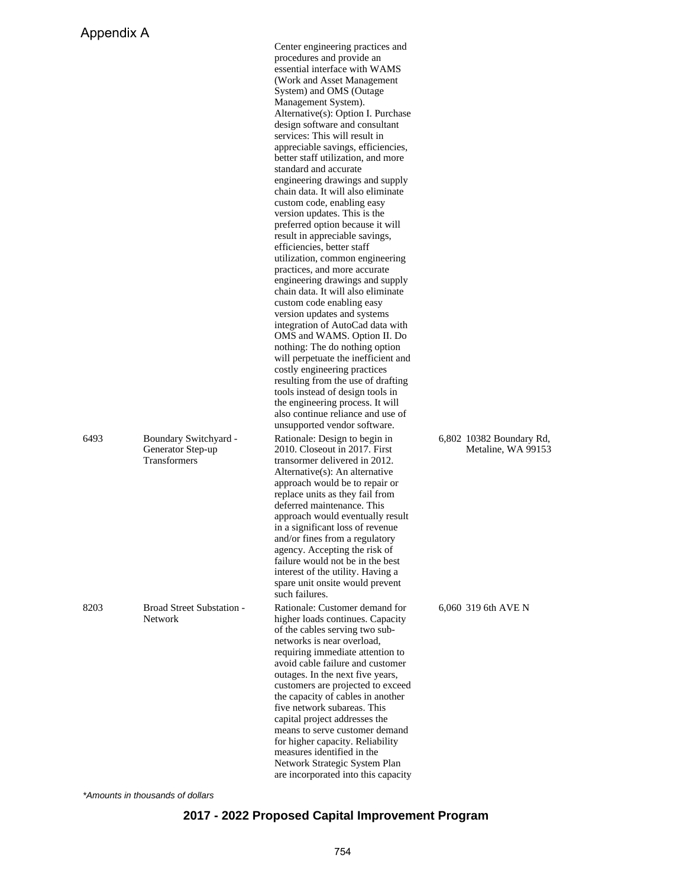Appendix A

| | | | | |
|---|---|---|---|---|
| | | Center engineering practices and procedures and provide an essential interface with WAMS (Work and Asset Management System) and OMS (Outage Management System). Alternative(s): Option I. Purchase design software and consultant services: This will result in appreciable savings, efficiencies, better staff utilization, and more standard and accurate engineering drawings and supply chain data. It will also eliminate custom code, enabling easy version updates. This is the preferred option because it will result in appreciable savings, efficiencies, better staff utilization, common engineering practices, and more accurate engineering drawings and supply chain data. It will also eliminate custom code enabling easy version updates and systems integration of AutoCad data with OMS and WAMS. Option II. Do nothing: The do nothing option will perpetuate the inefficient and costly engineering practices resulting from the use of drafting tools instead of design tools in the engineering process. It will also continue reliance and use of unsupported vendor software. | | |
| 6493 | Boundary Switchyard - Generator Step-up Transformers | Rationale: Design to begin in 2010. Closeout in 2017. First transormer delivered in 2012. Alternative(s): An alternative approach would be to repair or replace units as they fail from deferred maintenance. This approach would eventually result in a significant loss of revenue and/or fines from a regulatory agency. Accepting the risk of failure would not be in the best interest of the utility. Having a spare unit onsite would prevent such failures. | 6,802 | 10382 Boundary Rd, Metaline, WA 99153 |
| 8203 | Broad Street Substation - Network | Rationale: Customer demand for higher loads continues. Capacity of the cables serving two sub-networks is near overload, requiring immediate attention to avoid cable failure and customer outages. In the next five years, customers are projected to exceed the capacity of cables in another five network subareas. This capital project addresses the means to serve customer demand for higher capacity. Reliability measures identified in the Network Strategic System Plan are incorporated into this capacity | 6,060 | 319 6th AVE N |

*\*Amounts in thousands of dollars*

**2017 - 2022 Proposed Capital Improvement Program**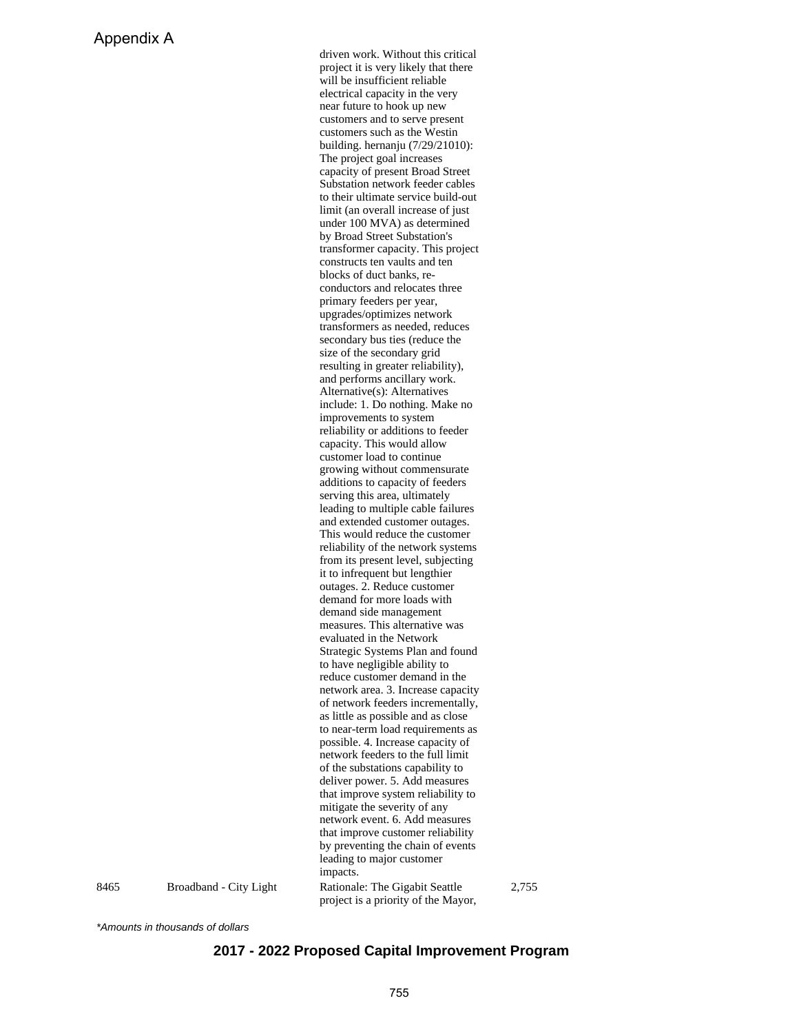Appendix A

| | | | |
|---|---|---|---|
| | | driven work. Without this critical project it is very likely that there will be insufficient reliable electrical capacity in the very near future to hook up new customers and to serve present customers such as the Westin building. hernanju (7/29/21010): The project goal increases capacity of present Broad Street Substation network feeder cables to their ultimate service build-out limit (an overall increase of just under 100 MVA) as determined by Broad Street Substation's transformer capacity. This project constructs ten vaults and ten blocks of duct banks, re-conductors and relocates three primary feeders per year, upgrades/optimizes network transformers as needed, reduces secondary bus ties (reduce the size of the secondary grid resulting in greater reliability), and performs ancillary work. Alternative(s): Alternatives include: 1. Do nothing. Make no improvements to system reliability or additions to feeder capacity. This would allow customer load to continue growing without commensurate additions to capacity of feeders serving this area, ultimately leading to multiple cable failures and extended customer outages. This would reduce the customer reliability of the network systems from its present level, subjecting it to infrequent but lengthier outages. 2. Reduce customer demand for more loads with demand side management measures. This alternative was evaluated in the Network Strategic Systems Plan and found to have negligible ability to reduce customer demand in the network area. 3. Increase capacity of network feeders incrementally, as little as possible and as close to near-term load requirements as possible. 4. Increase capacity of network feeders to the full limit of the substations capability to deliver power. 5. Add measures that improve system reliability to mitigate the severity of any network event. 6. Add measures that improve customer reliability by preventing the chain of events leading to major customer impacts. | |
| 8465 | Broadband - City Light | Rationale: The Gigabit Seattle project is a priority of the Mayor, | 2,755 |

*Amounts in thousands of dollars

**2017 - 2022 Proposed Capital Improvement Program**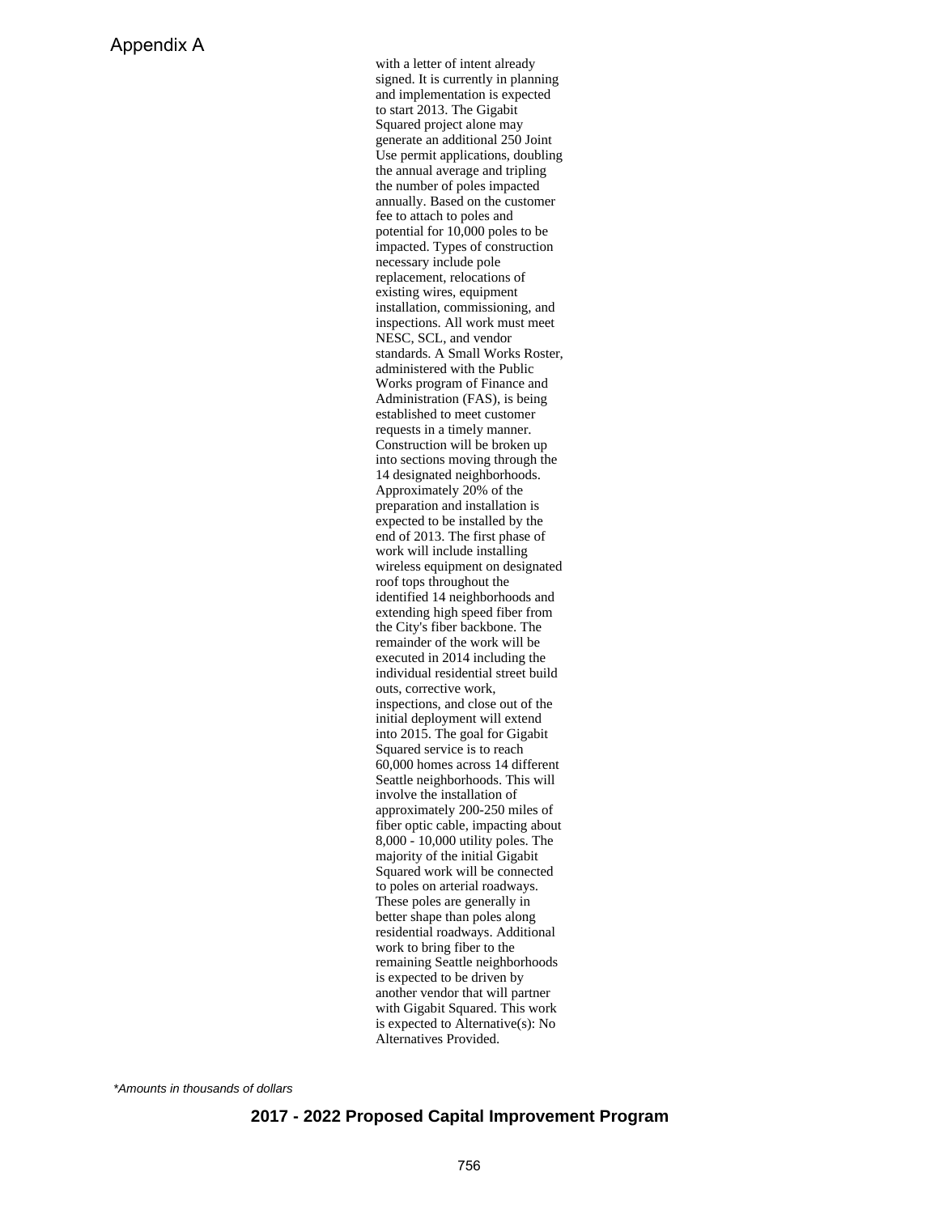with a letter of intent already signed. It is currently in planning and implementation is expected to start 2013. The Gigabit Squared project alone may generate an additional 250 Joint Use permit applications, doubling the annual average and tripling the number of poles impacted annually. Based on the customer fee to attach to poles and potential for 10,000 poles to be impacted. Types of construction necessary include pole replacement, relocations of existing wires, equipment installation, commissioning, and inspections. All work must meet NESC, SCL, and vendor standards. A Small Works Roster, administered with the Public Works program of Finance and Administration (FAS), is being established to meet customer requests in a timely manner. Construction will be broken up into sections moving through the 14 designated neighborhoods. Approximately 20% of the preparation and installation is expected to be installed by the end of 2013. The first phase of work will include installing wireless equipment on designated roof tops throughout the identified 14 neighborhoods and extending high speed fiber from the City's fiber backbone. The remainder of the work will be executed in 2014 including the individual residential street build outs, corrective work, inspections, and close out of the initial deployment will extend into 2015. The goal for Gigabit Squared service is to reach 60,000 homes across 14 different Seattle neighborhoods. This will involve the installation of approximately 200-250 miles of fiber optic cable, impacting about 8,000 - 10,000 utility poles. The majority of the initial Gigabit Squared work will be connected to poles on arterial roadways. These poles are generally in better shape than poles along residential roadways. Additional work to bring fiber to the remaining Seattle neighborhoods is expected to be driven by another vendor that will partner with Gigabit Squared. This work is expected to Alternative(s): No Alternatives Provided.

*Amounts in thousands of dollars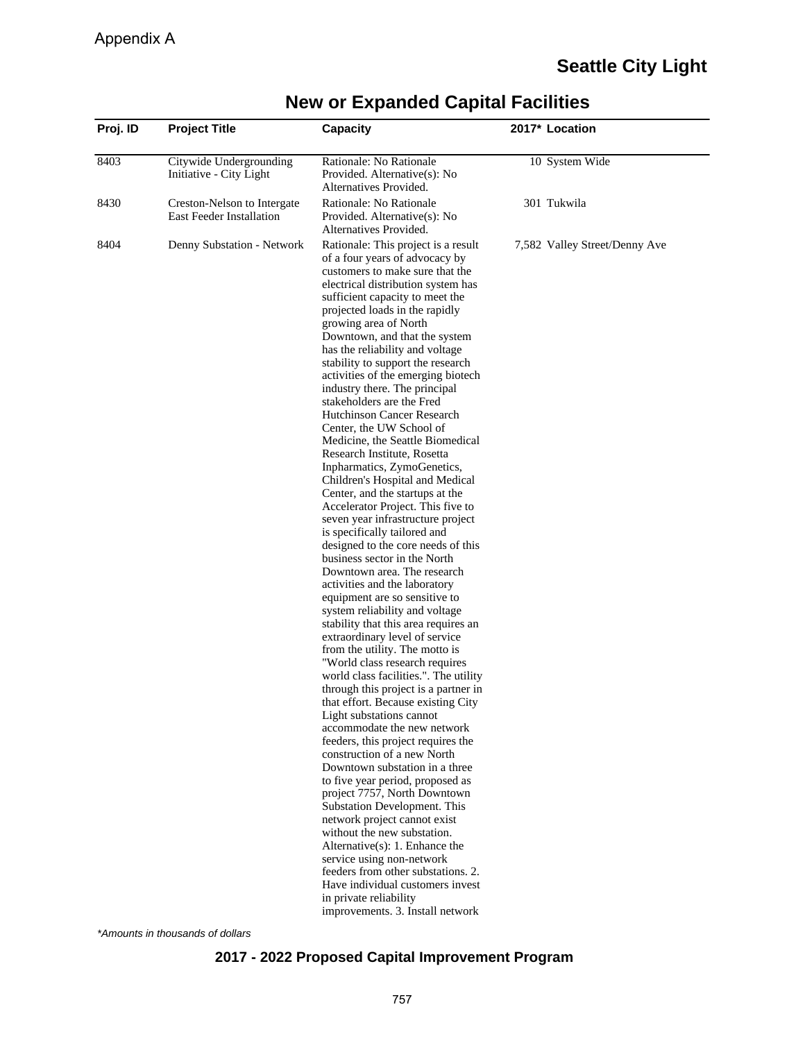Appendix A

## Seattle City Light

# New or Expanded Capital Facilities

| Proj. ID | Project Title | Capacity | 2017* | Location |
|---|---|---|---|---|
| 8403 | Citywide Undergrounding Initiative - City Light | Rationale: No Rationale Provided. Alternative(s): No Alternatives Provided. | 10 | System Wide |
| 8430 | Creston-Nelson to Intergate East Feeder Installation | Rationale: No Rationale Provided. Alternative(s): No Alternatives Provided. | 301 | Tukwila |
| 8404 | Denny Substation - Network | Rationale: This project is a result of a four years of advocacy by customers to make sure that the electrical distribution system has sufficient capacity to meet the projected loads in the rapidly growing area of North Downtown, and that the system has the reliability and voltage stability to support the research activities of the emerging biotech industry there. The principal stakeholders are the Fred Hutchinson Cancer Research Center, the UW School of Medicine, the Seattle Biomedical Research Institute, Rosetta Inpharmatics, ZymoGenetics, Children's Hospital and Medical Center, and the startups at the Accelerator Project. This five to seven year infrastructure project is specifically tailored and designed to the core needs of this business sector in the North Downtown area. The research activities and the laboratory equipment are so sensitive to system reliability and voltage stability that this area requires an extraordinary level of service from the utility. The motto is "World class research requires world class facilities.". The utility through this project is a partner in that effort. Because existing City Light substations cannot accommodate the new network feeders, this project requires the construction of a new North Downtown substation in a three to five year period, proposed as project 7757, North Downtown Substation Development. This network project cannot exist without the new substation. Alternative(s): 1. Enhance the service using non-network feeders from other substations. 2. Have individual customers invest in private reliability improvements. 3. Install network | 7,582 | Valley Street/Denny Ave |

*Amounts in thousands of dollars*

**2017 - 2022 Proposed Capital Improvement Program**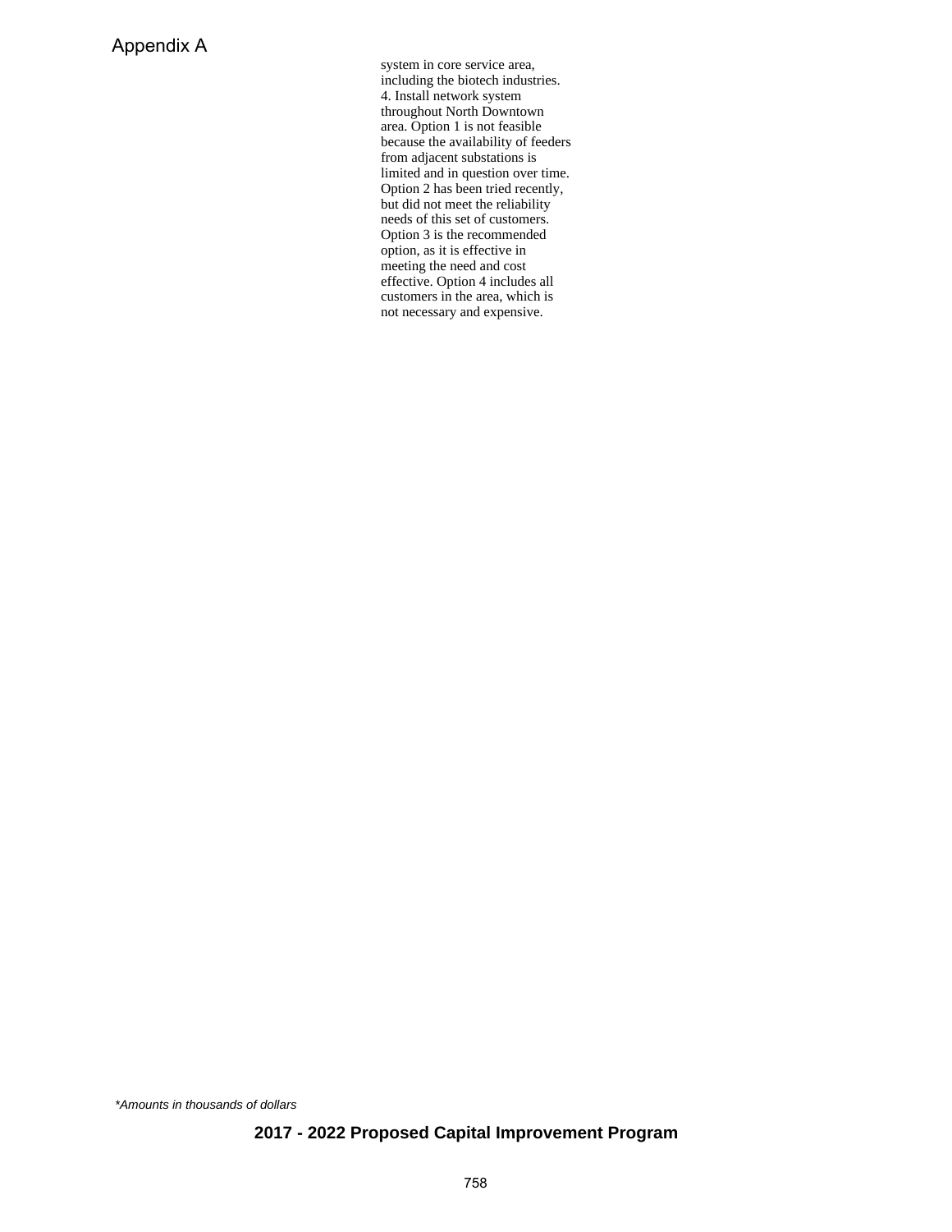system in core service area, including the biotech industries. 4. Install network system throughout North Downtown area. Option 1 is not feasible because the availability of feeders from adjacent substations is limited and in question over time. Option 2 has been tried recently, but did not meet the reliability needs of this set of customers. Option 3 is the recommended option, as it is effective in meeting the need and cost effective. Option 4 includes all customers in the area, which is not necessary and expensive.

*\*Amounts in thousands of dollars*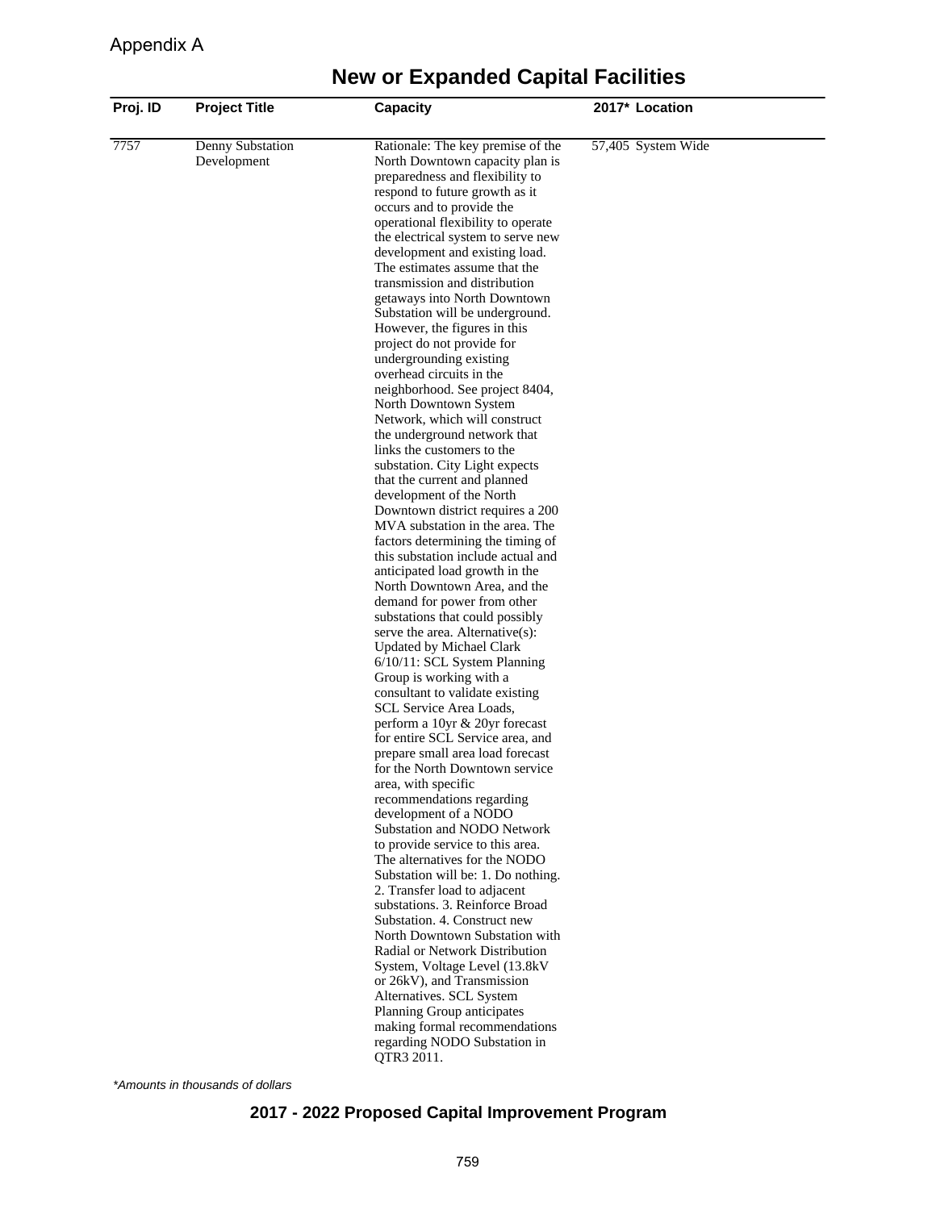Appendix A

# New or Expanded Capital Facilities

| Proj. ID | Project Title | Capacity | 2017* | Location |
|---|---|---|---|---|
| 7757 | Denny Substation Development | Rationale: The key premise of the North Downtown capacity plan is preparedness and flexibility to respond to future growth as it occurs and to provide the operational flexibility to operate the electrical system to serve new development and existing load. The estimates assume that the transmission and distribution getaways into North Downtown Substation will be underground. However, the figures in this project do not provide for undergrounding existing overhead circuits in the neighborhood. See project 8404, North Downtown System Network, which will construct the underground network that links the customers to the substation. City Light expects that the current and planned development of the North Downtown district requires a 200 MVA substation in the area. The factors determining the timing of this substation include actual and anticipated load growth in the North Downtown Area, and the demand for power from other substations that could possibly serve the area. Alternative(s): Updated by Michael Clark 6/10/11: SCL System Planning Group is working with a consultant to validate existing SCL Service Area Loads, perform a 10yr & 20yr forecast for entire SCL Service area, and prepare small area load forecast for the North Downtown service area, with specific recommendations regarding development of a NODO Substation and NODO Network to provide service to this area. The alternatives for the NODO Substation will be: 1. Do nothing. 2. Transfer load to adjacent substations. 3. Reinforce Broad Substation. 4. Construct new North Downtown Substation with Radial or Network Distribution System, Voltage Level (13.8kV or 26kV), and Transmission Alternatives. SCL System Planning Group anticipates making formal recommendations regarding NODO Substation in QTR3 2011. | 57,405 | System Wide |

*Amounts in thousands of dollars*

**2017 - 2022 Proposed Capital Improvement Program**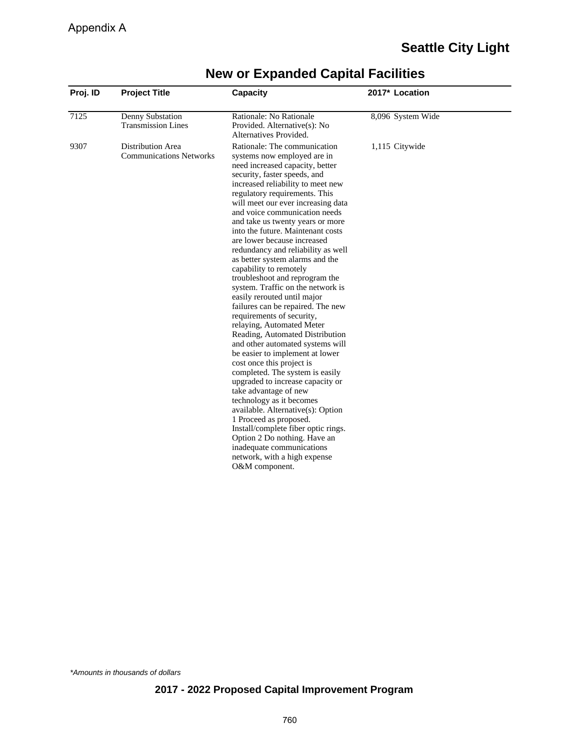Appendix A

## Seattle City Light

# New or Expanded Capital Facilities

| Proj. ID | Project Title | Capacity | 2017* | Location |
|---|---|---|---|---|
| 7125 | Denny Substation Transmission Lines | Rationale: No Rationale Provided. Alternative(s): No Alternatives Provided. | 8,096 | System Wide |
| 9307 | Distribution Area Communications Networks | Rationale: The communication systems now employed are in need increased capacity, better security, faster speeds, and increased reliability to meet new regulatory requirements. This will meet our ever increasing data and voice communication needs and take us twenty years or more into the future. Maintenant costs are lower because increased redundancy and reliability as well as better system alarms and the capability to remotely troubleshoot and reprogram the system. Traffic on the network is easily rerouted until major failures can be repaired. The new requirements of security, relaying, Automated Meter Reading, Automated Distribution and other automated systems will be easier to implement at lower cost once this project is completed. The system is easily upgraded to increase capacity or take advantage of new technology as it becomes available. Alternative(s): Option 1 Proceed as proposed. Install/complete fiber optic rings. Option 2 Do nothing. Have an inadequate communications network, with a high expense O&M component. | 1,115 | Citywide |

*Amounts in thousands of dollars*

**2017 - 2022 Proposed Capital Improvement Program**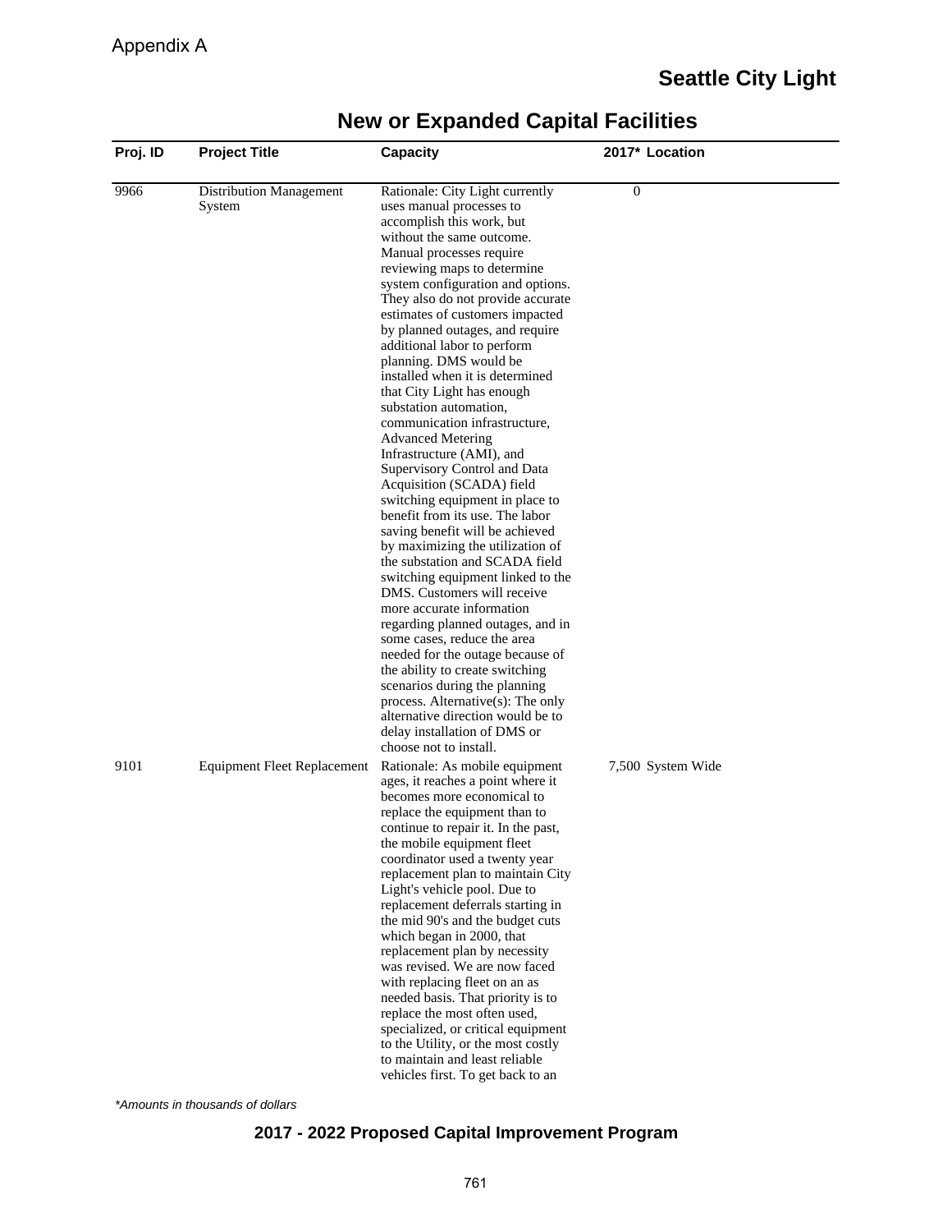Appendix A

# Seattle City Light

## New or Expanded Capital Facilities

| Proj. ID | Project Title | Capacity | 2017* | Location |
|---|---|---|---|---|
| 9966 | Distribution Management System | Rationale: City Light currently uses manual processes to accomplish this work, but without the same outcome. Manual processes require reviewing maps to determine system configuration and options. They also do not provide accurate estimates of customers impacted by planned outages, and require additional labor to perform planning. DMS would be installed when it is determined that City Light has enough substation automation, communication infrastructure, Advanced Metering Infrastructure (AMI), and Supervisory Control and Data Acquisition (SCADA) field switching equipment in place to benefit from its use. The labor saving benefit will be achieved by maximizing the utilization of the substation and SCADA field switching equipment linked to the DMS. Customers will receive more accurate information regarding planned outages, and in some cases, reduce the area needed for the outage because of the ability to create switching scenarios during the planning process. Alternative(s): The only alternative direction would be to delay installation of DMS or choose not to install. | 0 | |
| 9101 | Equipment Fleet Replacement | Rationale: As mobile equipment ages, it reaches a point where it becomes more economical to replace the equipment than to continue to repair it. In the past, the mobile equipment fleet coordinator used a twenty year replacement plan to maintain City Light's vehicle pool. Due to replacement deferrals starting in the mid 90's and the budget cuts which began in 2000, that replacement plan by necessity was revised. We are now faced with replacing fleet on an as needed basis. That priority is to replace the most often used, specialized, or critical equipment to the Utility, or the most costly to maintain and least reliable vehicles first. To get back to an | 7,500 | System Wide |

*Amounts in thousands of dollars*

**2017 - 2022 Proposed Capital Improvement Program**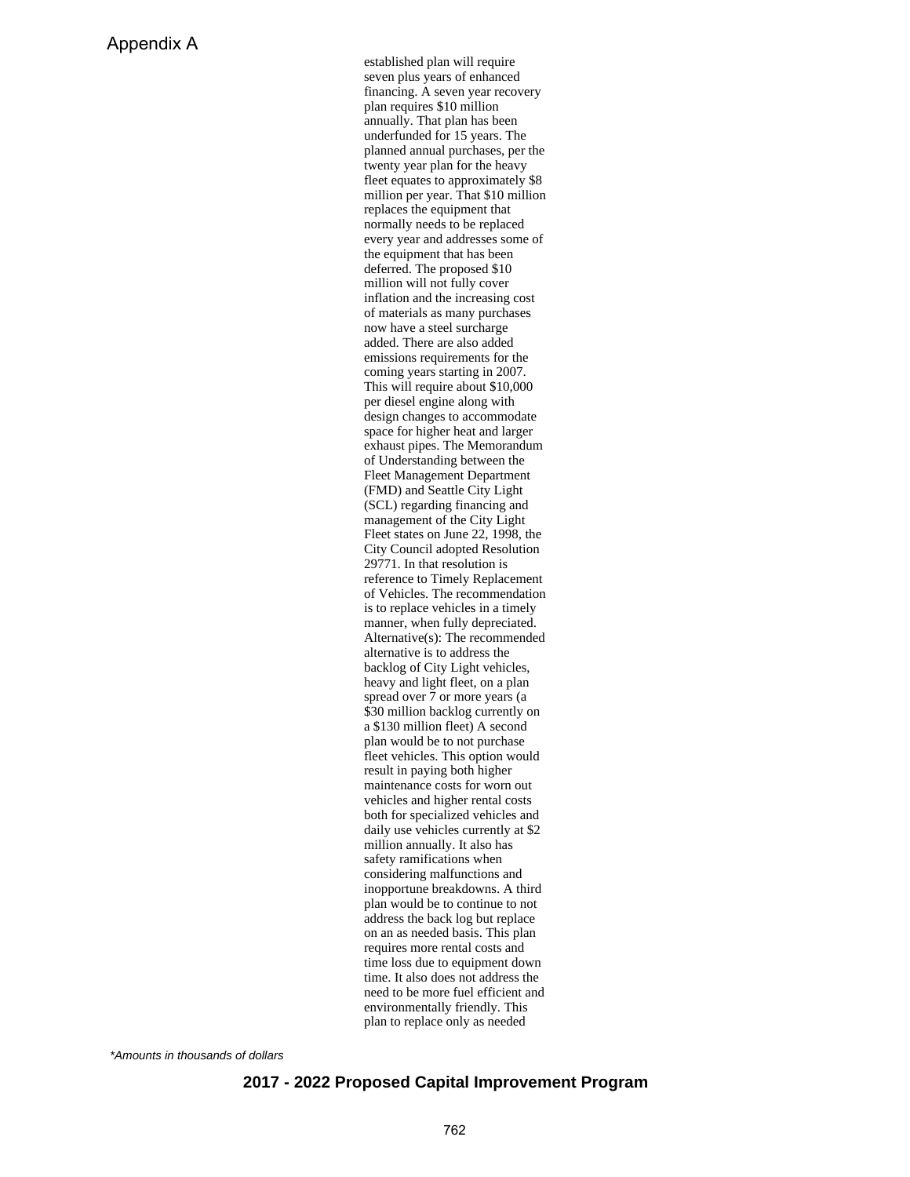established plan will require seven plus years of enhanced financing. A seven year recovery plan requires $10 million annually. That plan has been underfunded for 15 years. The planned annual purchases, per the twenty year plan for the heavy fleet equates to approximately $8 million per year. That $10 million replaces the equipment that normally needs to be replaced every year and addresses some of the equipment that has been deferred. The proposed $10 million will not fully cover inflation and the increasing cost of materials as many purchases now have a steel surcharge added. There are also added emissions requirements for the coming years starting in 2007. This will require about $10,000 per diesel engine along with design changes to accommodate space for higher heat and larger exhaust pipes. The Memorandum of Understanding between the Fleet Management Department (FMD) and Seattle City Light (SCL) regarding financing and management of the City Light Fleet states on June 22, 1998, the City Council adopted Resolution 29771. In that resolution is reference to Timely Replacement of Vehicles. The recommendation is to replace vehicles in a timely manner, when fully depreciated. Alternative(s): The recommended alternative is to address the backlog of City Light vehicles, heavy and light fleet, on a plan spread over 7 or more years (a $30 million backlog currently on a $130 million fleet) A second plan would be to not purchase fleet vehicles. This option would result in paying both higher maintenance costs for worn out vehicles and higher rental costs both for specialized vehicles and daily use vehicles currently at $2 million annually. It also has safety ramifications when considering malfunctions and inopportune breakdowns. A third plan would be to continue to not address the back log but replace on an as needed basis. This plan requires more rental costs and time loss due to equipment down time. It also does not address the need to be more fuel efficient and environmentally friendly. This plan to replace only as needed

*Amounts in thousands of dollars*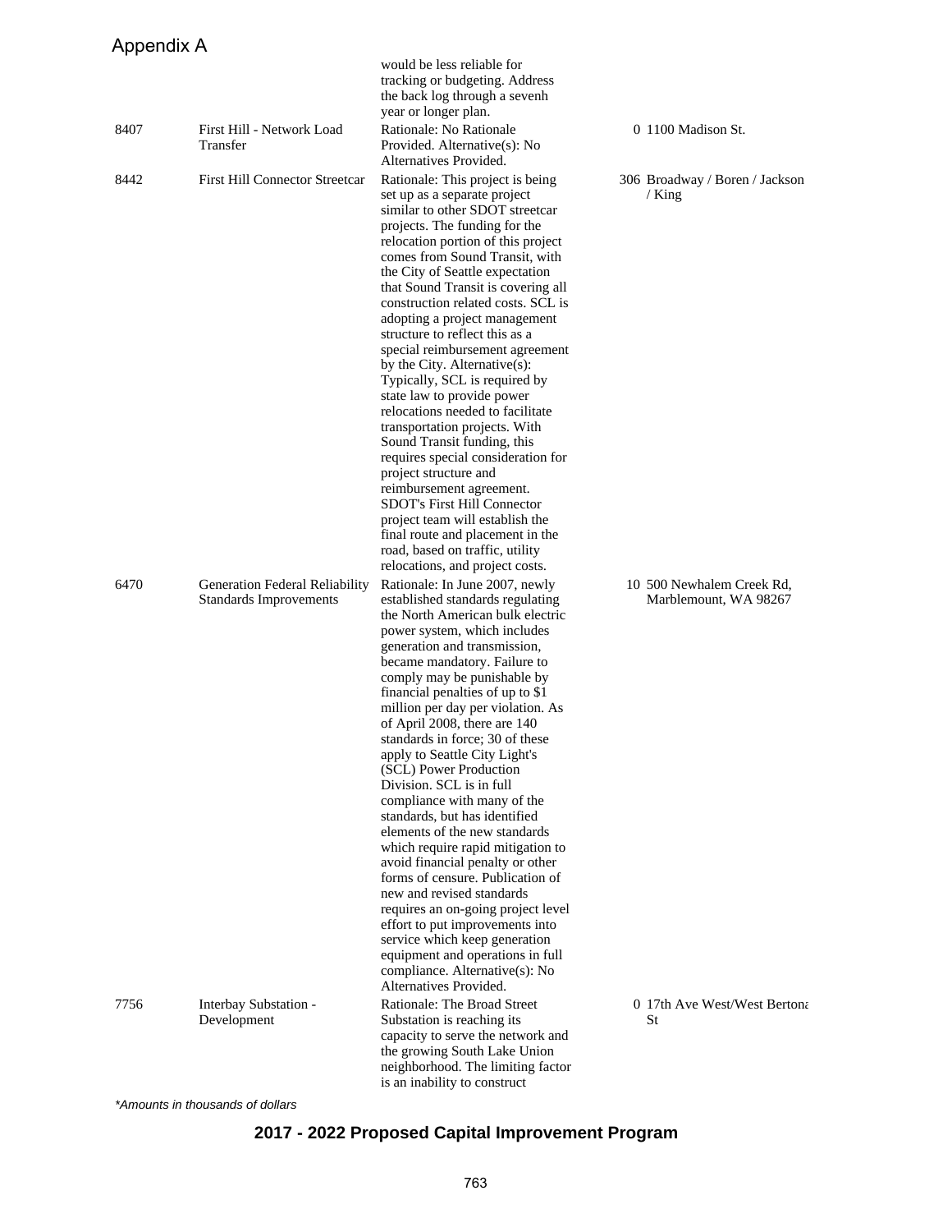| | | | | |
|---|---|---|---|---|
| | | would be less reliable for tracking or budgeting. Address the back log through a sevenh year or longer plan. | | |
| 8407 | First Hill - Network Load Transfer | Rationale: No Rationale Provided. Alternative(s): No Alternatives Provided. | 0 | 1100 Madison St. |
| 8442 | First Hill Connector Streetcar | Rationale: This project is being set up as a separate project similar to other SDOT streetcar projects. The funding for the relocation portion of this project comes from Sound Transit, with the City of Seattle expectation that Sound Transit is covering all construction related costs. SCL is adopting a project management structure to reflect this as a special reimbursement agreement by the City. Alternative(s): Typically, SCL is required by state law to provide power relocations needed to facilitate transportation projects. With Sound Transit funding, this requires special consideration for project structure and reimbursement agreement. SDOT's First Hill Connector project team will establish the final route and placement in the road, based on traffic, utility relocations, and project costs. | 306 | Broadway / Boren / Jackson / King |
| 6470 | Generation Federal Reliability Standards Improvements | Rationale: In June 2007, newly established standards regulating the North American bulk electric power system, which includes generation and transmission, became mandatory. Failure to comply may be punishable by financial penalties of up to $1 million per day per violation. As of April 2008, there are 140 standards in force; 30 of these apply to Seattle City Light's (SCL) Power Production Division. SCL is in full compliance with many of the standards, but has identified elements of the new standards which require rapid mitigation to avoid financial penalty or other forms of censure. Publication of new and revised standards requires an on-going project level effort to put improvements into service which keep generation equipment and operations in full compliance. Alternative(s): No Alternatives Provided. | 10 | 500 Newhalem Creek Rd, Marblemount, WA 98267 |
| 7756 | Interbay Substation - Development | Rationale: The Broad Street Substation is reaching its capacity to serve the network and the growing South Lake Union neighborhood. The limiting factor is an inability to construct | 0 | 17th Ave West/West Bertona St |

*Amounts in thousands of dollars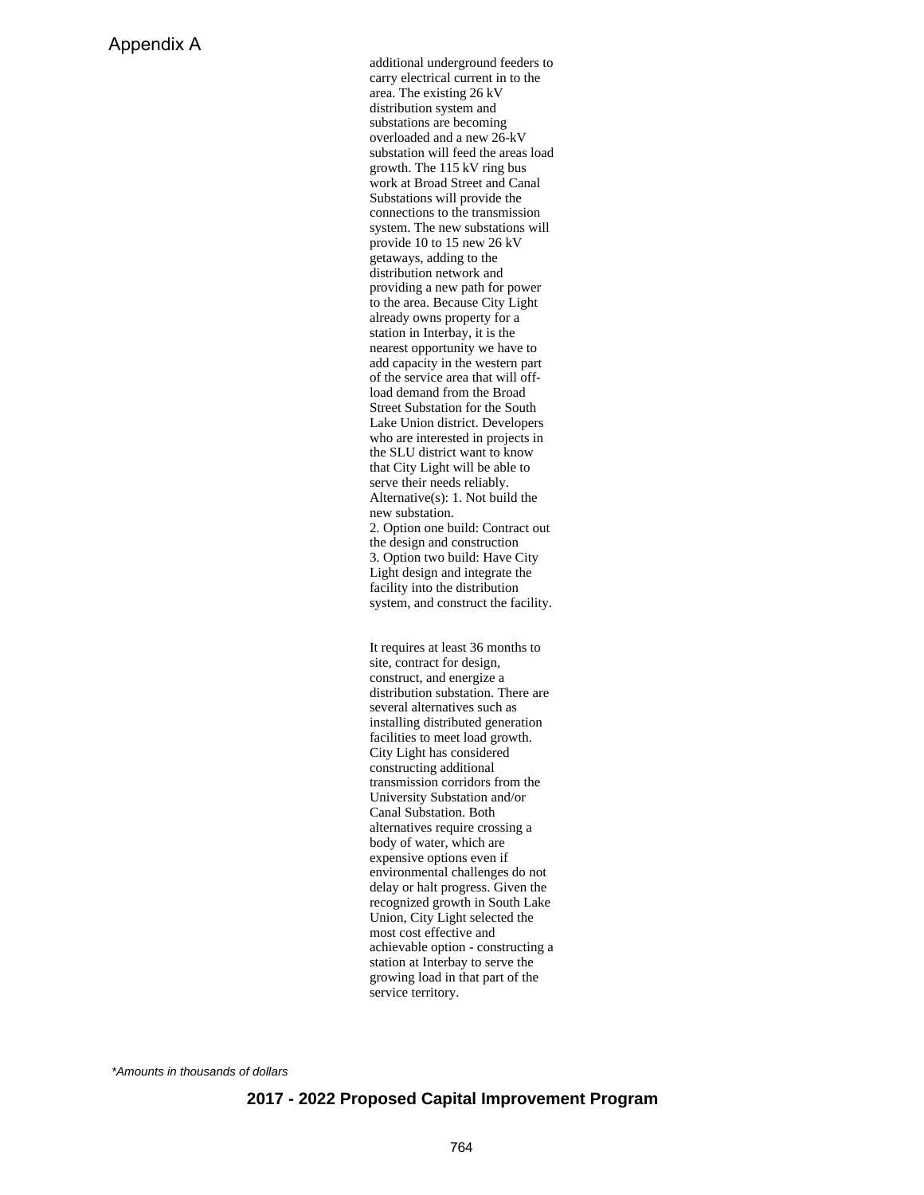additional underground feeders to carry electrical current in to the area. The existing 26 kV distribution system and substations are becoming overloaded and a new 26-kV substation will feed the areas load growth. The 115 kV ring bus work at Broad Street and Canal Substations will provide the connections to the transmission system. The new substations will provide 10 to 15 new 26 kV getaways, adding to the distribution network and providing a new path for power to the area. Because City Light already owns property for a station in Interbay, it is the nearest opportunity we have to add capacity in the western part of the service area that will off-load demand from the Broad Street Substation for the South Lake Union district. Developers who are interested in projects in the SLU district want to know that City Light will be able to serve their needs reliably.
Alternative(s): 1. Not build the new substation.
2. Option one build: Contract out the design and construction
3. Option two build: Have City Light design and integrate the facility into the distribution system, and construct the facility.

It requires at least 36 months to site, contract for design, construct, and energize a distribution substation. There are several alternatives such as installing distributed generation facilities to meet load growth. City Light has considered constructing additional transmission corridors from the University Substation and/or Canal Substation. Both alternatives require crossing a body of water, which are expensive options even if environmental challenges do not delay or halt progress. Given the recognized growth in South Lake Union, City Light selected the most cost effective and achievable option - constructing a station at Interbay to serve the growing load in that part of the service territory.

*Amounts in thousands of dollars*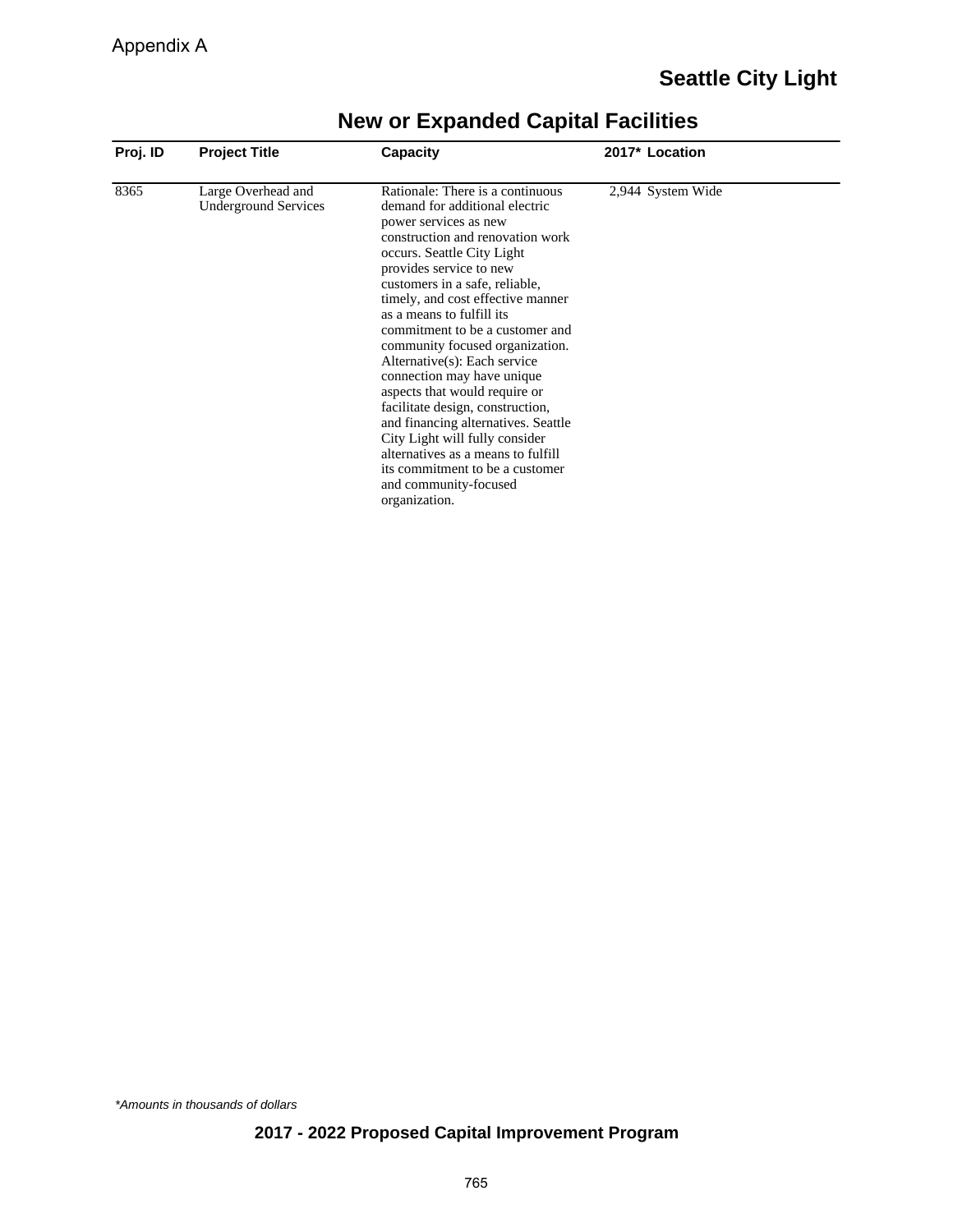Appendix A

## Seattle City Light

# New or Expanded Capital Facilities

| Proj. ID | Project Title | Capacity | 2017* | Location |
|---|---|---|---|---|
| 8365 | Large Overhead and Underground Services | Rationale: There is a continuous demand for additional electric power services as new construction and renovation work occurs. Seattle City Light provides service to new customers in a safe, reliable, timely, and cost effective manner as a means to fulfill its commitment to be a customer and community focused organization. Alternative(s): Each service connection may have unique aspects that would require or facilitate design, construction, and financing alternatives. Seattle City Light will fully consider alternatives as a means to fulfill its commitment to be a customer and community-focused organization. | 2,944 | System Wide |

*\*Amounts in thousands of dollars*

**2017 - 2022 Proposed Capital Improvement Program**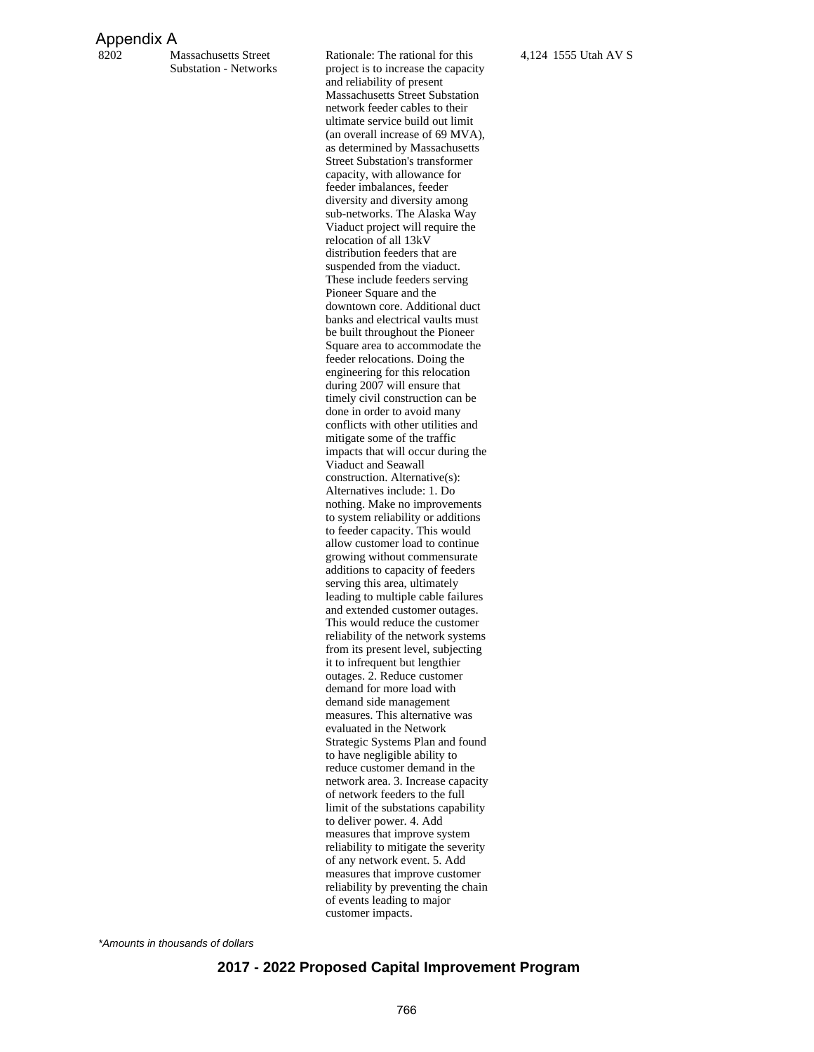Appendix A

| | | | | |
|---|---|---|---|---|
| 8202 | Massachusetts Street Substation - Networks | Rationale: The rational for this project is to increase the capacity and reliability of present Massachusetts Street Substation network feeder cables to their ultimate service build out limit (an overall increase of 69 MVA), as determined by Massachusetts Street Substation's transformer capacity, with allowance for feeder imbalances, feeder diversity and diversity among sub-networks. The Alaska Way Viaduct project will require the relocation of all 13kV distribution feeders that are suspended from the viaduct. These include feeders serving Pioneer Square and the downtown core. Additional duct banks and electrical vaults must be built throughout the Pioneer Square area to accommodate the feeder relocations. Doing the engineering for this relocation during 2007 will ensure that timely civil construction can be done in order to avoid many conflicts with other utilities and mitigate some of the traffic impacts that will occur during the Viaduct and Seawall construction. Alternative(s): Alternatives include: 1. Do nothing. Make no improvements to system reliability or additions to feeder capacity. This would allow customer load to continue growing without commensurate additions to capacity of feeders serving this area, ultimately leading to multiple cable failures and extended customer outages. This would reduce the customer reliability of the network systems from its present level, subjecting it to infrequent but lengthier outages. 2. Reduce customer demand for more load with demand side management measures. This alternative was evaluated in the Network Strategic Systems Plan and found to have negligible ability to reduce customer demand in the network area. 3. Increase capacity of network feeders to the full limit of the substations capability to deliver power. 4. Add measures that improve system reliability to mitigate the severity of any network event. 5. Add measures that improve customer reliability by preventing the chain of events leading to major customer impacts. | 4,124 | 1555 Utah AV S |

*Amounts in thousands of dollars*

**2017 - 2022 Proposed Capital Improvement Program**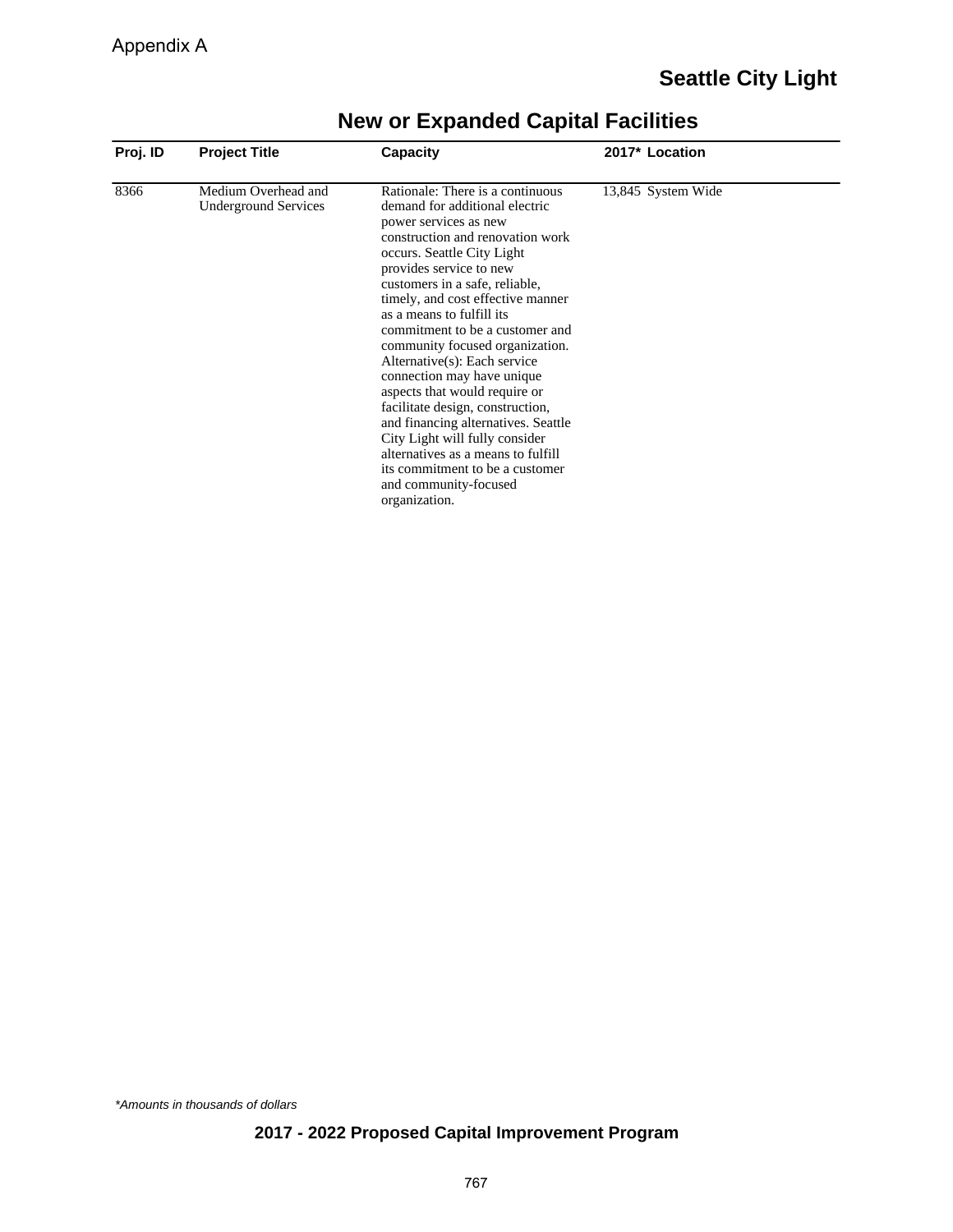Appendix A

## Seattle City Light

# New or Expanded Capital Facilities

| Proj. ID | Project Title | Capacity | 2017* | Location |
|---|---|---|---|---|
| 8366 | Medium Overhead and Underground Services | Rationale: There is a continuous demand for additional electric power services as new construction and renovation work occurs. Seattle City Light provides service to new customers in a safe, reliable, timely, and cost effective manner as a means to fulfill its commitment to be a customer and community focused organization. Alternative(s): Each service connection may have unique aspects that would require or facilitate design, construction, and financing alternatives. Seattle City Light will fully consider alternatives as a means to fulfill its commitment to be a customer and community-focused organization. | 13,845 | System Wide |

*\*Amounts in thousands of dollars*

**2017 - 2022 Proposed Capital Improvement Program**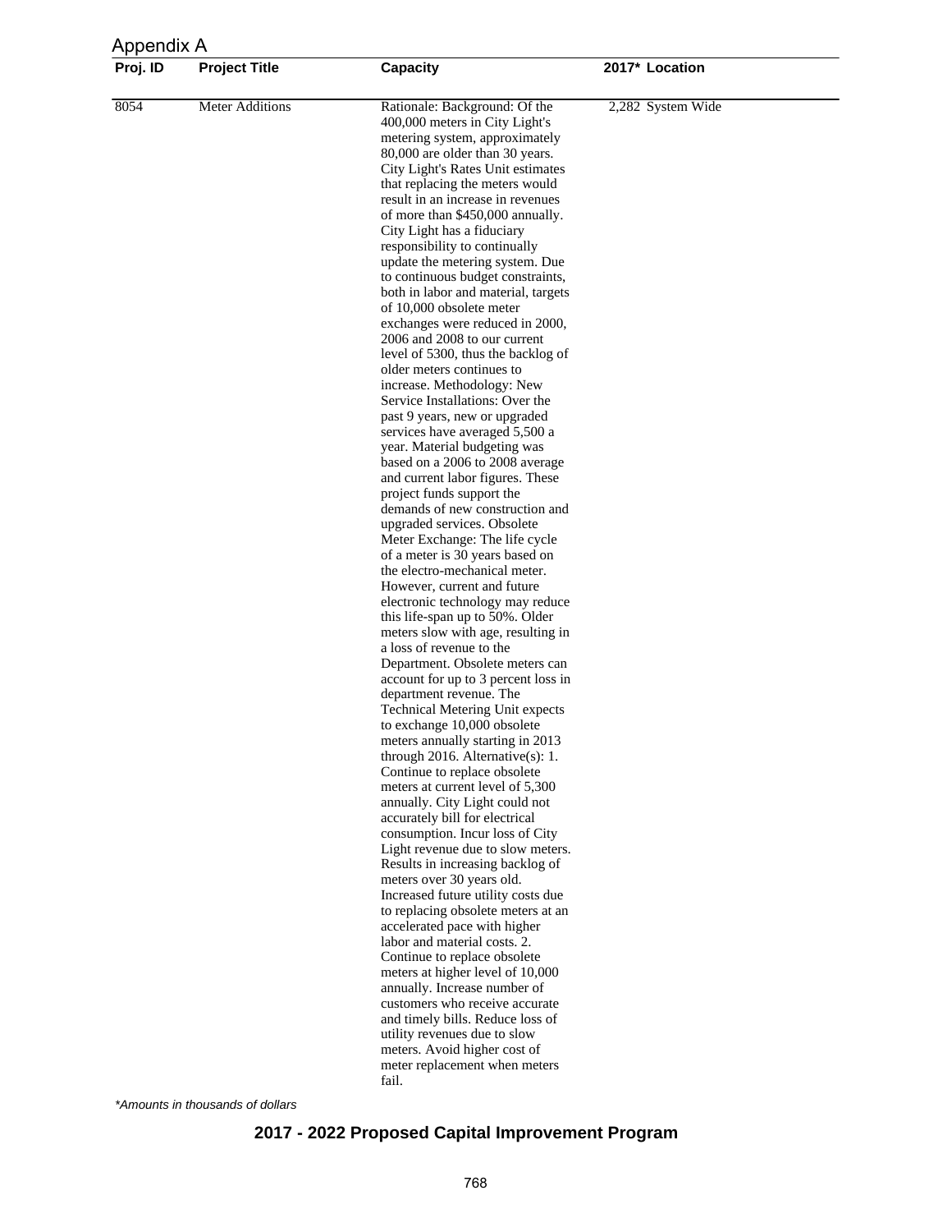Appendix A

| Proj. ID | Project Title | Capacity | 2017* | Location |
|---|---|---|---|---|
| 8054 | Meter Additions | Rationale: Background: Of the 400,000 meters in City Light's metering system, approximately 80,000 are older than 30 years. City Light's Rates Unit estimates that replacing the meters would result in an increase in revenues of more than $450,000 annually. City Light has a fiduciary responsibility to continually update the metering system. Due to continuous budget constraints, both in labor and material, targets of 10,000 obsolete meter exchanges were reduced in 2000, 2006 and 2008 to our current level of 5300, thus the backlog of older meters continues to increase. Methodology: New Service Installations: Over the past 9 years, new or upgraded services have averaged 5,500 a year. Material budgeting was based on a 2006 to 2008 average and current labor figures. These project funds support the demands of new construction and upgraded services. Obsolete Meter Exchange: The life cycle of a meter is 30 years based on the electro-mechanical meter. However, current and future electronic technology may reduce this life-span up to 50%. Older meters slow with age, resulting in a loss of revenue to the Department. Obsolete meters can account for up to 3 percent loss in department revenue. The Technical Metering Unit expects to exchange 10,000 obsolete meters annually starting in 2013 through 2016. Alternative(s): 1. Continue to replace obsolete meters at current level of 5,300 annually. City Light could not accurately bill for electrical consumption. Incur loss of City Light revenue due to slow meters. Results in increasing backlog of meters over 30 years old. Increased future utility costs due to replacing obsolete meters at an accelerated pace with higher labor and material costs. 2. Continue to replace obsolete meters at higher level of 10,000 annually. Increase number of customers who receive accurate and timely bills. Reduce loss of utility revenues due to slow meters. Avoid higher cost of meter replacement when meters fail. | 2,282 | System Wide |

*Amounts in thousands of dollars

**2017 - 2022 Proposed Capital Improvement Program**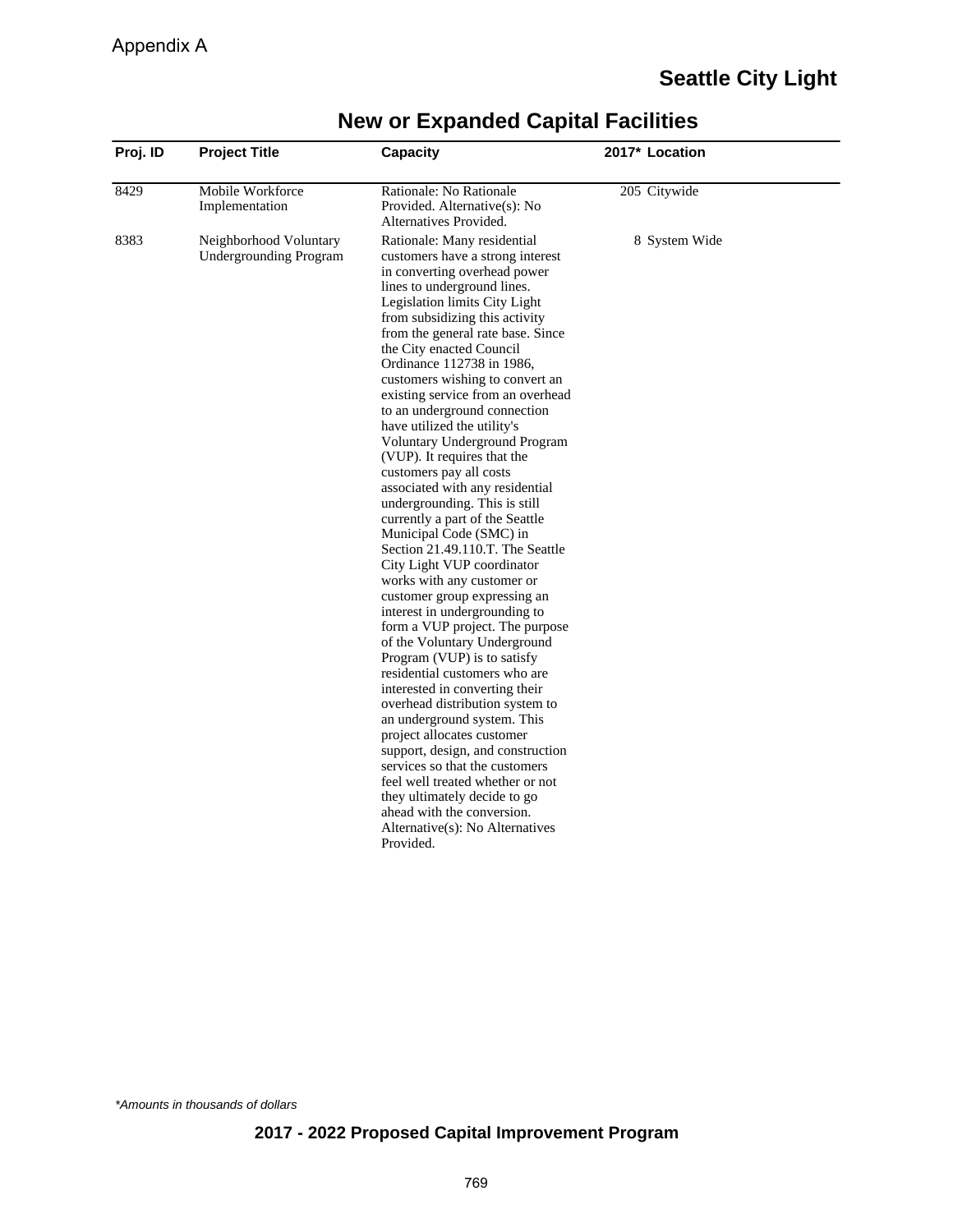Appendix A

# Seattle City Light

## New or Expanded Capital Facilities

| Proj. ID | Project Title | Capacity | 2017* | Location |
|---|---|---|---|---|
| 8429 | Mobile Workforce Implementation | Rationale: No Rationale Provided. Alternative(s): No Alternatives Provided. | 205 | Citywide |
| 8383 | Neighborhood Voluntary Undergrounding Program | Rationale: Many residential customers have a strong interest in converting overhead power lines to underground lines. Legislation limits City Light from subsidizing this activity from the general rate base. Since the City enacted Council Ordinance 112738 in 1986, customers wishing to convert an existing service from an overhead to an underground connection have utilized the utility's Voluntary Underground Program (VUP). It requires that the customers pay all costs associated with any residential undergrounding. This is still currently a part of the Seattle Municipal Code (SMC) in Section 21.49.110.T. The Seattle City Light VUP coordinator works with any customer or customer group expressing an interest in undergrounding to form a VUP project. The purpose of the Voluntary Underground Program (VUP) is to satisfy residential customers who are interested in converting their overhead distribution system to an underground system. This project allocates customer support, design, and construction services so that the customers feel well treated whether or not they ultimately decide to go ahead with the conversion. Alternative(s): No Alternatives Provided. | 8 | System Wide |

*Amounts in thousands of dollars*

**2017 - 2022 Proposed Capital Improvement Program**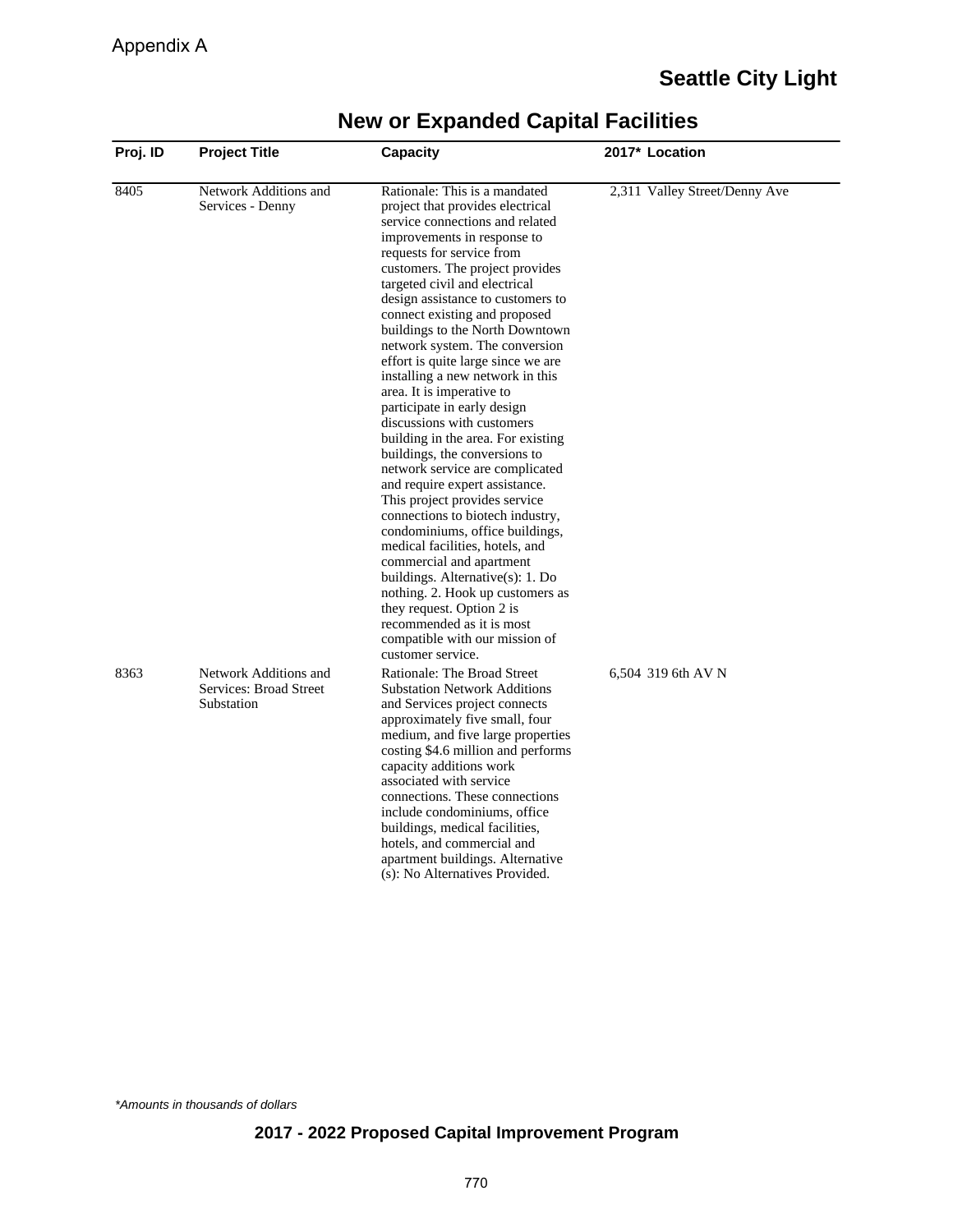Appendix A

## Seattle City Light

# New or Expanded Capital Facilities

| Proj. ID | Project Title | Capacity | 2017* | Location |
|---|---|---|---|---|
| 8405 | Network Additions and Services - Denny | Rationale: This is a mandated project that provides electrical service connections and related improvements in response to requests for service from customers. The project provides targeted civil and electrical design assistance to customers to connect existing and proposed buildings to the North Downtown network system. The conversion effort is quite large since we are installing a new network in this area. It is imperative to participate in early design discussions with customers building in the area. For existing buildings, the conversions to network service are complicated and require expert assistance. This project provides service connections to biotech industry, condominiums, office buildings, medical facilities, hotels, and commercial and apartment buildings. Alternative(s): 1. Do nothing. 2. Hook up customers as they request. Option 2 is recommended as it is most compatible with our mission of customer service. | 2,311 | Valley Street/Denny Ave |
| 8363 | Network Additions and Services: Broad Street Substation | Rationale: The Broad Street Substation Network Additions and Services project connects approximately five small, four medium, and five large properties costing $4.6 million and performs capacity additions work associated with service connections. These connections include condominiums, office buildings, medical facilities, hotels, and commercial and apartment buildings. Alternative (s): No Alternatives Provided. | 6,504 | 319 6th AV N |

*Amounts in thousands of dollars

**2017 - 2022 Proposed Capital Improvement Program**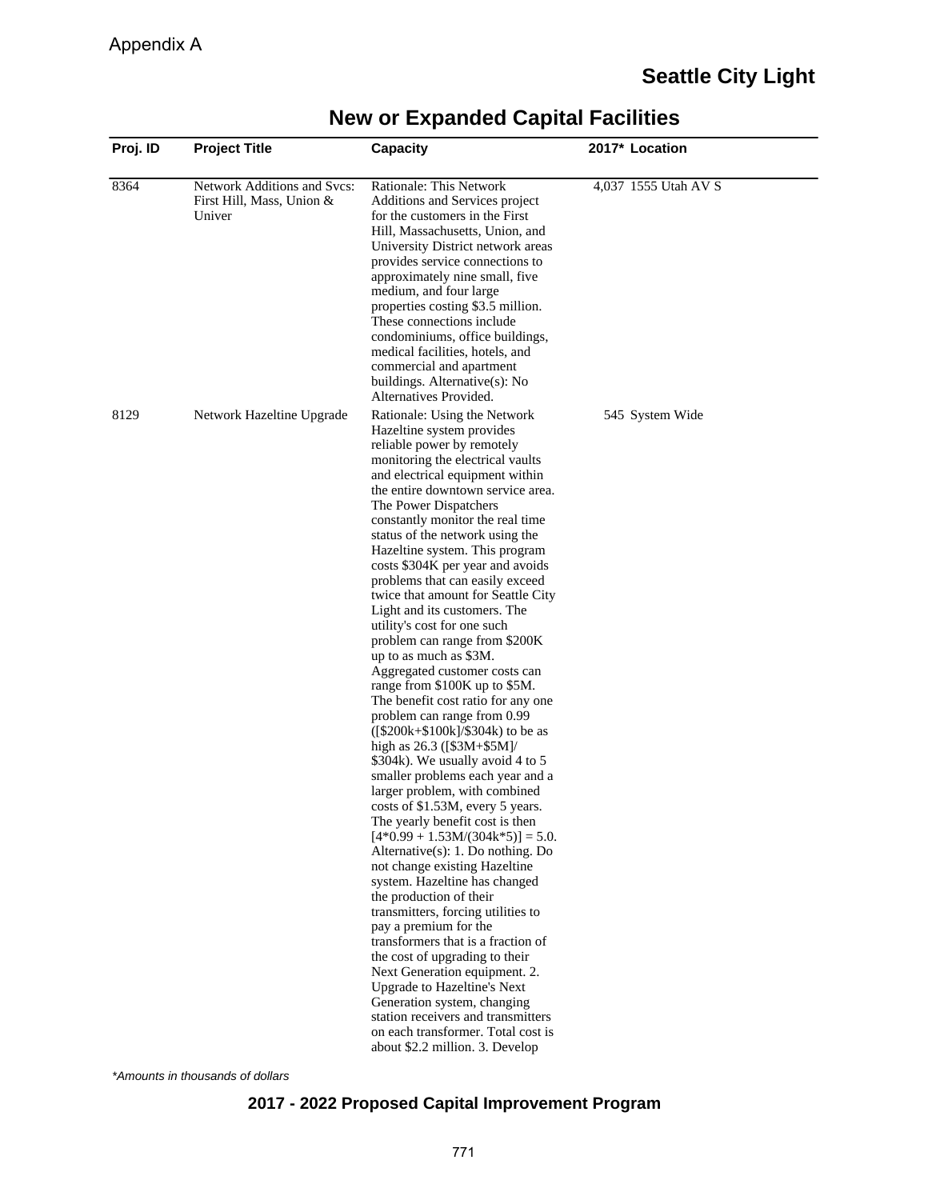Appendix A

## Seattle City Light

# New or Expanded Capital Facilities

| Proj. ID | Project Title | Capacity | 2017* | Location |
|---|---|---|---|---|
| 8364 | Network Additions and Svcs: First Hill, Mass, Union & Univer | Rationale: This Network Additions and Services project for the customers in the First Hill, Massachusetts, Union, and University District network areas provides service connections to approximately nine small, five medium, and four large properties costing $3.5 million. These connections include condominiums, office buildings, medical facilities, hotels, and commercial and apartment buildings. Alternative(s): No Alternatives Provided. | 4,037 | 1555 Utah AV S |
| 8129 | Network Hazeltine Upgrade | Rationale: Using the Network Hazeltine system provides reliable power by remotely monitoring the electrical vaults and electrical equipment within the entire downtown service area. The Power Dispatchers constantly monitor the real time status of the network using the Hazeltine system. This program costs $304K per year and avoids problems that can easily exceed twice that amount for Seattle City Light and its customers. The utility's cost for one such problem can range from $200K up to as much as $3M. Aggregated customer costs can range from $100K up to $5M. The benefit cost ratio for any one problem can range from 0.99 ([$200k+$100k]/$304k) to be as high as 26.3 ([$3M+$5M]/ $304k). We usually avoid 4 to 5 smaller problems each year and a larger problem, with combined costs of $1.53M, every 5 years. The yearly benefit cost is then [4*0.99 + 1.53M/(304k*5)] = 5.0. Alternative(s): 1. Do nothing. Do not change existing Hazeltine system. Hazeltine has changed the production of their transmitters, forcing utilities to pay a premium for the transformers that is a fraction of the cost of upgrading to their Next Generation equipment. 2. Upgrade to Hazeltine's Next Generation system, changing station receivers and transmitters on each transformer. Total cost is about $2.2 million. 3. Develop | 545 | System Wide |

*Amounts in thousands of dollars*

**2017 - 2022 Proposed Capital Improvement Program**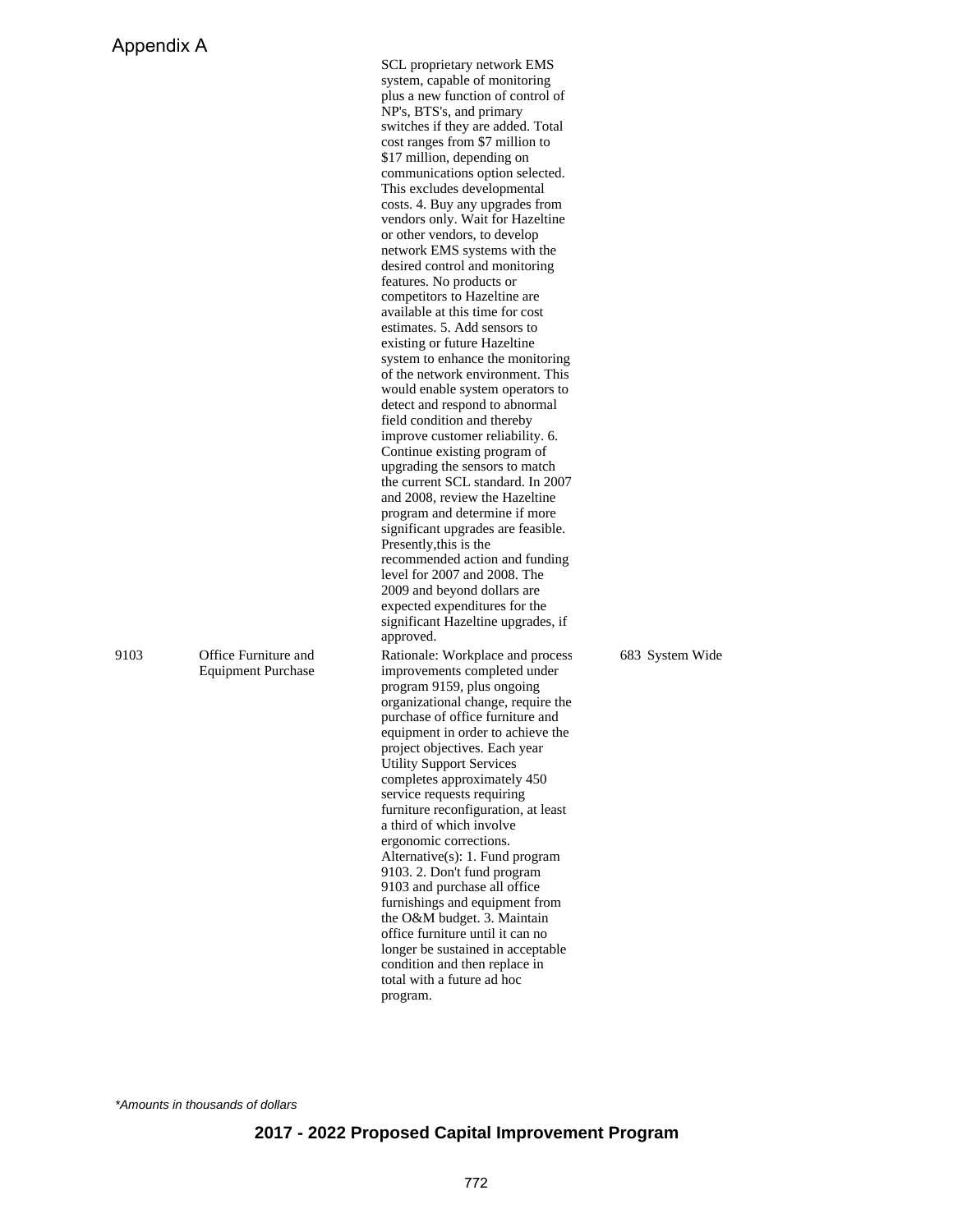Appendix A

| | | | | |
|---|---|---|---|---|
| | | SCL proprietary network EMS system, capable of monitoring plus a new function of control of NP's, BTS's, and primary switches if they are added. Total cost ranges from $7 million to $17 million, depending on communications option selected. This excludes developmental costs. 4. Buy any upgrades from vendors only. Wait for Hazeltine or other vendors, to develop network EMS systems with the desired control and monitoring features. No products or competitors to Hazeltine are available at this time for cost estimates. 5. Add sensors to existing or future Hazeltine system to enhance the monitoring of the network environment. This would enable system operators to detect and respond to abnormal field condition and thereby improve customer reliability. 6. Continue existing program of upgrading the sensors to match the current SCL standard. In 2007 and 2008, review the Hazeltine program and determine if more significant upgrades are feasible. Presently,this is the recommended action and funding level for 2007 and 2008. The 2009 and beyond dollars are expected expenditures for the significant Hazeltine upgrades, if approved. | | |
| 9103 | Office Furniture and Equipment Purchase | Rationale: Workplace and process improvements completed under program 9159, plus ongoing organizational change, require the purchase of office furniture and equipment in order to achieve the project objectives. Each year Utility Support Services completes approximately 450 service requests requiring furniture reconfiguration, at least a third of which involve ergonomic corrections. Alternative(s): 1. Fund program 9103. 2. Don't fund program 9103 and purchase all office furnishings and equipment from the O&M budget. 3. Maintain office furniture until it can no longer be sustained in acceptable condition and then replace in total with a future ad hoc program. | 683 | System Wide |

*\*Amounts in thousands of dollars*

**2017 - 2022 Proposed Capital Improvement Program**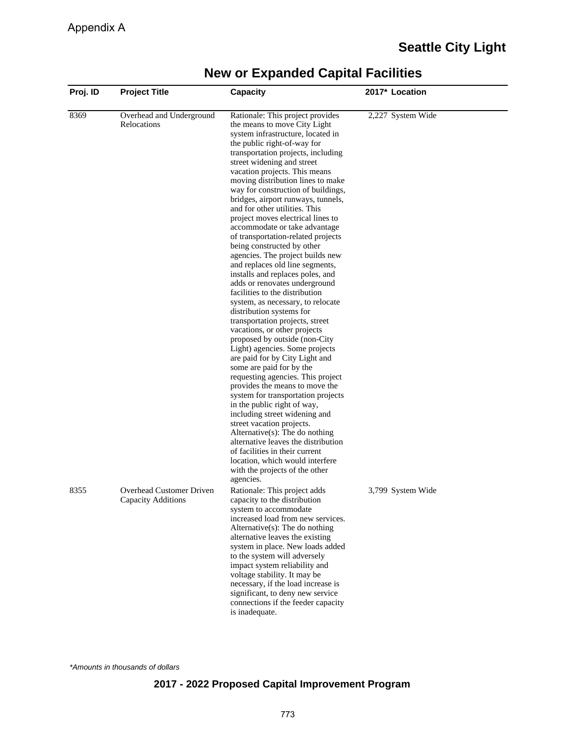Appendix A

## Seattle City Light

# New or Expanded Capital Facilities

| Proj. ID | Project Title | Capacity | 2017* | Location |
|---|---|---|---|---|
| 8369 | Overhead and Underground Relocations | Rationale: This project provides the means to move City Light system infrastructure, located in the public right-of-way for transportation projects, including street widening and street vacation projects. This means moving distribution lines to make way for construction of buildings, bridges, airport runways, tunnels, and for other utilities. This project moves electrical lines to accommodate or take advantage of transportation-related projects being constructed by other agencies. The project builds new and replaces old line segments, installs and replaces poles, and adds or renovates underground facilities to the distribution system, as necessary, to relocate distribution systems for transportation projects, street vacations, or other projects proposed by outside (non-City Light) agencies. Some projects are paid for by City Light and some are paid for by the requesting agencies. This project provides the means to move the system for transportation projects in the public right of way, including street widening and street vacation projects. Alternative(s): The do nothing alternative leaves the distribution of facilities in their current location, which would interfere with the projects of the other agencies. | 2,227 | System Wide |
| 8355 | Overhead Customer Driven Capacity Additions | Rationale: This project adds capacity to the distribution system to accommodate increased load from new services. Alternative(s): The do nothing alternative leaves the existing system in place. New loads added to the system will adversely impact system reliability and voltage stability. It may be necessary, if the load increase is significant, to deny new service connections if the feeder capacity is inadequate. | 3,799 | System Wide |

*Amounts in thousands of dollars*

**2017 - 2022 Proposed Capital Improvement Program**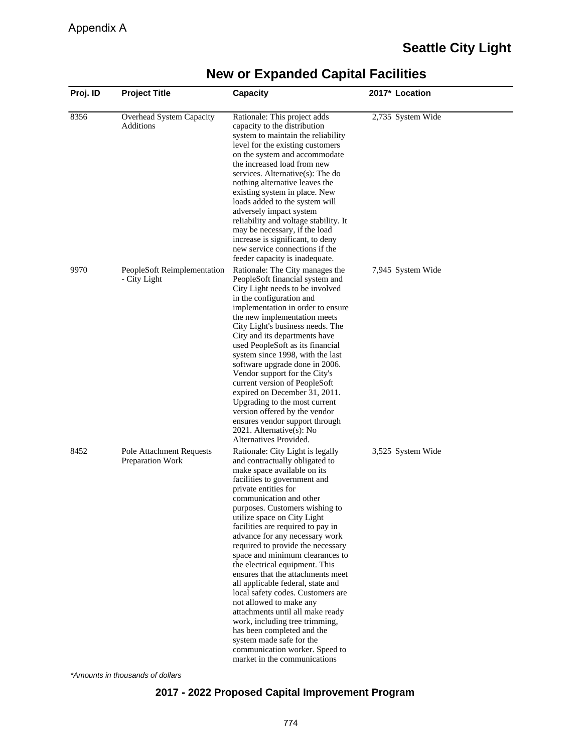Appendix A

## Seattle City Light

# New or Expanded Capital Facilities

| Proj. ID | Project Title | Capacity | 2017* | Location |
|---|---|---|---|---|
| 8356 | Overhead System Capacity Additions | Rationale: This project adds capacity to the distribution system to maintain the reliability level for the existing customers on the system and accommodate the increased load from new services. Alternative(s): The do nothing alternative leaves the existing system in place. New loads added to the system will adversely impact system reliability and voltage stability. It may be necessary, if the load increase is significant, to deny new service connections if the feeder capacity is inadequate. | 2,735 | System Wide |
| 9970 | PeopleSoft Reimplementation - City Light | Rationale: The City manages the PeopleSoft financial system and City Light needs to be involved in the configuration and implementation in order to ensure the new implementation meets City Light's business needs. The City and its departments have used PeopleSoft as its financial system since 1998, with the last software upgrade done in 2006. Vendor support for the City's current version of PeopleSoft expired on December 31, 2011. Upgrading to the most current version offered by the vendor ensures vendor support through 2021. Alternative(s): No Alternatives Provided. | 7,945 | System Wide |
| 8452 | Pole Attachment Requests Preparation Work | Rationale: City Light is legally and contractually obligated to make space available on its facilities to government and private entities for communication and other purposes. Customers wishing to utilize space on City Light facilities are required to pay in advance for any necessary work required to provide the necessary space and minimum clearances to the electrical equipment. This ensures that the attachments meet all applicable federal, state and local safety codes. Customers are not allowed to make any attachments until all make ready work, including tree trimming, has been completed and the system made safe for the communication worker. Speed to market in the communications | 3,525 | System Wide |

*Amounts in thousands of dollars*

**2017 - 2022 Proposed Capital Improvement Program**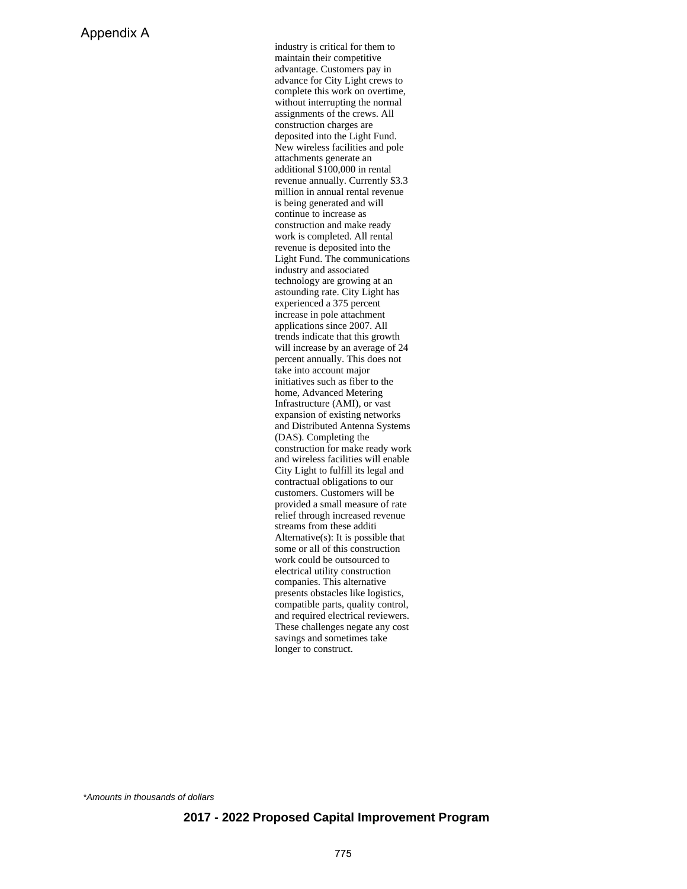industry is critical for them to maintain their competitive advantage. Customers pay in advance for City Light crews to complete this work on overtime, without interrupting the normal assignments of the crews. All construction charges are deposited into the Light Fund. New wireless facilities and pole attachments generate an additional $100,000 in rental revenue annually. Currently $3.3 million in annual rental revenue is being generated and will continue to increase as construction and make ready work is completed. All rental revenue is deposited into the Light Fund. The communications industry and associated technology are growing at an astounding rate. City Light has experienced a 375 percent increase in pole attachment applications since 2007. All trends indicate that this growth will increase by an average of 24 percent annually. This does not take into account major initiatives such as fiber to the home, Advanced Metering Infrastructure (AMI), or vast expansion of existing networks and Distributed Antenna Systems (DAS). Completing the construction for make ready work and wireless facilities will enable City Light to fulfill its legal and contractual obligations to our customers. Customers will be provided a small measure of rate relief through increased revenue streams from these additi

Alternative(s): It is possible that some or all of this construction work could be outsourced to electrical utility construction companies. This alternative presents obstacles like logistics, compatible parts, quality control, and required electrical reviewers. These challenges negate any cost savings and sometimes take longer to construct.

*Amounts in thousands of dollars*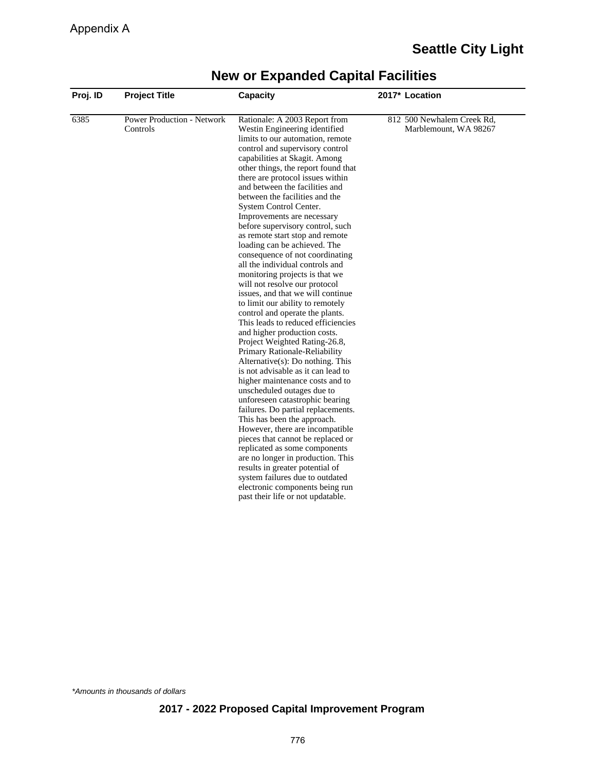Appendix A

## Seattle City Light

# New or Expanded Capital Facilities

| Proj. ID | Project Title | Capacity | 2017* | Location |
|---|---|---|---|---|
| 6385 | Power Production - Network Controls | Rationale: A 2003 Report from Westin Engineering identified limits to our automation, remote control and supervisory control capabilities at Skagit. Among other things, the report found that there are protocol issues within and between the facilities and between the facilities and the System Control Center. Improvements are necessary before supervisory control, such as remote start stop and remote loading can be achieved. The consequence of not coordinating all the individual controls and monitoring projects is that we will not resolve our protocol issues, and that we will continue to limit our ability to remotely control and operate the plants. This leads to reduced efficiencies and higher production costs. Project Weighted Rating-26.8, Primary Rationale-Reliability Alternative(s): Do nothing. This is not advisable as it can lead to higher maintenance costs and to unscheduled outages due to unforeseen catastrophic bearing failures. Do partial replacements. This has been the approach. However, there are incompatible pieces that cannot be replaced or replicated as some components are no longer in production. This results in greater potential of system failures due to outdated electronic components being run past their life or not updatable. | 812 | 500 Newhalem Creek Rd, Marblemount, WA 98267 |

*Amounts in thousands of dollars

**2017 - 2022 Proposed Capital Improvement Program**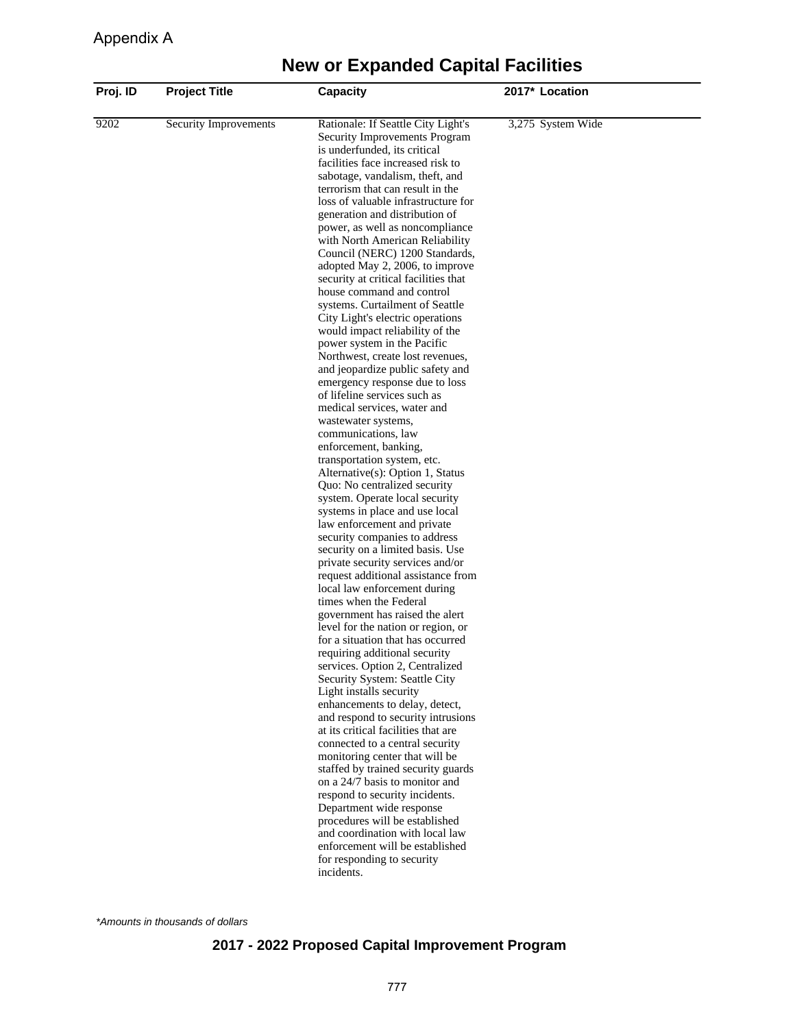Appendix A

# New or Expanded Capital Facilities

| Proj. ID | Project Title | Capacity | 2017* | Location |
|---|---|---|---|---|
| 9202 | Security Improvements | Rationale: If Seattle City Light's Security Improvements Program is underfunded, its critical facilities face increased risk to sabotage, vandalism, theft, and terrorism that can result in the loss of valuable infrastructure for generation and distribution of power, as well as noncompliance with North American Reliability Council (NERC) 1200 Standards, adopted May 2, 2006, to improve security at critical facilities that house command and control systems. Curtailment of Seattle City Light's electric operations would impact reliability of the power system in the Pacific Northwest, create lost revenues, and jeopardize public safety and emergency response due to loss of lifeline services such as medical services, water and wastewater systems, communications, law enforcement, banking, transportation system, etc. Alternative(s): Option 1, Status Quo: No centralized security system. Operate local security systems in place and use local law enforcement and private security companies to address security on a limited basis. Use private security services and/or request additional assistance from local law enforcement during times when the Federal government has raised the alert level for the nation or region, or for a situation that has occurred requiring additional security services. Option 2, Centralized Security System: Seattle City Light installs security enhancements to delay, detect, and respond to security intrusions at its critical facilities that are connected to a central security monitoring center that will be staffed by trained security guards on a 24/7 basis to monitor and respond to security incidents. Department wide response procedures will be established and coordination with local law enforcement will be established for responding to security incidents. | 3,275 | System Wide |

*Amounts in thousands of dollars*

**2017 - 2022 Proposed Capital Improvement Program**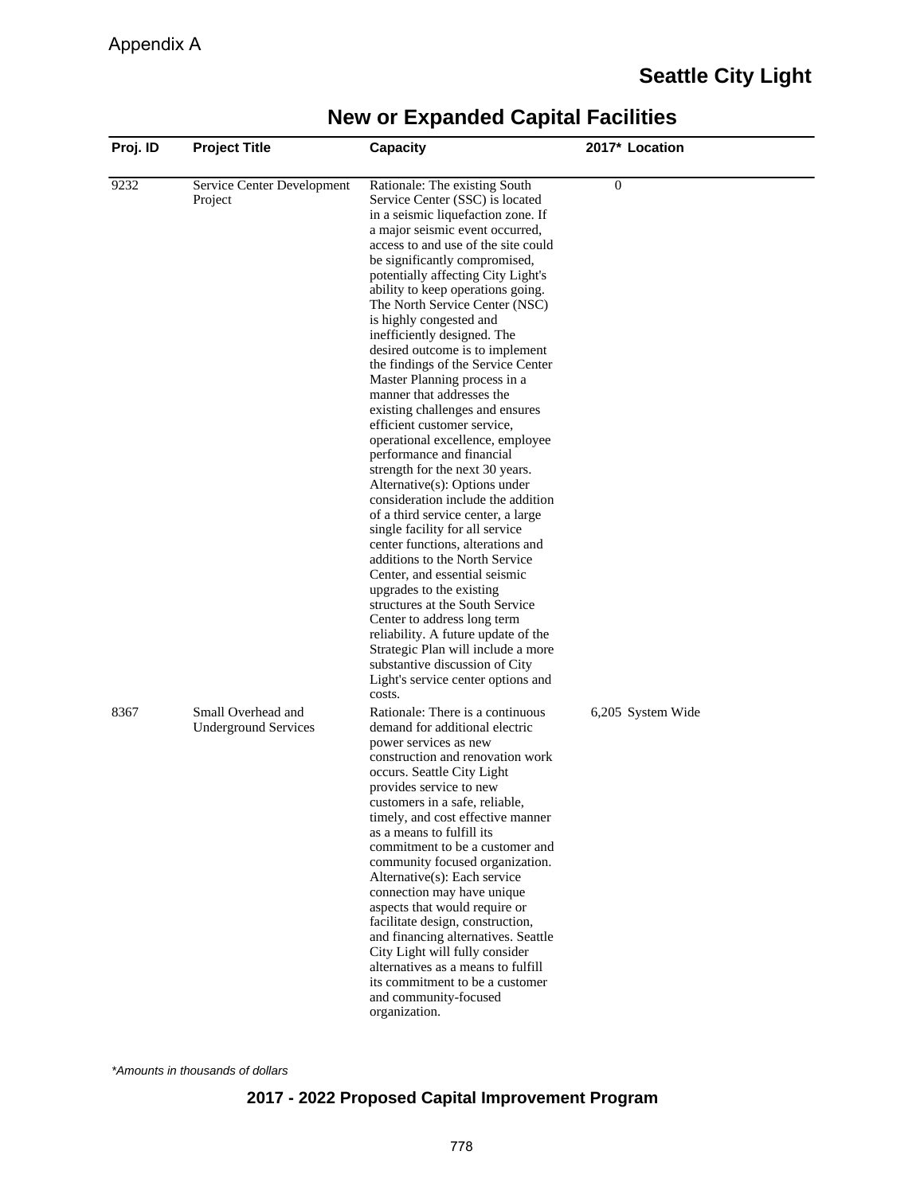Appendix A

## Seattle City Light

# New or Expanded Capital Facilities

| Proj. ID | Project Title | Capacity | 2017* | Location |
|---|---|---|---|---|
| 9232 | Service Center Development Project | Rationale: The existing South Service Center (SSC) is located in a seismic liquefaction zone. If a major seismic event occurred, access to and use of the site could be significantly compromised, potentially affecting City Light's ability to keep operations going. The North Service Center (NSC) is highly congested and inefficiently designed. The desired outcome is to implement the findings of the Service Center Master Planning process in a manner that addresses the existing challenges and ensures efficient customer service, operational excellence, employee performance and financial strength for the next 30 years. Alternative(s): Options under consideration include the addition of a third service center, a large single facility for all service center functions, alterations and additions to the North Service Center, and essential seismic upgrades to the existing structures at the South Service Center to address long term reliability. A future update of the Strategic Plan will include a more substantive discussion of City Light's service center options and costs. | 0 | |
| 8367 | Small Overhead and Underground Services | Rationale: There is a continuous demand for additional electric power services as new construction and renovation work occurs. Seattle City Light provides service to new customers in a safe, reliable, timely, and cost effective manner as a means to fulfill its commitment to be a customer and community focused organization. Alternative(s): Each service connection may have unique aspects that would require or facilitate design, construction, and financing alternatives. Seattle City Light will fully consider alternatives as a means to fulfill its commitment to be a customer and community-focused organization. | 6,205 | System Wide |

*\*Amounts in thousands of dollars*

**2017 - 2022 Proposed Capital Improvement Program**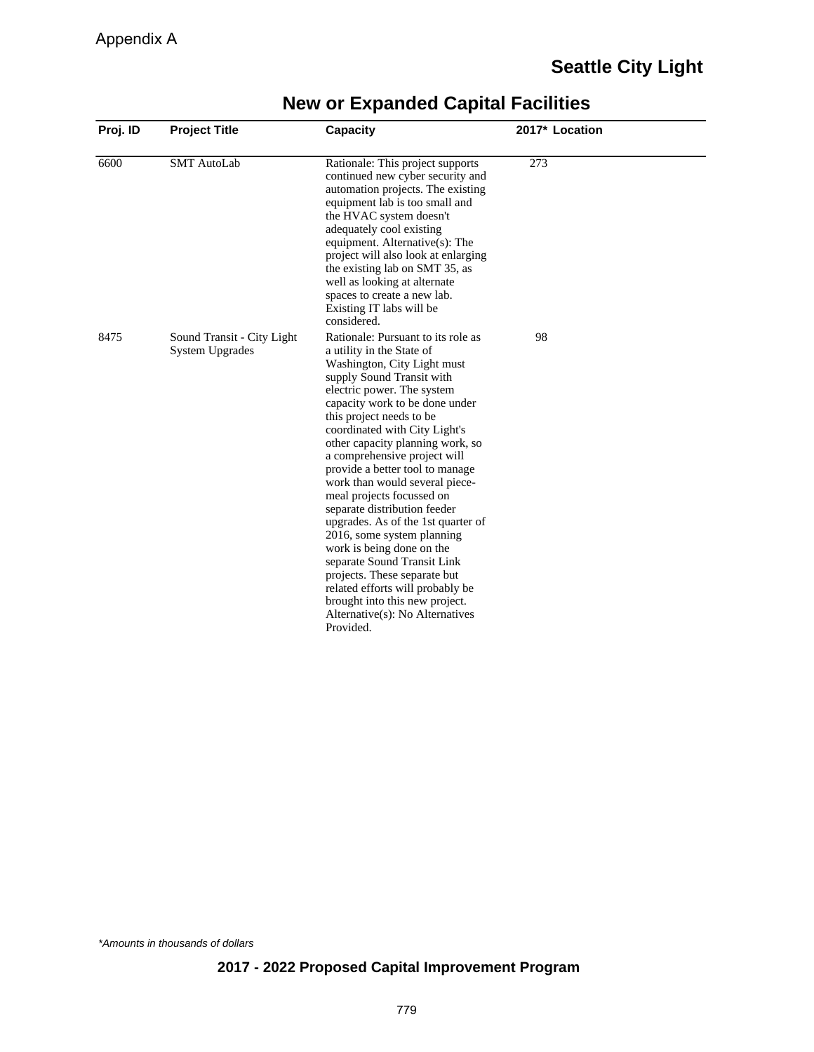Appendix A

## Seattle City Light

# New or Expanded Capital Facilities

| Proj. ID | Project Title | Capacity | 2017* | Location |
|---|---|---|---|---|
| 6600 | SMT AutoLab | Rationale: This project supports continued new cyber security and automation projects. The existing equipment lab is too small and the HVAC system doesn't adequately cool existing equipment. Alternative(s): The project will also look at enlarging the existing lab on SMT 35, as well as looking at alternate spaces to create a new lab. Existing IT labs will be considered. | 273 | |
| 8475 | Sound Transit - City Light System Upgrades | Rationale: Pursuant to its role as a utility in the State of Washington, City Light must supply Sound Transit with electric power. The system capacity work to be done under this project needs to be coordinated with City Light's other capacity planning work, so a comprehensive project will provide a better tool to manage work than would several piece-meal projects focussed on separate distribution feeder upgrades. As of the 1st quarter of 2016, some system planning work is being done on the separate Sound Transit Link projects. These separate but related efforts will probably be brought into this new project. Alternative(s): No Alternatives Provided. | 98 | |

*Amounts in thousands of dollars*

**2017 - 2022 Proposed Capital Improvement Program**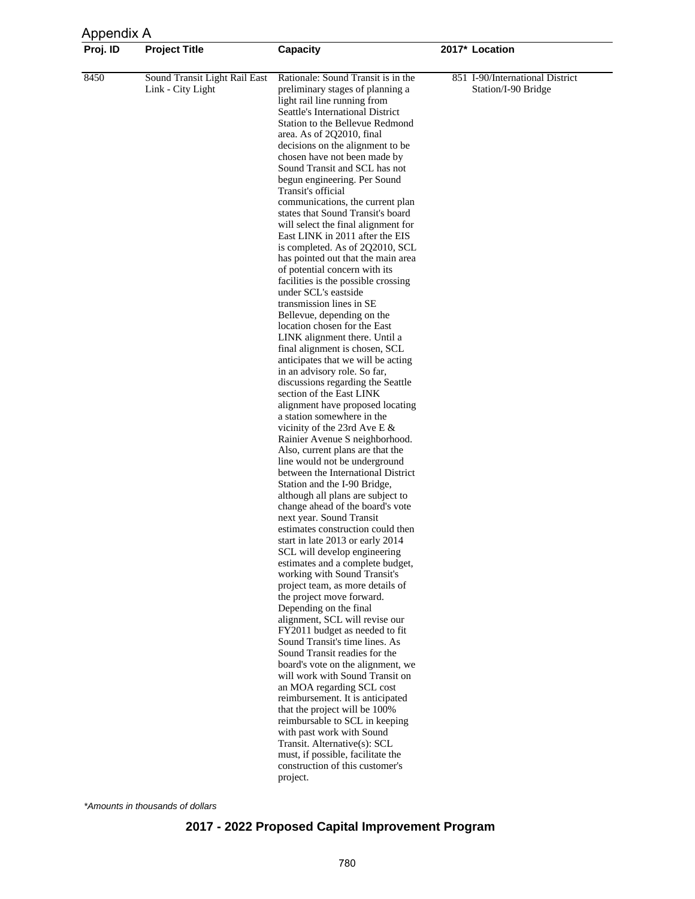Appendix A

| Proj. ID | Project Title | Capacity | 2017* | Location |
|---|---|---|---|---|
| 8450 | Sound Transit Light Rail East Link - City Light | Rationale: Sound Transit is in the preliminary stages of planning a light rail line running from Seattle's International District Station to the Bellevue Redmond area. As of 2Q2010, final decisions on the alignment to be chosen have not been made by Sound Transit and SCL has not begun engineering. Per Sound Transit's official communications, the current plan states that Sound Transit's board will select the final alignment for East LINK in 2011 after the EIS is completed. As of 2Q2010, SCL has pointed out that the main area of potential concern with its facilities is the possible crossing under SCL's eastside transmission lines in SE Bellevue, depending on the location chosen for the East LINK alignment there. Until a final alignment is chosen, SCL anticipates that we will be acting in an advisory role. So far, discussions regarding the Seattle section of the East LINK alignment have proposed locating a station somewhere in the vicinity of the 23rd Ave E & Rainier Avenue S neighborhood. Also, current plans are that the line would not be underground between the International District Station and the I-90 Bridge, although all plans are subject to change ahead of the board's vote next year. Sound Transit estimates construction could then start in late 2013 or early 2014 SCL will develop engineering estimates and a complete budget, working with Sound Transit's project team, as more details of the project move forward. Depending on the final alignment, SCL will revise our FY2011 budget as needed to fit Sound Transit's time lines. As Sound Transit readies for the board's vote on the alignment, we will work with Sound Transit on an MOA regarding SCL cost reimbursement. It is anticipated that the project will be 100% reimbursable to SCL in keeping with past work with Sound Transit. Alternative(s): SCL must, if possible, facilitate the construction of this customer's project. | 851 | I-90/International District Station/I-90 Bridge |

*Amounts in thousands of dollars

**2017 - 2022 Proposed Capital Improvement Program**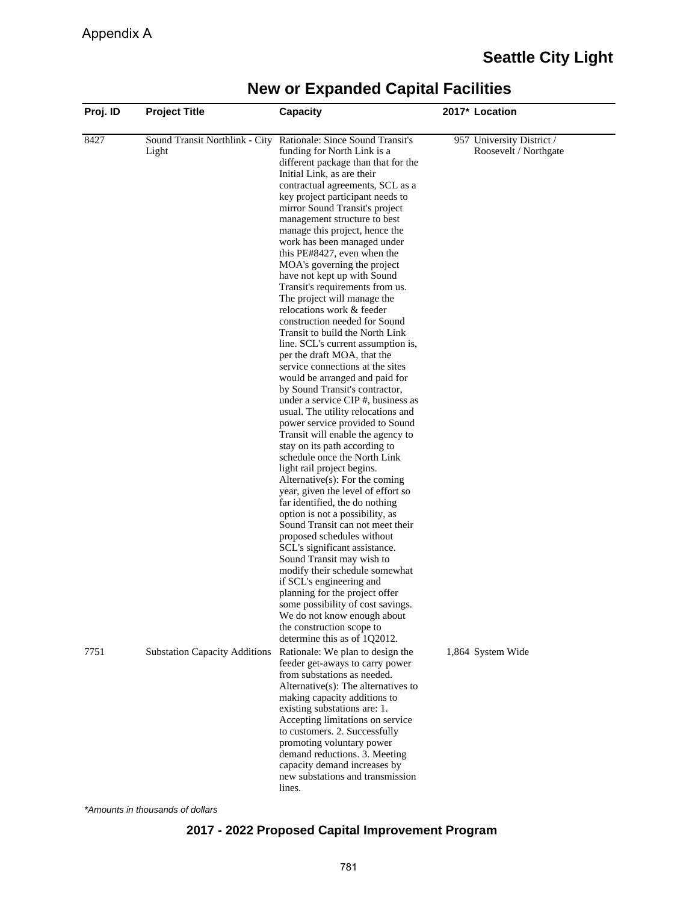Appendix A

# Seattle City Light

## New or Expanded Capital Facilities

| Proj. ID | Project Title | Capacity | 2017* | Location |
|---|---|---|---|---|
| 8427 | Sound Transit Northlink - City Light | Rationale: Since Sound Transit's funding for North Link is a different package than that for the Initial Link, as are their contractual agreements, SCL as a key project participant needs to mirror Sound Transit's project management structure to best manage this project, hence the work has been managed under this PE#8427, even when the MOA's governing the project have not kept up with Sound Transit's requirements from us. The project will manage the relocations work & feeder construction needed for Sound Transit to build the North Link line. SCL's current assumption is, per the draft MOA, that the service connections at the sites would be arranged and paid for by Sound Transit's contractor, under a service CIP #, business as usual. The utility relocations and power service provided to Sound Transit will enable the agency to stay on its path according to schedule once the North Link light rail project begins. Alternative(s): For the coming year, given the level of effort so far identified, the do nothing option is not a possibility, as Sound Transit can not meet their proposed schedules without SCL's significant assistance. Sound Transit may wish to modify their schedule somewhat if SCL's engineering and planning for the project offer some possibility of cost savings. We do not know enough about the construction scope to determine this as of 1Q2012. | 957 | University District / Roosevelt / Northgate |
| 7751 | Substation Capacity Additions | Rationale: We plan to design the feeder get-aways to carry power from substations as needed. Alternative(s): The alternatives to making capacity additions to existing substations are: 1. Accepting limitations on service to customers. 2. Successfully promoting voluntary power demand reductions. 3. Meeting capacity demand increases by new substations and transmission lines. | 1,864 | System Wide |

*\*Amounts in thousands of dollars*

**2017 - 2022 Proposed Capital Improvement Program**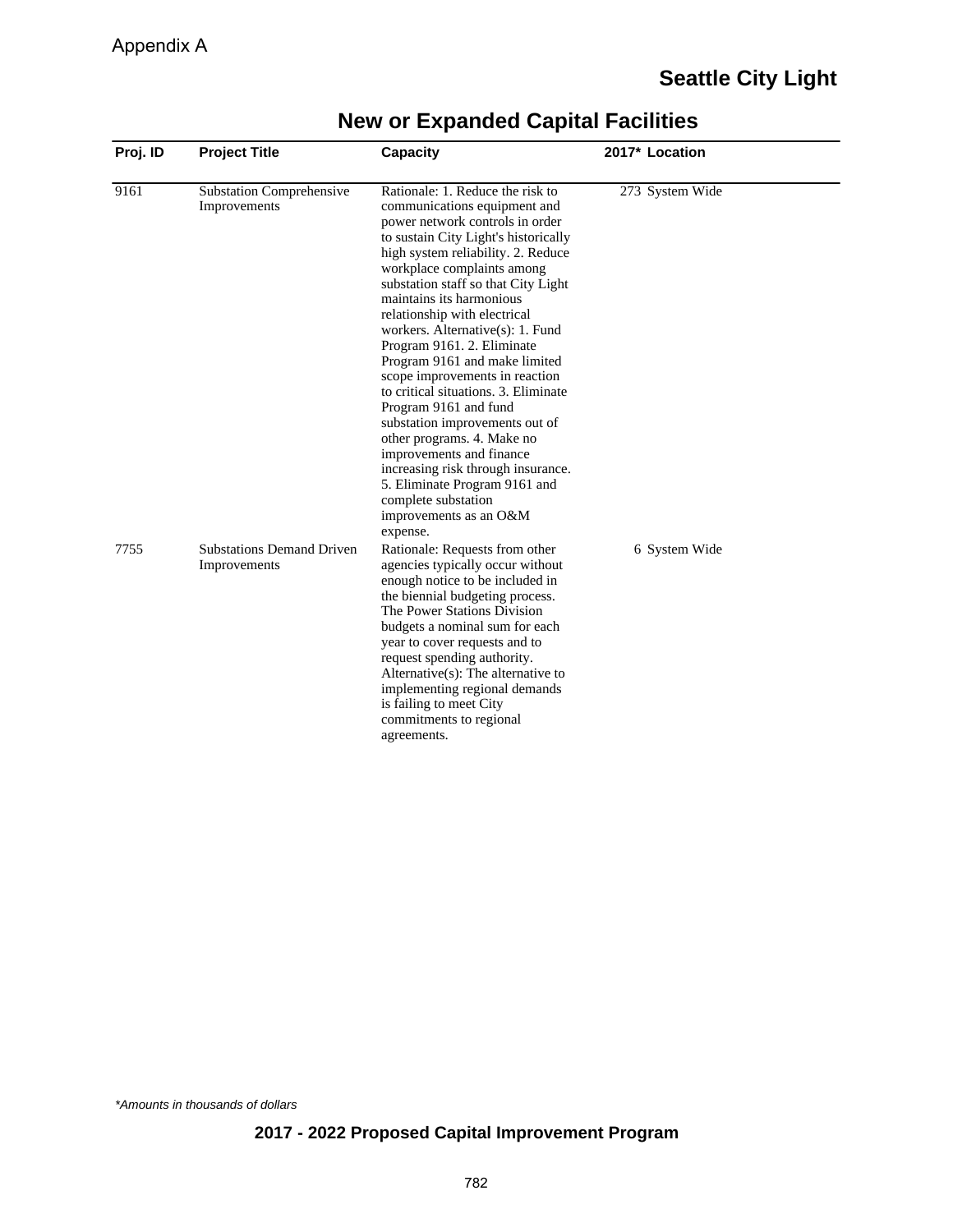Appendix A

# Seattle City Light

## New or Expanded Capital Facilities

| Proj. ID | Project Title | Capacity | 2017* | Location |
|---|---|---|---|---|
| 9161 | Substation Comprehensive Improvements | Rationale: 1. Reduce the risk to communications equipment and power network controls in order to sustain City Light's historically high system reliability. 2. Reduce workplace complaints among substation staff so that City Light maintains its harmonious relationship with electrical workers. Alternative(s): 1. Fund Program 9161. 2. Eliminate Program 9161 and make limited scope improvements in reaction to critical situations. 3. Eliminate Program 9161 and fund substation improvements out of other programs. 4. Make no improvements and finance increasing risk through insurance. 5. Eliminate Program 9161 and complete substation improvements as an O&M expense. | 273 | System Wide |
| 7755 | Substations Demand Driven Improvements | Rationale: Requests from other agencies typically occur without enough notice to be included in the biennial budgeting process. The Power Stations Division budgets a nominal sum for each year to cover requests and to request spending authority. Alternative(s): The alternative to implementing regional demands is failing to meet City commitments to regional agreements. | 6 | System Wide |

*Amounts in thousands of dollars*

**2017 - 2022 Proposed Capital Improvement Program**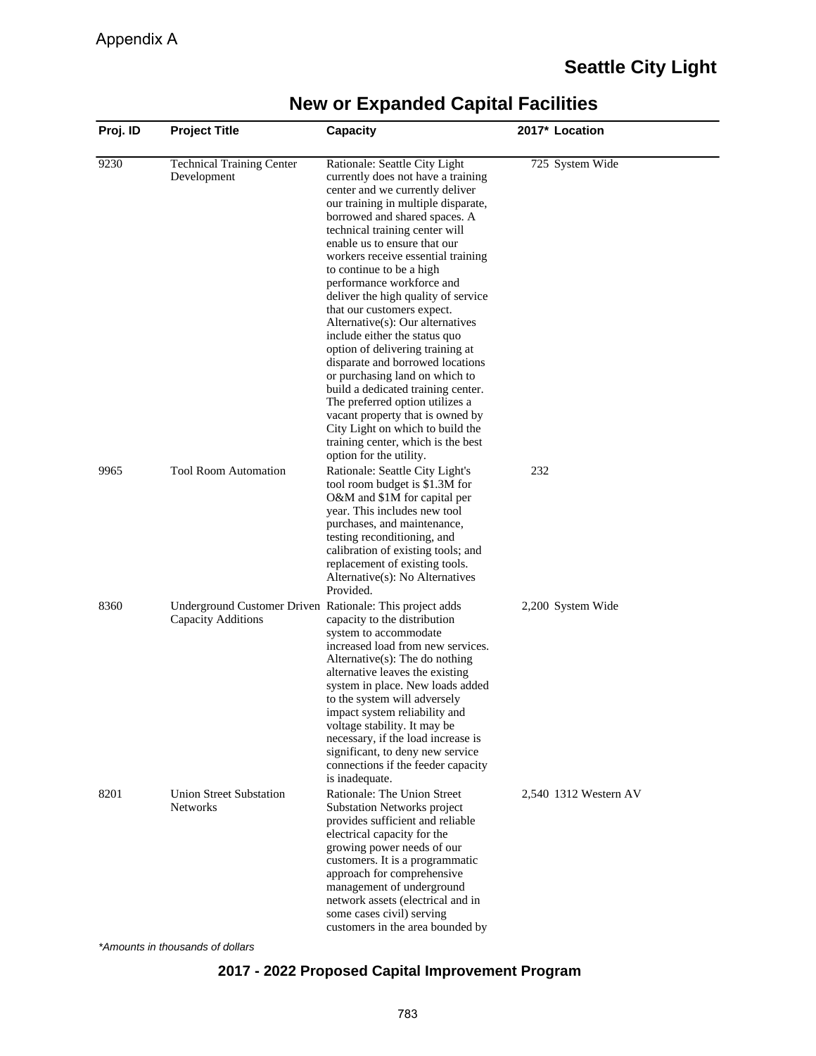Appendix A

## Seattle City Light

# New or Expanded Capital Facilities

| Proj. ID | Project Title | Capacity | 2017* | Location |
|---|---|---|---|---|
| 9230 | Technical Training Center Development | Rationale: Seattle City Light currently does not have a training center and we currently deliver our training in multiple disparate, borrowed and shared spaces. A technical training center will enable us to ensure that our workers receive essential training to continue to be a high performance workforce and deliver the high quality of service that our customers expect. Alternative(s): Our alternatives include either the status quo option of delivering training at disparate and borrowed locations or purchasing land on which to build a dedicated training center. The preferred option utilizes a vacant property that is owned by City Light on which to build the training center, which is the best option for the utility. | 725 | System Wide |
| 9965 | Tool Room Automation | Rationale: Seattle City Light's tool room budget is $1.3M for O&M and $1M for capital per year. This includes new tool purchases, and maintenance, testing reconditioning, and calibration of existing tools; and replacement of existing tools. Alternative(s): No Alternatives Provided. | 232 | |
| 8360 | Underground Customer Driven Capacity Additions | Rationale: This project adds capacity to the distribution system to accommodate increased load from new services. Alternative(s): The do nothing alternative leaves the existing system in place. New loads added to the system will adversely impact system reliability and voltage stability. It may be necessary, if the load increase is significant, to deny new service connections if the feeder capacity is inadequate. | 2,200 | System Wide |
| 8201 | Union Street Substation Networks | Rationale: The Union Street Substation Networks project provides sufficient and reliable electrical capacity for the growing power needs of our customers. It is a programmatic approach for comprehensive management of underground network assets (electrical and in some cases civil) serving customers in the area bounded by | 2,540 | 1312 Western AV |

*Amounts in thousands of dollars*

**2017 - 2022 Proposed Capital Improvement Program**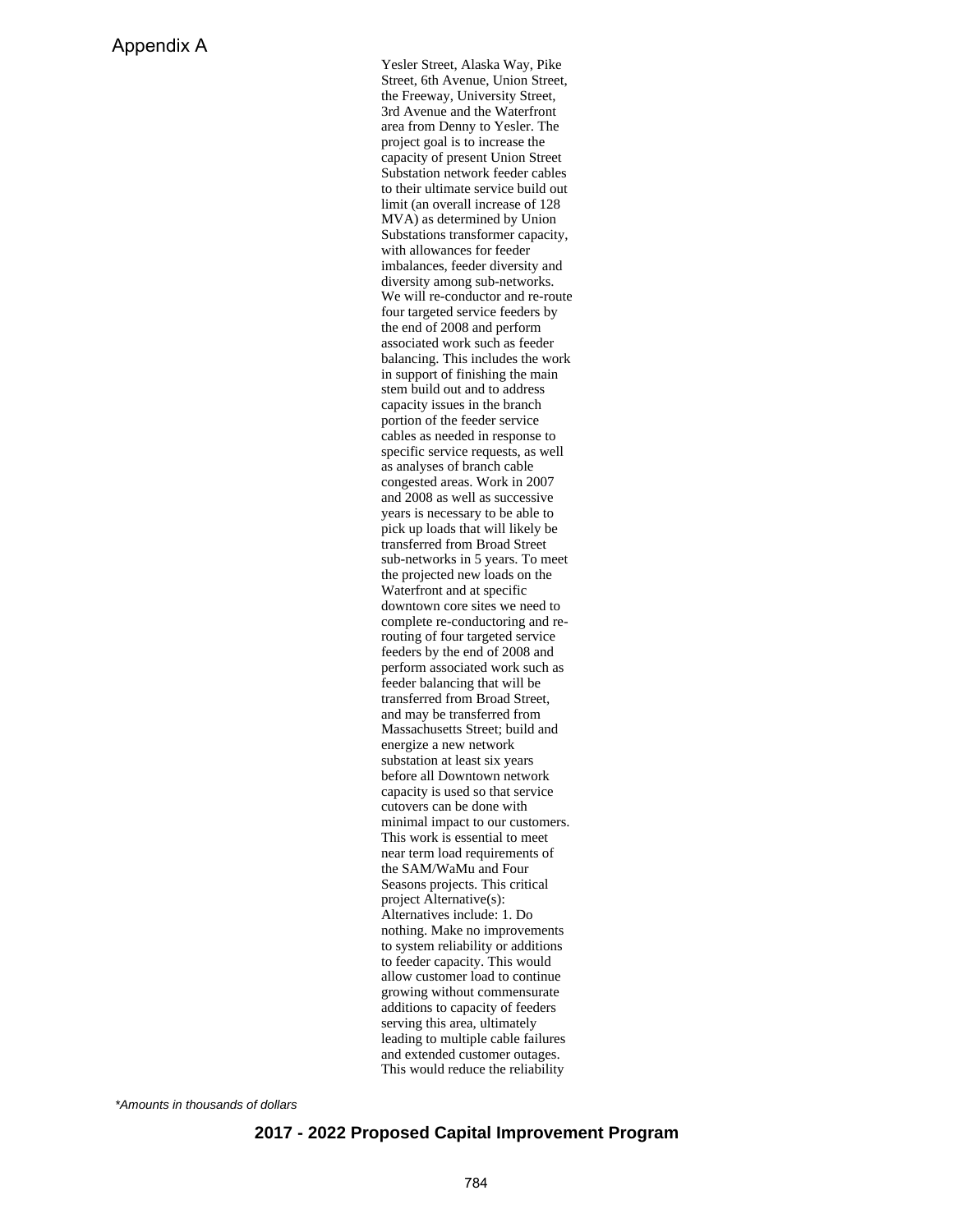Yesler Street, Alaska Way, Pike Street, 6th Avenue, Union Street, the Freeway, University Street, 3rd Avenue and the Waterfront area from Denny to Yesler. The project goal is to increase the capacity of present Union Street Substation network feeder cables to their ultimate service build out limit (an overall increase of 128 MVA) as determined by Union Substations transformer capacity, with allowances for feeder imbalances, feeder diversity and diversity among sub-networks. We will re-conductor and re-route four targeted service feeders by the end of 2008 and perform associated work such as feeder balancing. This includes the work in support of finishing the main stem build out and to address capacity issues in the branch portion of the feeder service cables as needed in response to specific service requests, as well as analyses of branch cable congested areas. Work in 2007 and 2008 as well as successive years is necessary to be able to pick up loads that will likely be transferred from Broad Street sub-networks in 5 years. To meet the projected new loads on the Waterfront and at specific downtown core sites we need to complete re-conductoring and re-routing of four targeted service feeders by the end of 2008 and perform associated work such as feeder balancing that will be transferred from Broad Street, and may be transferred from Massachusetts Street; build and energize a new network substation at least six years before all Downtown network capacity is used so that service cutovers can be done with minimal impact to our customers. This work is essential to meet near term load requirements of the SAM/WaMu and Four Seasons projects. This critical project Alternative(s): Alternatives include: 1. Do nothing. Make no improvements to system reliability or additions to feeder capacity. This would allow customer load to continue growing without commensurate additions to capacity of feeders serving this area, ultimately leading to multiple cable failures and extended customer outages. This would reduce the reliability

*Amounts in thousands of dollars*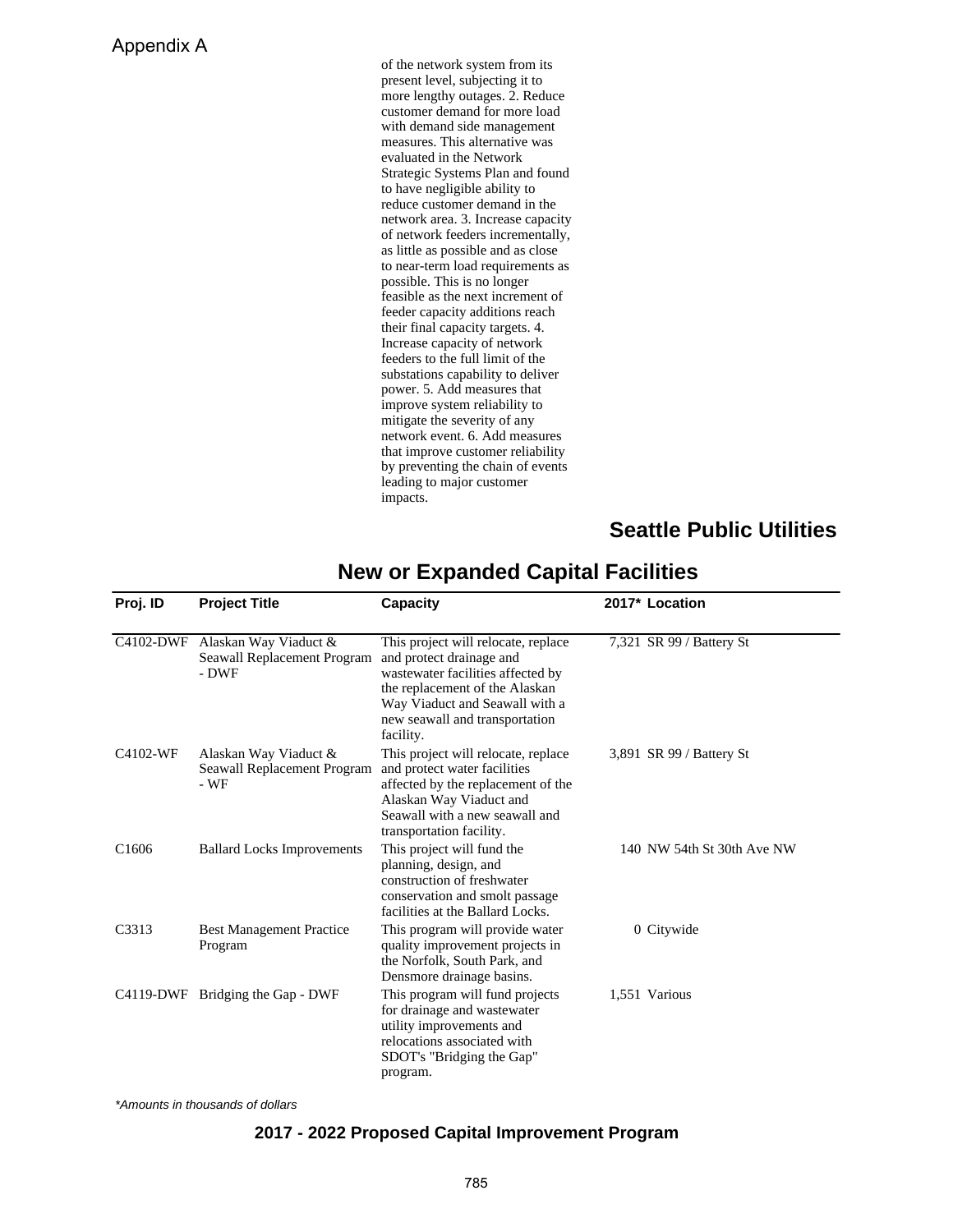Appendix A

of the network system from its present level, subjecting it to more lengthy outages. 2. Reduce customer demand for more load with demand side management measures. This alternative was evaluated in the Network Strategic Systems Plan and found to have negligible ability to reduce customer demand in the network area. 3. Increase capacity of network feeders incrementally, as little as possible and as close to near-term load requirements as possible. This is no longer feasible as the next increment of feeder capacity additions reach their final capacity targets. 4. Increase capacity of network feeders to the full limit of the substations capability to deliver power. 5. Add measures that improve system reliability to mitigate the severity of any network event. 6. Add measures that improve customer reliability by preventing the chain of events leading to major customer impacts.

## Seattle Public Utilities

## New or Expanded Capital Facilities

| Proj. ID | Project Title | Capacity | 2017* | Location |
|---|---|---|---|---|
| C4102-DWF | Alaskan Way Viaduct & Seawall Replacement Program - DWF | This project will relocate, replace and protect drainage and wastewater facilities affected by the replacement of the Alaskan Way Viaduct and Seawall with a new seawall and transportation facility. | 7,321 | SR 99 / Battery St |
| C4102-WF | Alaskan Way Viaduct & Seawall Replacement Program - WF | This project will relocate, replace and protect water facilities affected by the replacement of the Alaskan Way Viaduct and Seawall with a new seawall and transportation facility. | 3,891 | SR 99 / Battery St |
| C1606 | Ballard Locks Improvements | This project will fund the planning, design, and construction of freshwater conservation and smolt passage facilities at the Ballard Locks. | 140 | NW 54th St 30th Ave NW |
| C3313 | Best Management Practice Program | This program will provide water quality improvement projects in the Norfolk, South Park, and Densmore drainage basins. | 0 | Citywide |
| C4119-DWF | Bridging the Gap - DWF | This program will fund projects for drainage and wastewater utility improvements and relocations associated with SDOT's "Bridging the Gap" program. | 1,551 | Various |

*Amounts in thousands of dollars*

**2017 - 2022 Proposed Capital Improvement Program**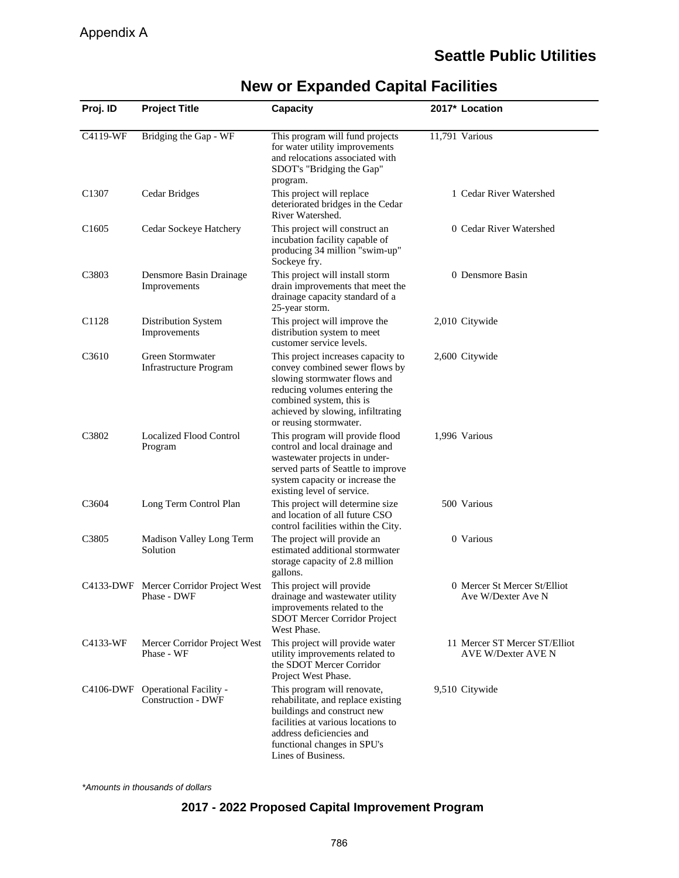Appendix A

## Seattle Public Utilities

# New or Expanded Capital Facilities

| Proj. ID | Project Title | Capacity | 2017* | Location |
|---|---|---|---|---|
| C4119-WF | Bridging the Gap - WF | This program will fund projects for water utility improvements and relocations associated with SDOT's "Bridging the Gap" program. | 11,791 | Various |
| C1307 | Cedar Bridges | This project will replace deteriorated bridges in the Cedar River Watershed. | 1 | Cedar River Watershed |
| C1605 | Cedar Sockeye Hatchery | This project will construct an incubation facility capable of producing 34 million "swim-up" Sockeye fry. | 0 | Cedar River Watershed |
| C3803 | Densmore Basin Drainage Improvements | This project will install storm drain improvements that meet the drainage capacity standard of a 25-year storm. | 0 | Densmore Basin |
| C1128 | Distribution System Improvements | This project will improve the distribution system to meet customer service levels. | 2,010 | Citywide |
| C3610 | Green Stormwater Infrastructure Program | This project increases capacity to convey combined sewer flows by slowing stormwater flows and reducing volumes entering the combined system, this is achieved by slowing, infiltrating or reusing stormwater. | 2,600 | Citywide |
| C3802 | Localized Flood Control Program | This program will provide flood control and local drainage and wastewater projects in under-served parts of Seattle to improve system capacity or increase the existing level of service. | 1,996 | Various |
| C3604 | Long Term Control Plan | This project will determine size and location of all future CSO control facilities within the City. | 500 | Various |
| C3805 | Madison Valley Long Term Solution | The project will provide an estimated additional stormwater storage capacity of 2.8 million gallons. | 0 | Various |
| C4133-DWF | Mercer Corridor Project West Phase - DWF | This project will provide drainage and wastewater utility improvements related to the SDOT Mercer Corridor Project West Phase. | 0 | Mercer St Mercer St/Elliot Ave W/Dexter Ave N |
| C4133-WF | Mercer Corridor Project West Phase - WF | This project will provide water utility improvements related to the SDOT Mercer Corridor Project West Phase. | 11 | Mercer ST Mercer ST/Elliot AVE W/Dexter AVE N |
| C4106-DWF | Operational Facility - Construction - DWF | This program will renovate, rehabilitate, and replace existing buildings and construct new facilities at various locations to address deficiencies and functional changes in SPU's Lines of Business. | 9,510 | Citywide |

*\*Amounts in thousands of dollars*

**2017 - 2022 Proposed Capital Improvement Program**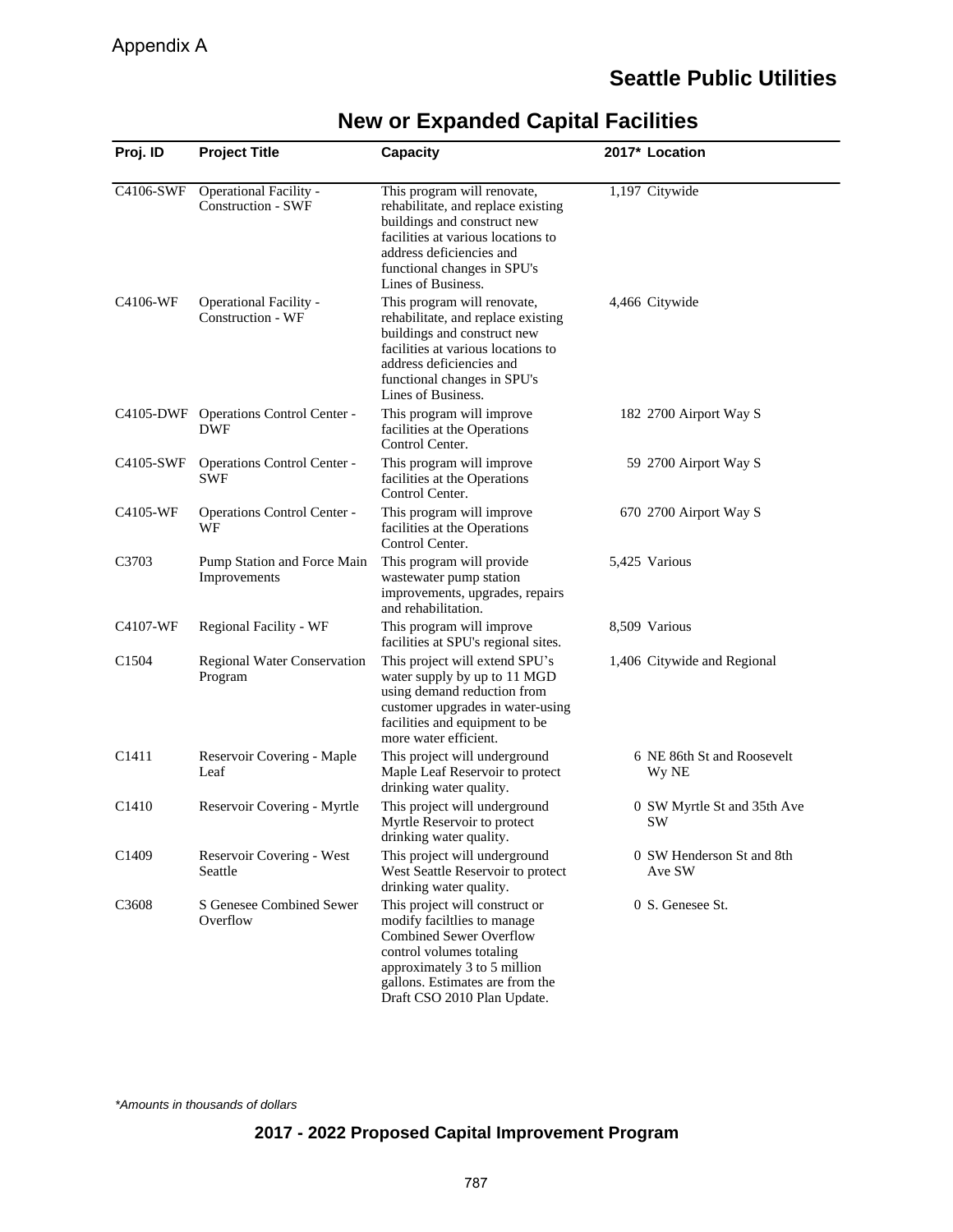Appendix A

## Seattle Public Utilities

# New or Expanded Capital Facilities

| Proj. ID | Project Title | Capacity | 2017* | Location |
|---|---|---|---|---|
| C4106-SWF | Operational Facility - Construction - SWF | This program will renovate, rehabilitate, and replace existing buildings and construct new facilities at various locations to address deficiencies and functional changes in SPU's Lines of Business. | 1,197 | Citywide |
| C4106-WF | Operational Facility - Construction - WF | This program will renovate, rehabilitate, and replace existing buildings and construct new facilities at various locations to address deficiencies and functional changes in SPU's Lines of Business. | 4,466 | Citywide |
| C4105-DWF | Operations Control Center - DWF | This program will improve facilities at the Operations Control Center. | 182 | 2700 Airport Way S |
| C4105-SWF | Operations Control Center - SWF | This program will improve facilities at the Operations Control Center. | 59 | 2700 Airport Way S |
| C4105-WF | Operations Control Center - WF | This program will improve facilities at the Operations Control Center. | 670 | 2700 Airport Way S |
| C3703 | Pump Station and Force Main Improvements | This program will provide wastewater pump station improvements, upgrades, repairs and rehabilitation. | 5,425 | Various |
| C4107-WF | Regional Facility - WF | This program will improve facilities at SPU's regional sites. | 8,509 | Various |
| C1504 | Regional Water Conservation Program | This project will extend SPU's water supply by up to 11 MGD using demand reduction from customer upgrades in water-using facilities and equipment to be more water efficient. | 1,406 | Citywide and Regional |
| C1411 | Reservoir Covering - Maple Leaf | This project will underground Maple Leaf Reservoir to protect drinking water quality. | 6 | NE 86th St and Roosevelt Wy NE |
| C1410 | Reservoir Covering - Myrtle | This project will underground Myrtle Reservoir to protect drinking water quality. | 0 | SW Myrtle St and 35th Ave SW |
| C1409 | Reservoir Covering - West Seattle | This project will underground West Seattle Reservoir to protect drinking water quality. | 0 | SW Henderson St and 8th Ave SW |
| C3608 | S Genesee Combined Sewer Overflow | This project will construct or modify faciltlies to manage Combined Sewer Overflow control volumes totaling approximately 3 to 5 million gallons. Estimates are from the Draft CSO 2010 Plan Update. | 0 | S. Genesee St. |

*Amounts in thousands of dollars*

**2017 - 2022 Proposed Capital Improvement Program**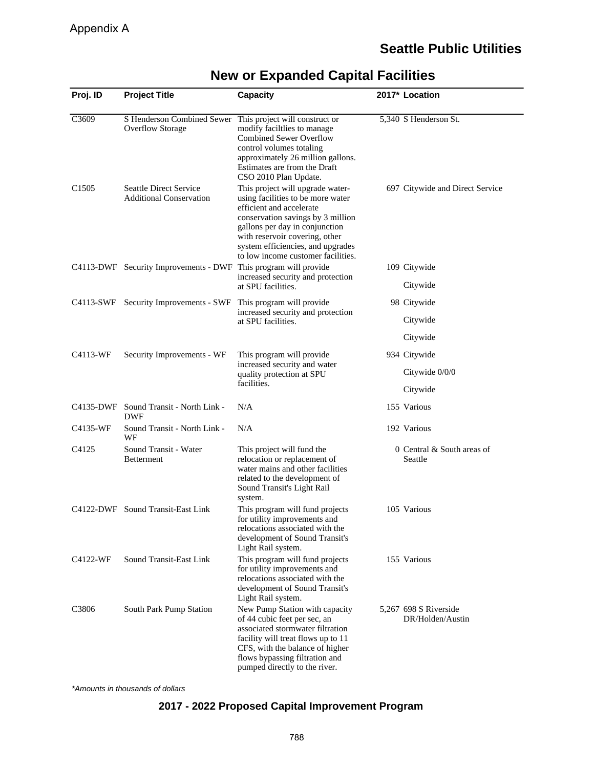Appendix A

## Seattle Public Utilities

# New or Expanded Capital Facilities

| Proj. ID | Project Title | Capacity | 2017* | Location |
|---|---|---|---|---|
| C3609 | S Henderson Combined Sewer Overflow Storage | This project will construct or modify faciltlies to manage Combined Sewer Overflow control volumes totaling approximately 26 million gallons. Estimates are from the Draft CSO 2010 Plan Update. | 5,340 | S Henderson St. |
| C1505 | Seattle Direct Service Additional Conservation | This project will upgrade water-using facilities to be more water efficient and accelerate conservation savings by 3 million gallons per day in conjunction with reservoir covering, other system efficiencies, and upgrades to low income customer facilities. | 697 | Citywide and Direct Service |
| C4113-DWF | Security Improvements - DWF | This program will provide increased security and protection at SPU facilities. | 109 | Citywide<br>Citywide |
| C4113-SWF | Security Improvements - SWF | This program will provide increased security and protection at SPU facilities. | 98 | Citywide<br>Citywide<br>Citywide |
| C4113-WF | Security Improvements - WF | This program will provide increased security and water quality protection at SPU facilities. | 934 | Citywide<br>Citywide 0/0/0<br>Citywide |
| C4135-DWF | Sound Transit - North Link - DWF | N/A | 155 | Various |
| C4135-WF | Sound Transit - North Link - WF | N/A | 192 | Various |
| C4125 | Sound Transit - Water Betterment | This project will fund the relocation or replacement of water mains and other facilities related to the development of Sound Transit's Light Rail system. | 0 | Central & South areas of Seattle |
| C4122-DWF | Sound Transit-East Link | This program will fund projects for utility improvements and relocations associated with the development of Sound Transit's Light Rail system. | 105 | Various |
| C4122-WF | Sound Transit-East Link | This program will fund projects for utility improvements and relocations associated with the development of Sound Transit's Light Rail system. | 155 | Various |
| C3806 | South Park Pump Station | New Pump Station with capacity of 44 cubic feet per sec, an associated stormwater filtration facility will treat flows up to 11 CFS, with the balance of higher flows bypassing filtration and pumped directly to the river. | 5,267 | 698 S Riverside DR/Holden/Austin |

*\*Amounts in thousands of dollars*

**2017 - 2022 Proposed Capital Improvement Program**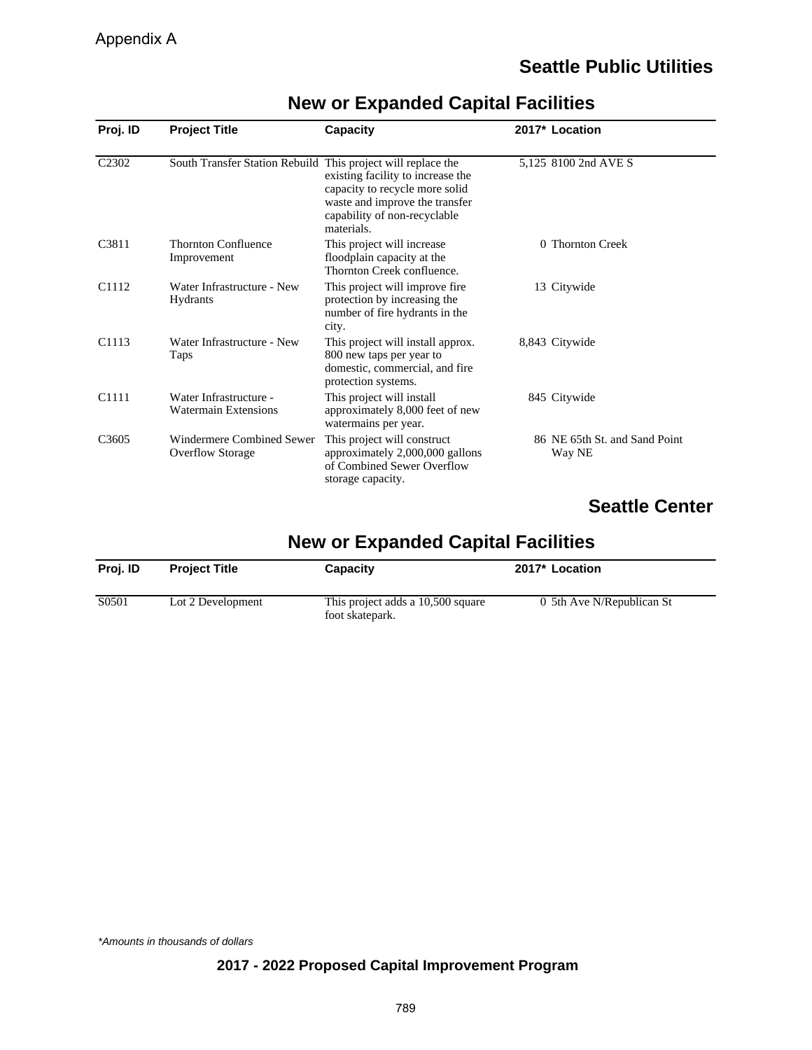Appendix A

## Seattle Public Utilities

### New or Expanded Capital Facilities

| Proj. ID | Project Title | Capacity | 2017* | Location |
|---|---|---|---|---|
| C2302 | South Transfer Station Rebuild | This project will replace the existing facility to increase the capacity to recycle more solid waste and improve the transfer capability of non-recyclable materials. | 5,125 | 8100 2nd AVE S |
| C3811 | Thornton Confluence Improvement | This project will increase floodplain capacity at the Thornton Creek confluence. | 0 | Thornton Creek |
| C1112 | Water Infrastructure - New Hydrants | This project will improve fire protection by increasing the number of fire hydrants in the city. | 13 | Citywide |
| C1113 | Water Infrastructure - New Taps | This project will install approx. 800 new taps per year to domestic, commercial, and fire protection systems. | 8,843 | Citywide |
| C1111 | Water Infrastructure - Watermain Extensions | This project will install approximately 8,000 feet of new watermains per year. | 845 | Citywide |
| C3605 | Windermere Combined Sewer Overflow Storage | This project will construct approximately 2,000,000 gallons of Combined Sewer Overflow storage capacity. | 86 | NE 65th St. and Sand Point Way NE |

## Seattle Center

### New or Expanded Capital Facilities

| Proj. ID | Project Title | Capacity | 2017* | Location |
|---|---|---|---|---|
| S0501 | Lot 2 Development | This project adds a 10,500 square foot skatepark. | 0 | 5th Ave N/Republican St |

*Amounts in thousands of dollars

**2017 - 2022 Proposed Capital Improvement Program**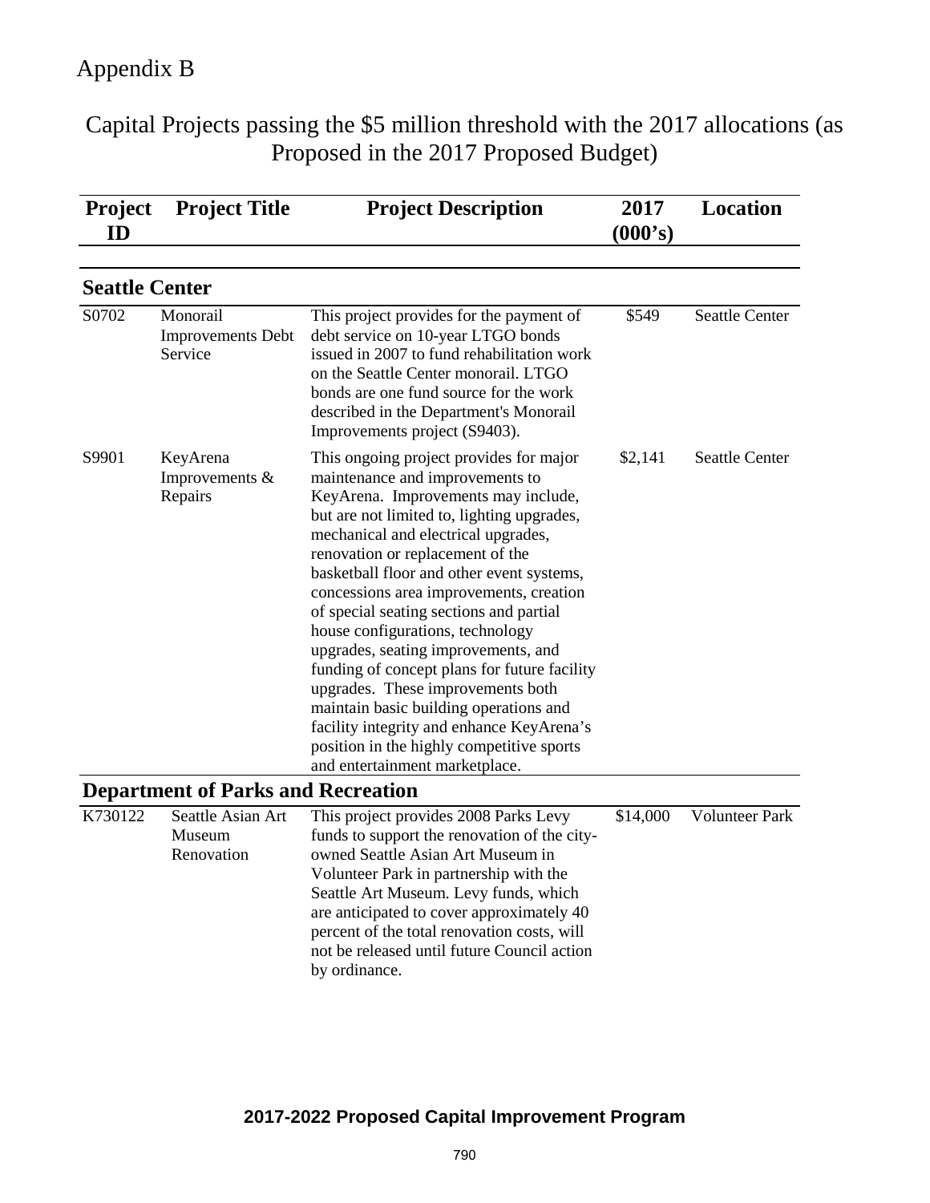# Appendix B

## Capital Projects passing the $5 million threshold with the 2017 allocations (as Proposed in the 2017 Proposed Budget)

| Project ID | Project Title | Project Description | 2017 (000's) | Location |
|---|---|---|---|---|
| **Seattle Center** | | | | |
| S0702 | Monorail Improvements Debt Service | This project provides for the payment of debt service on 10-year LTGO bonds issued in 2007 to fund rehabilitation work on the Seattle Center monorail. LTGO bonds are one fund source for the work described in the Department's Monorail Improvements project (S9403). | $549 | Seattle Center |
| S9901 | KeyArena Improvements & Repairs | This ongoing project provides for major maintenance and improvements to KeyArena. Improvements may include, but are not limited to, lighting upgrades, mechanical and electrical upgrades, renovation or replacement of the basketball floor and other event systems, concessions area improvements, creation of special seating sections and partial house configurations, technology upgrades, seating improvements, and funding of concept plans for future facility upgrades. These improvements both maintain basic building operations and facility integrity and enhance KeyArena's position in the highly competitive sports and entertainment marketplace. | $2,141 | Seattle Center |
| **Department of Parks and Recreation** | | | | |
| K730122 | Seattle Asian Art Museum Renovation | This project provides 2008 Parks Levy funds to support the renovation of the city-owned Seattle Asian Art Museum in Volunteer Park in partnership with the Seattle Art Museum. Levy funds, which are anticipated to cover approximately 40 percent of the total renovation costs, will not be released until future Council action by ordinance. | $14,000 | Volunteer Park |

**2017-2022 Proposed Capital Improvement Program**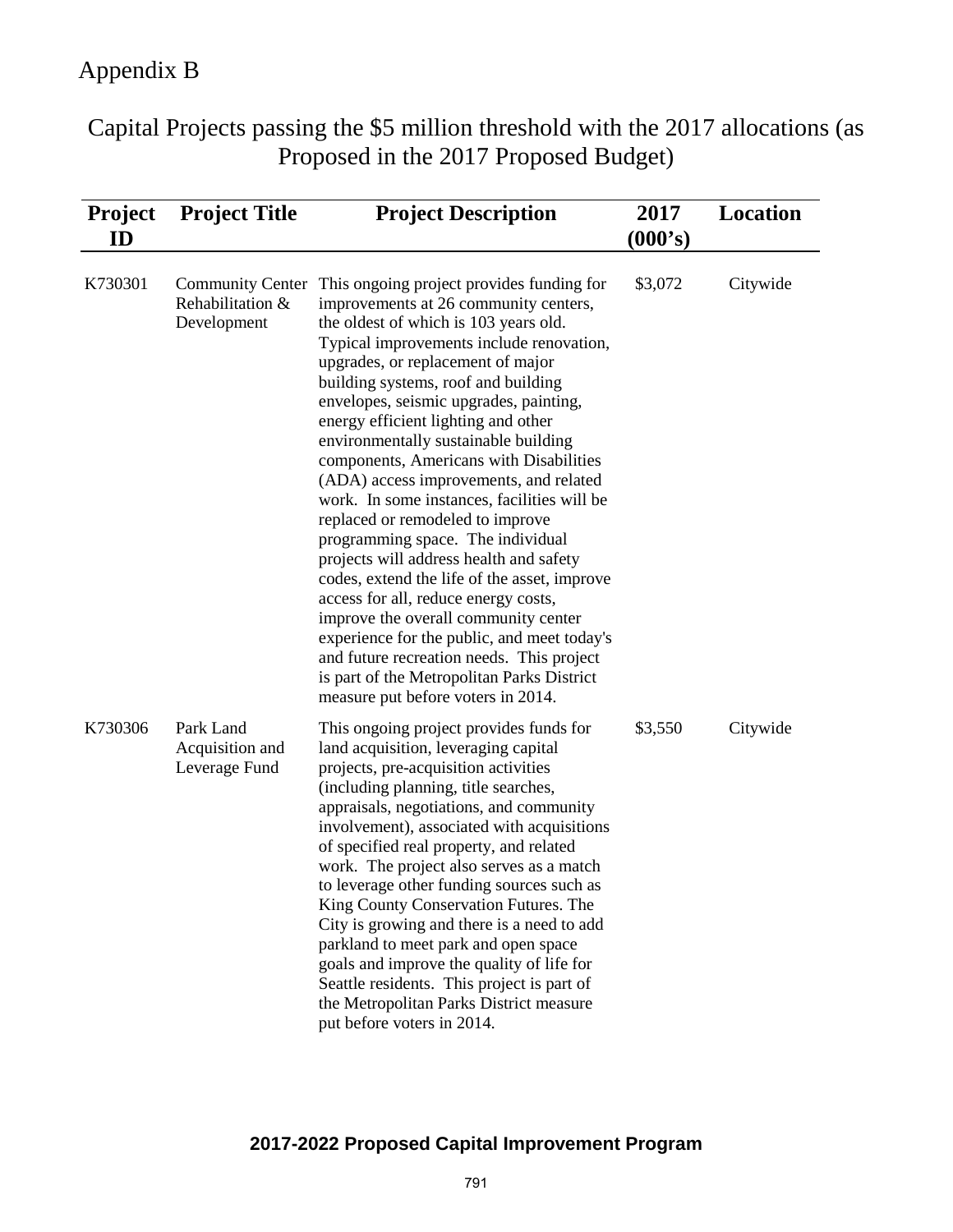# Appendix B

## Capital Projects passing the $5 million threshold with the 2017 allocations (as Proposed in the 2017 Proposed Budget)

| Project ID | Project Title | Project Description | 2017 (000's) | Location |
|---|---|---|---|---|
| K730301 | Community Center Rehabilitation & Development | This ongoing project provides funding for improvements at 26 community centers, the oldest of which is 103 years old. Typical improvements include renovation, upgrades, or replacement of major building systems, roof and building envelopes, seismic upgrades, painting, energy efficient lighting and other environmentally sustainable building components, Americans with Disabilities (ADA) access improvements, and related work. In some instances, facilities will be replaced or remodeled to improve programming space. The individual projects will address health and safety codes, extend the life of the asset, improve access for all, reduce energy costs, improve the overall community center experience for the public, and meet today's and future recreation needs. This project is part of the Metropolitan Parks District measure put before voters in 2014. | $3,072 | Citywide |
| K730306 | Park Land Acquisition and Leverage Fund | This ongoing project provides funds for land acquisition, leveraging capital projects, pre-acquisition activities (including planning, title searches, appraisals, negotiations, and community involvement), associated with acquisitions of specified real property, and related work. The project also serves as a match to leverage other funding sources such as King County Conservation Futures. The City is growing and there is a need to add parkland to meet park and open space goals and improve the quality of life for Seattle residents. This project is part of the Metropolitan Parks District measure put before voters in 2014. | $3,550 | Citywide |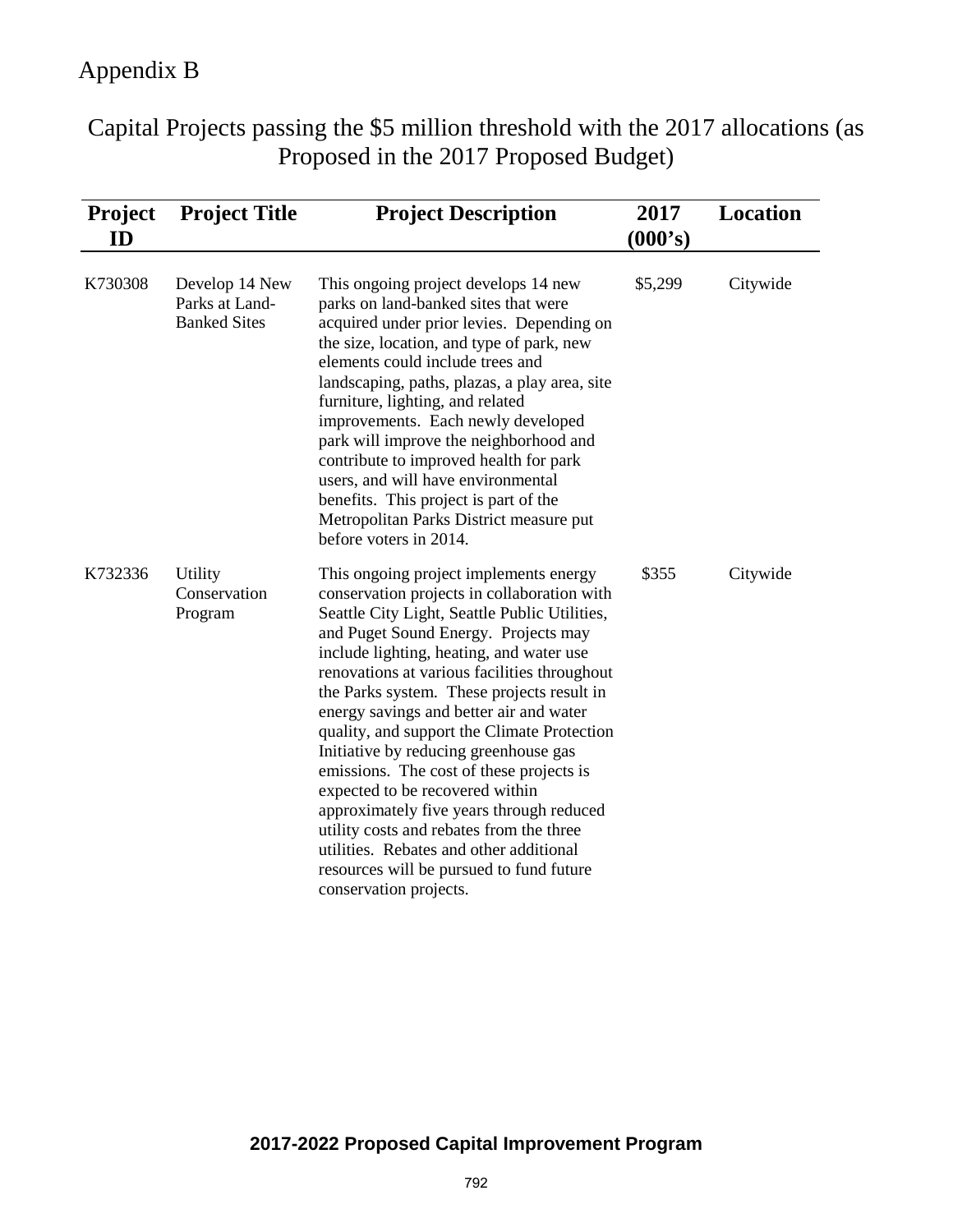# Appendix B

## Capital Projects passing the $5 million threshold with the 2017 allocations (as Proposed in the 2017 Proposed Budget)

| Project ID | Project Title | Project Description | 2017 (000's) | Location |
|---|---|---|---|---|
| K730308 | Develop 14 New Parks at Land-Banked Sites | This ongoing project develops 14 new parks on land-banked sites that were acquired under prior levies. Depending on the size, location, and type of park, new elements could include trees and landscaping, paths, plazas, a play area, site furniture, lighting, and related improvements. Each newly developed park will improve the neighborhood and contribute to improved health for park users, and will have environmental benefits. This project is part of the Metropolitan Parks District measure put before voters in 2014. | $5,299 | Citywide |
| K732336 | Utility Conservation Program | This ongoing project implements energy conservation projects in collaboration with Seattle City Light, Seattle Public Utilities, and Puget Sound Energy. Projects may include lighting, heating, and water use renovations at various facilities throughout the Parks system. These projects result in energy savings and better air and water quality, and support the Climate Protection Initiative by reducing greenhouse gas emissions. The cost of these projects is expected to be recovered within approximately five years through reduced utility costs and rebates from the three utilities. Rebates and other additional resources will be pursued to fund future conservation projects. | $355 | Citywide |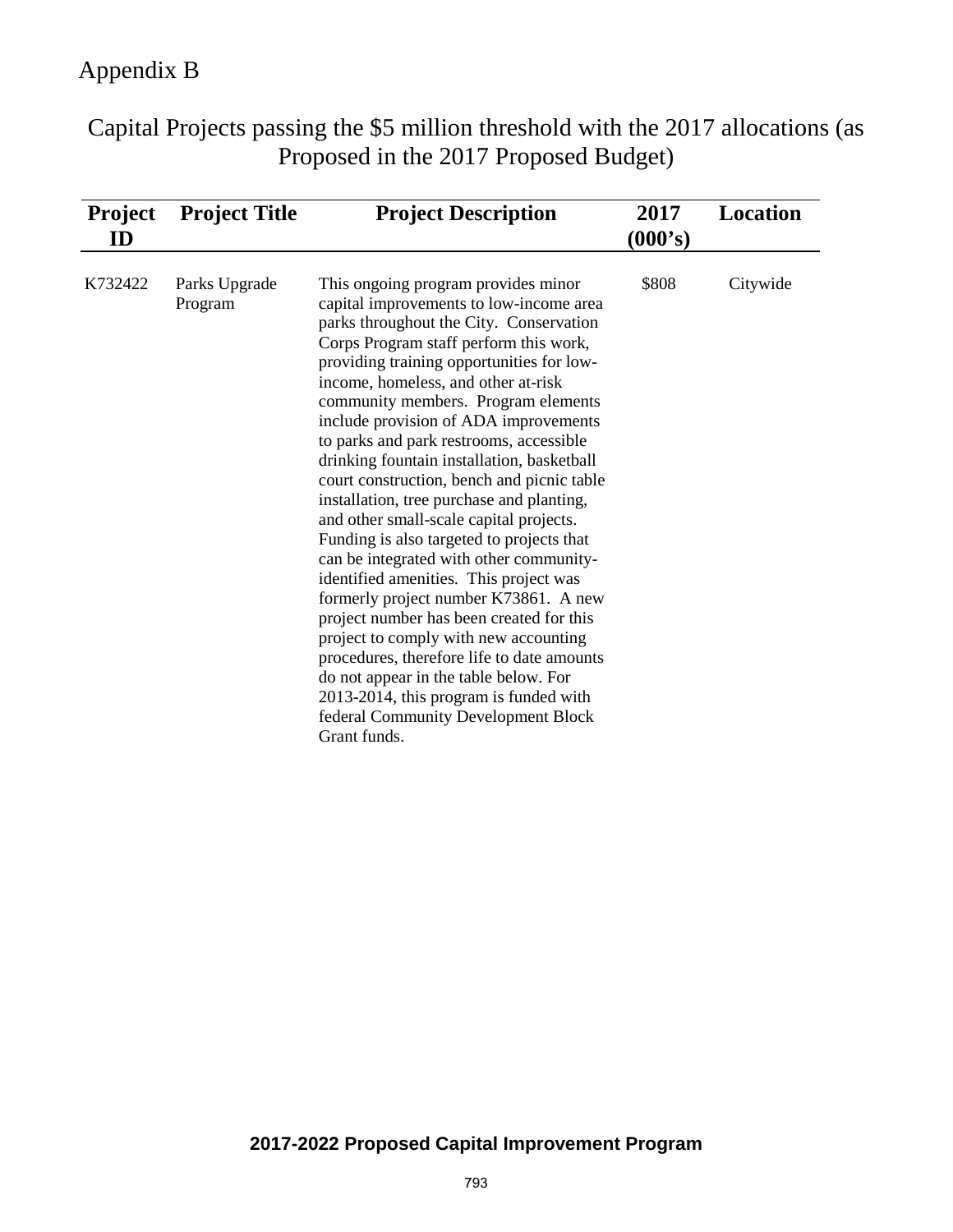# Appendix B

## Capital Projects passing the $5 million threshold with the 2017 allocations (as Proposed in the 2017 Proposed Budget)

| Project ID | Project Title | Project Description | 2017 (000's) | Location |
|---|---|---|---|---|
| K732422 | Parks Upgrade Program | This ongoing program provides minor capital improvements to low-income area parks throughout the City. Conservation Corps Program staff perform this work, providing training opportunities for low-income, homeless, and other at-risk community members. Program elements include provision of ADA improvements to parks and park restrooms, accessible drinking fountain installation, basketball court construction, bench and picnic table installation, tree purchase and planting, and other small-scale capital projects. Funding is also targeted to projects that can be integrated with other community-identified amenities. This project was formerly project number K73861. A new project number has been created for this project to comply with new accounting procedures, therefore life to date amounts do not appear in the table below. For 2013-2014, this program is funded with federal Community Development Block Grant funds. | $808 | Citywide |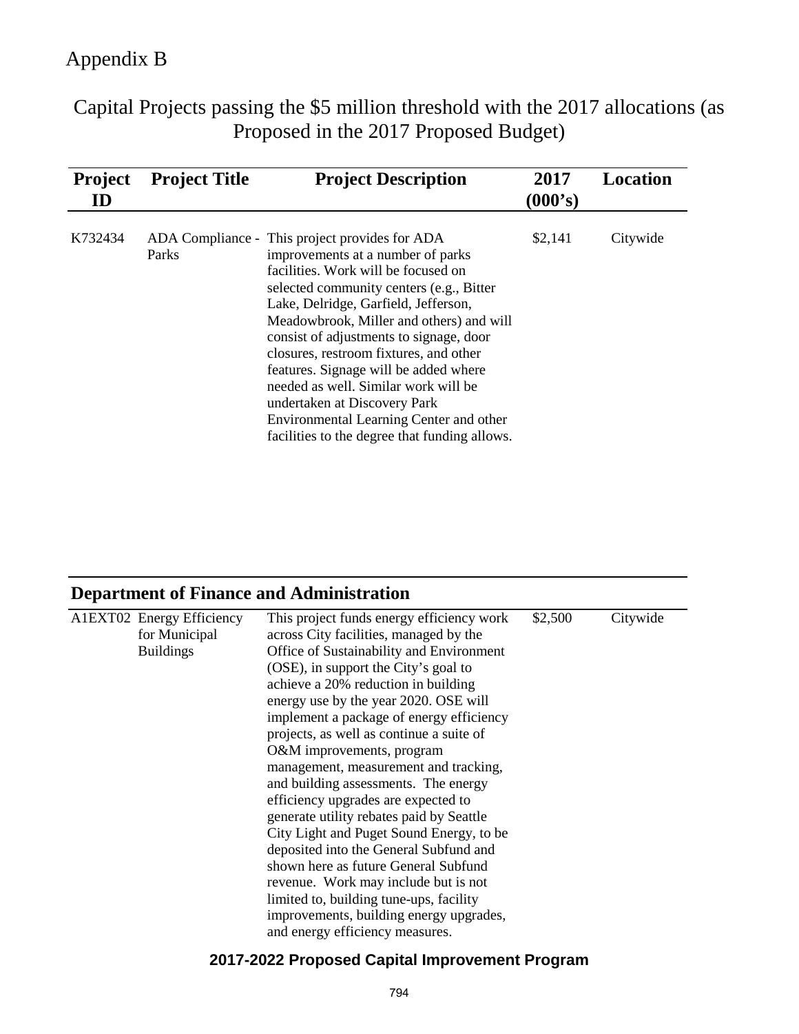Appendix B

# Capital Projects passing the $5 million threshold with the 2017 allocations (as Proposed in the 2017 Proposed Budget)

| Project ID | Project Title | Project Description | 2017 (000's) | Location |
|---|---|---|---|---|
| K732434 | ADA Compliance - Parks | This project provides for ADA improvements at a number of parks facilities. Work will be focused on selected community centers (e.g., Bitter Lake, Delridge, Garfield, Jefferson, Meadowbrook, Miller and others) and will consist of adjustments to signage, door closures, restroom fixtures, and other features. Signage will be added where needed as well. Similar work will be undertaken at Discovery Park Environmental Learning Center and other facilities to the degree that funding allows. | $2,141 | Citywide |

## Department of Finance and Administration

| Project ID | Project Title | Project Description | 2017 (000's) | Location |
|---|---|---|---|---|
| A1EXT02 | Energy Efficiency for Municipal Buildings | This project funds energy efficiency work across City facilities, managed by the Office of Sustainability and Environment (OSE), in support the City's goal to achieve a 20% reduction in building energy use by the year 2020. OSE will implement a package of energy efficiency projects, as well as continue a suite of O&M improvements, program management, measurement and tracking, and building assessments. The energy efficiency upgrades are expected to generate utility rebates paid by Seattle City Light and Puget Sound Energy, to be deposited into the General Subfund and shown here as future General Subfund revenue. Work may include but is not limited to, building tune-ups, facility improvements, building energy upgrades, and energy efficiency measures. | $2,500 | Citywide |

**2017-2022 Proposed Capital Improvement Program**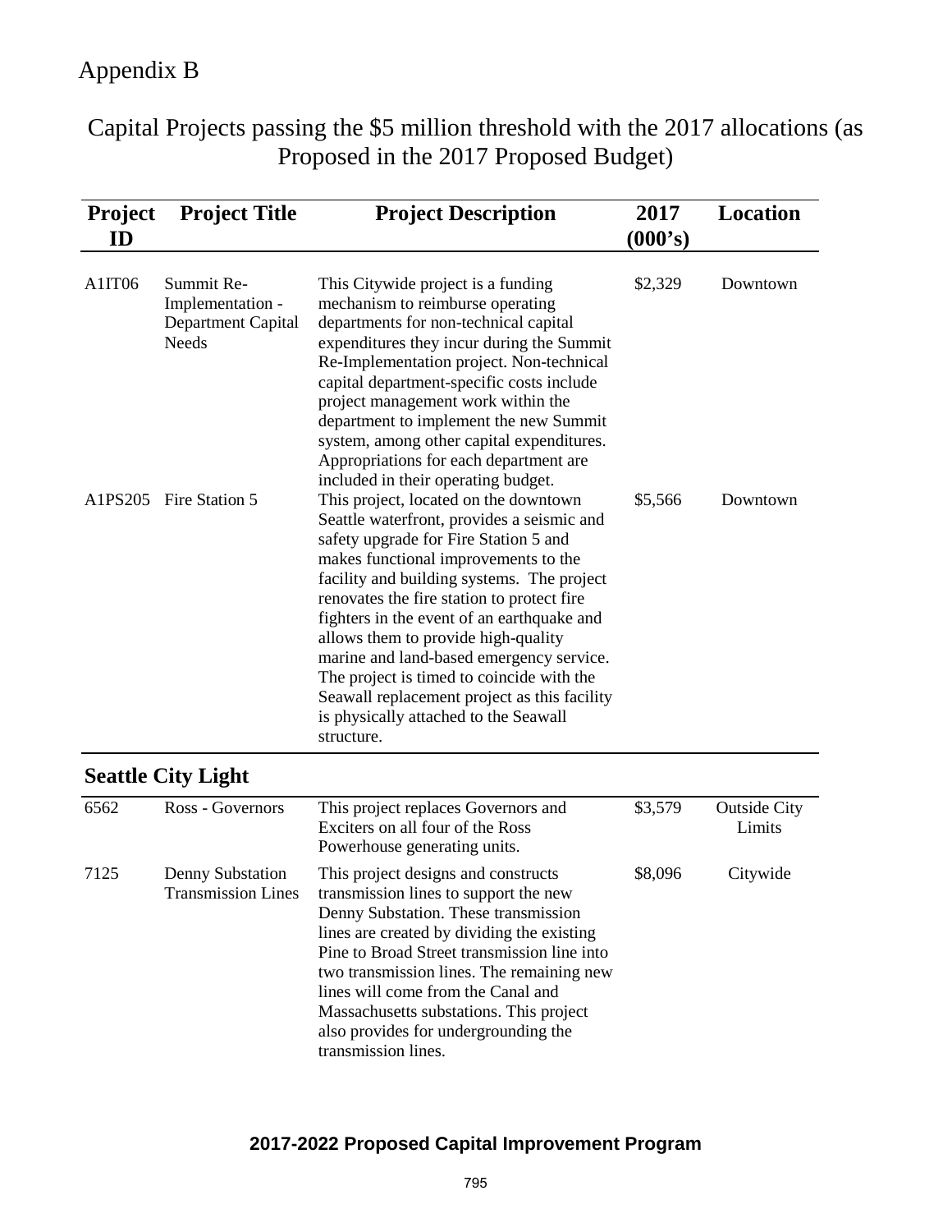Appendix B

# Capital Projects passing the $5 million threshold with the 2017 allocations (as Proposed in the 2017 Proposed Budget)

| Project ID | Project Title | Project Description | 2017 (000's) | Location |
|---|---|---|---|---|
| A1IT06 | Summit Re-Implementation - Department Capital Needs | This Citywide project is a funding mechanism to reimburse operating departments for non-technical capital expenditures they incur during the Summit Re-Implementation project. Non-technical capital department-specific costs include project management work within the department to implement the new Summit system, among other capital expenditures. Appropriations for each department are included in their operating budget. | $2,329 | Downtown |
| A1PS205 | Fire Station 5 | This project, located on the downtown Seattle waterfront, provides a seismic and safety upgrade for Fire Station 5 and makes functional improvements to the facility and building systems. The project renovates the fire station to protect fire fighters in the event of an earthquake and allows them to provide high-quality marine and land-based emergency service. The project is timed to coincide with the Seawall replacement project as this facility is physically attached to the Seawall structure. | $5,566 | Downtown |

## Seattle City Light

| Project ID | Project Title | Project Description | 2017 (000's) | Location |
|---|---|---|---|---|
| 6562 | Ross - Governors | This project replaces Governors and Exciters on all four of the Ross Powerhouse generating units. | $3,579 | Outside City Limits |
| 7125 | Denny Substation Transmission Lines | This project designs and constructs transmission lines to support the new Denny Substation. These transmission lines are created by dividing the existing Pine to Broad Street transmission line into two transmission lines. The remaining new lines will come from the Canal and Massachusetts substations. This project also provides for undergrounding the transmission lines. | $8,096 | Citywide |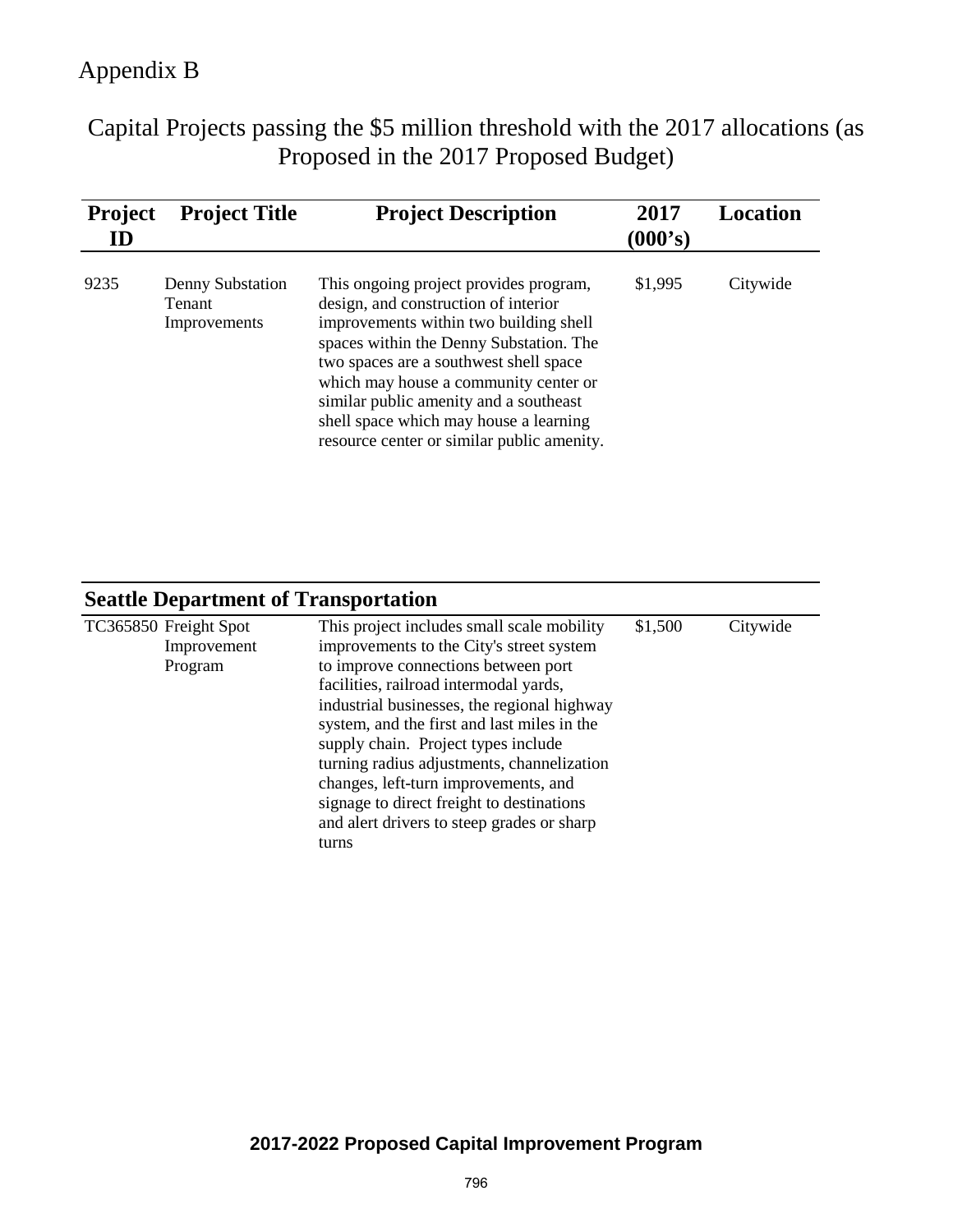Appendix B

# Capital Projects passing the \$5 million threshold with the 2017 allocations (as Proposed in the 2017 Proposed Budget)

| Project ID | Project Title | Project Description | 2017 (000's) | Location |
|---|---|---|---|---|
| 9235 | Denny Substation Tenant Improvements | This ongoing project provides program, design, and construction of interior improvements within two building shell spaces within the Denny Substation. The two spaces are a southwest shell space which may house a community center or similar public amenity and a southeast shell space which may house a learning resource center or similar public amenity. | $1,995 | Citywide |

## Seattle Department of Transportation

| Project ID | Project Title | Project Description | 2017 (000's) | Location |
|---|---|---|---|---|
| TC365850 | Freight Spot Improvement Program | This project includes small scale mobility improvements to the City's street system to improve connections between port facilities, railroad intermodal yards, industrial businesses, the regional highway system, and the first and last miles in the supply chain. Project types include turning radius adjustments, channelization changes, left-turn improvements, and signage to direct freight to destinations and alert drivers to steep grades or sharp turns | $1,500 | Citywide |

**2017-2022 Proposed Capital Improvement Program**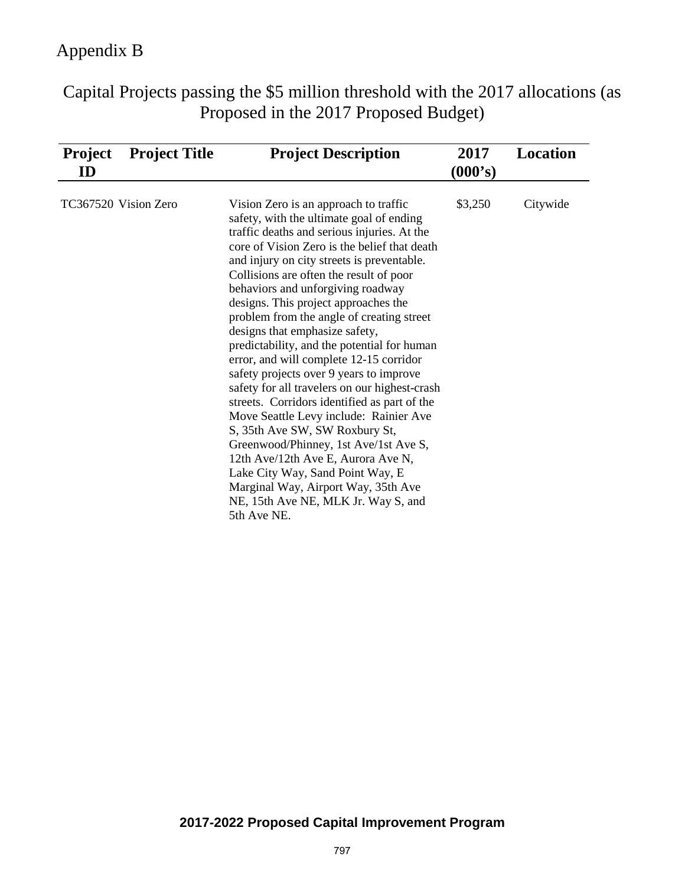# Appendix B

## Capital Projects passing the $5 million threshold with the 2017 allocations (as Proposed in the 2017 Proposed Budget)

| Project ID | Project Title | Project Description | 2017 (000's) | Location |
|---|---|---|---|---|
| TC367520 | Vision Zero | Vision Zero is an approach to traffic safety, with the ultimate goal of ending traffic deaths and serious injuries. At the core of Vision Zero is the belief that death and injury on city streets is preventable. Collisions are often the result of poor behaviors and unforgiving roadway designs. This project approaches the problem from the angle of creating street designs that emphasize safety, predictability, and the potential for human error, and will complete 12-15 corridor safety projects over 9 years to improve safety for all travelers on our highest-crash streets. Corridors identified as part of the Move Seattle Levy include: Rainier Ave S, 35th Ave SW, SW Roxbury St, Greenwood/Phinney, 1st Ave/1st Ave S, 12th Ave/12th Ave E, Aurora Ave N, Lake City Way, Sand Point Way, E Marginal Way, Airport Way, 35th Ave NE, 15th Ave NE, MLK Jr. Way S, and 5th Ave NE. | $3,250 | Citywide |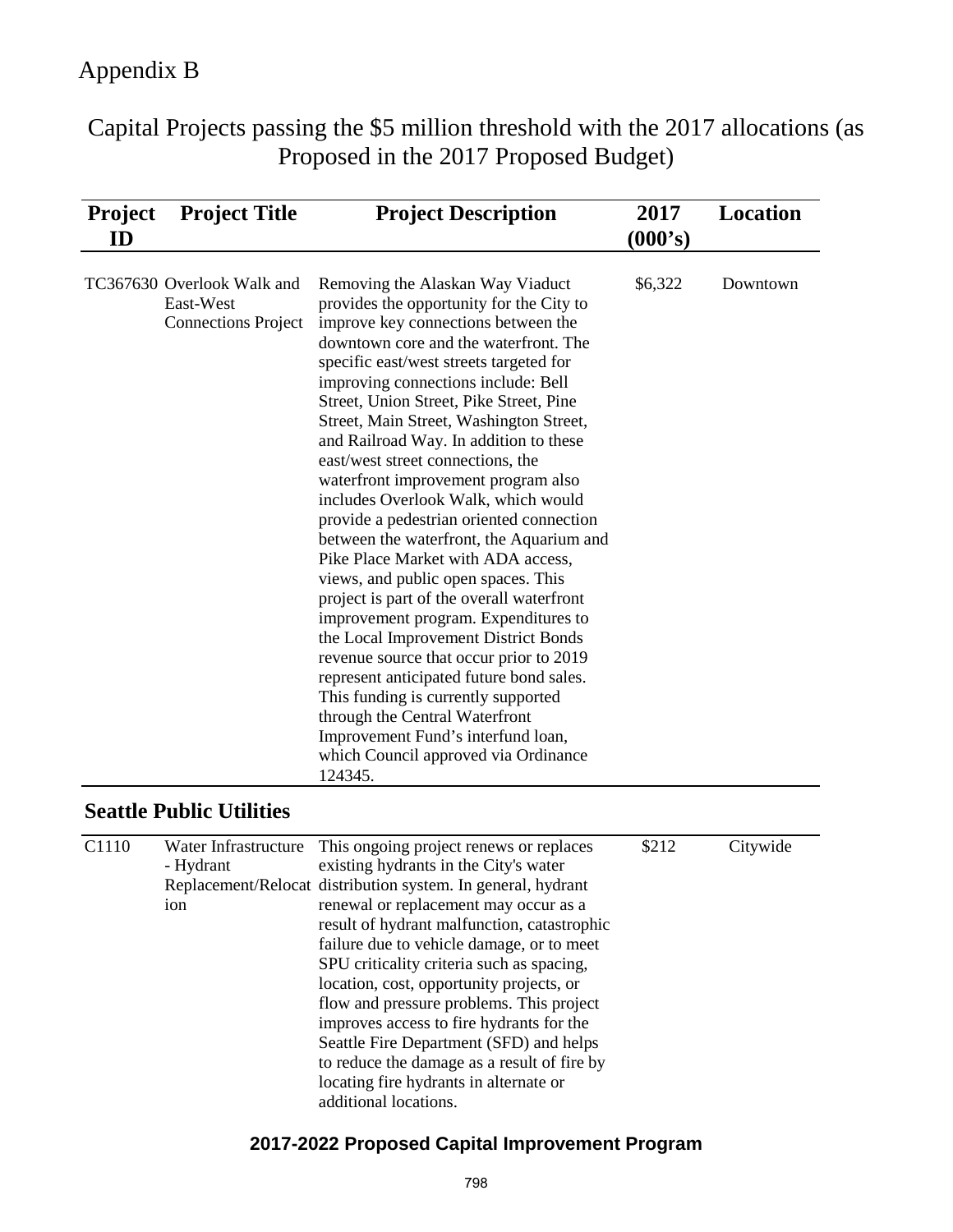Appendix B

# Capital Projects passing the $5 million threshold with the 2017 allocations (as Proposed in the 2017 Proposed Budget)

| Project ID | Project Title | Project Description | 2017 (000's) | Location |
|---|---|---|---|---|
| TC367630 | Overlook Walk and East-West Connections Project | Removing the Alaskan Way Viaduct provides the opportunity for the City to improve key connections between the downtown core and the waterfront. The specific east/west streets targeted for improving connections include: Bell Street, Union Street, Pike Street, Pine Street, Main Street, Washington Street, and Railroad Way. In addition to these east/west street connections, the waterfront improvement program also includes Overlook Walk, which would provide a pedestrian oriented connection between the waterfront, the Aquarium and Pike Place Market with ADA access, views, and public open spaces. This project is part of the overall waterfront improvement program. Expenditures to the Local Improvement District Bonds revenue source that occur prior to 2019 represent anticipated future bond sales. This funding is currently supported through the Central Waterfront Improvement Fund's interfund loan, which Council approved via Ordinance 124345. | $6,322 | Downtown |

## Seattle Public Utilities

| Project ID | Project Title | Project Description | 2017 (000's) | Location |
|---|---|---|---|---|
| C1110 | Water Infrastructure - Hydrant Replacement/Relocation | This ongoing project renews or replaces existing hydrants in the City's water distribution system. In general, hydrant renewal or replacement may occur as a result of hydrant malfunction, catastrophic failure due to vehicle damage, or to meet SPU criticality criteria such as spacing, location, cost, opportunity projects, or flow and pressure problems. This project improves access to fire hydrants for the Seattle Fire Department (SFD) and helps to reduce the damage as a result of fire by locating fire hydrants in alternate or additional locations. | $212 | Citywide |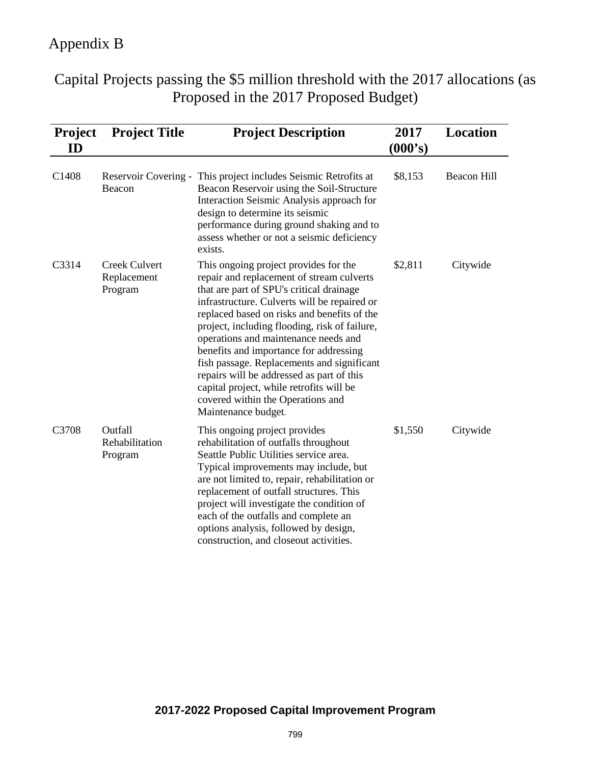# Appendix B

## Capital Projects passing the $5 million threshold with the 2017 allocations (as Proposed in the 2017 Proposed Budget)

| Project ID | Project Title | Project Description | 2017 (000's) | Location |
|---|---|---|---|---|
| C1408 | Reservoir Covering - Beacon | This project includes Seismic Retrofits at Beacon Reservoir using the Soil-Structure Interaction Seismic Analysis approach for design to determine its seismic performance during ground shaking and to assess whether or not a seismic deficiency exists. | $8,153 | Beacon Hill |
| C3314 | Creek Culvert Replacement Program | This ongoing project provides for the repair and replacement of stream culverts that are part of SPU's critical drainage infrastructure. Culverts will be repaired or replaced based on risks and benefits of the project, including flooding, risk of failure, operations and maintenance needs and benefits and importance for addressing fish passage. Replacements and significant repairs will be addressed as part of this capital project, while retrofits will be covered within the Operations and Maintenance budget. | $2,811 | Citywide |
| C3708 | Outfall Rehabilitation Program | This ongoing project provides rehabilitation of outfalls throughout Seattle Public Utilities service area. Typical improvements may include, but are not limited to, repair, rehabilitation or replacement of outfall structures. This project will investigate the condition of each of the outfalls and complete an options analysis, followed by design, construction, and closeout activities. | $1,550 | Citywide |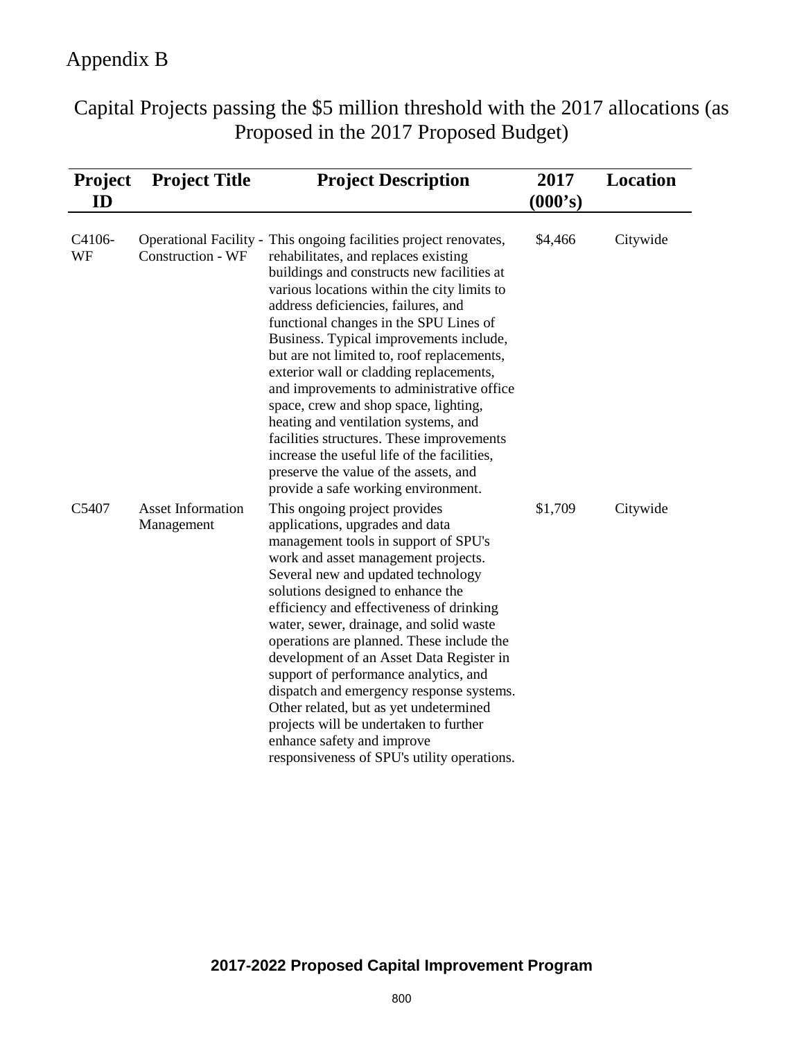# Appendix B

## Capital Projects passing the $5 million threshold with the 2017 allocations (as Proposed in the 2017 Proposed Budget)

| Project ID | Project Title | Project Description | 2017 (000's) | Location |
|---|---|---|---|---|
| C4106-WF | Operational Facility - Construction - WF | This ongoing facilities project renovates, rehabilitates, and replaces existing buildings and constructs new facilities at various locations within the city limits to address deficiencies, failures, and functional changes in the SPU Lines of Business. Typical improvements include, but are not limited to, roof replacements, exterior wall or cladding replacements, and improvements to administrative office space, crew and shop space, lighting, heating and ventilation systems, and facilities structures. These improvements increase the useful life of the facilities, preserve the value of the assets, and provide a safe working environment. | $4,466 | Citywide |
| C5407 | Asset Information Management | This ongoing project provides applications, upgrades and data management tools in support of SPU's work and asset management projects. Several new and updated technology solutions designed to enhance the efficiency and effectiveness of drinking water, sewer, drainage, and solid waste operations are planned. These include the development of an Asset Data Register in support of performance analytics, and dispatch and emergency response systems. Other related, but as yet undetermined projects will be undertaken to further enhance safety and improve responsiveness of SPU's utility operations. | $1,709 | Citywide |

**2017-2022 Proposed Capital Improvement Program**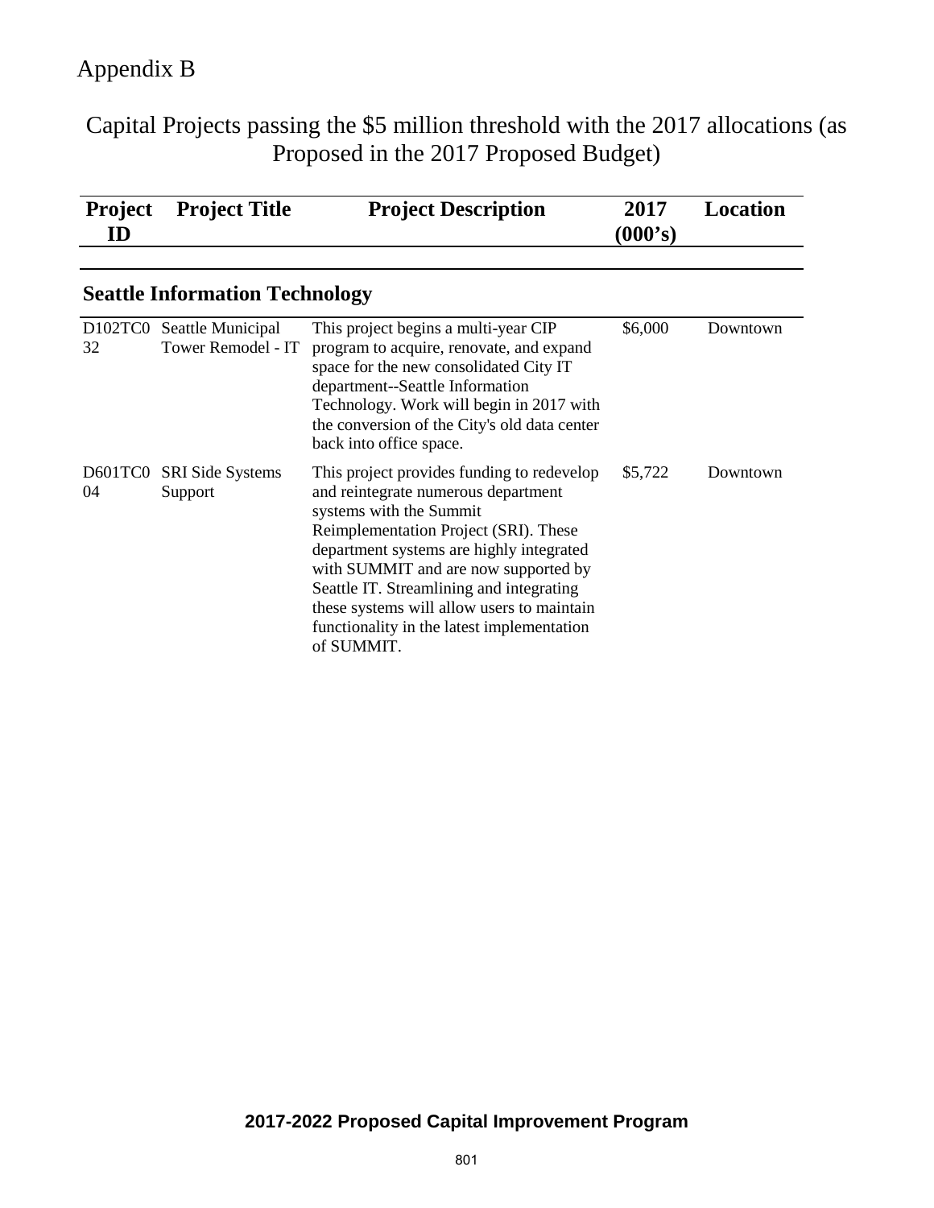Appendix B

# Capital Projects passing the $5 million threshold with the 2017 allocations (as Proposed in the 2017 Proposed Budget)

| Project ID | Project Title | Project Description | 2017 (000's) | Location |
|---|---|---|---|---|
| **Seattle Information Technology** | | | | |
| D102TC032 | Seattle Municipal Tower Remodel - IT | This project begins a multi-year CIP program to acquire, renovate, and expand space for the new consolidated City IT department--Seattle Information Technology. Work will begin in 2017 with the conversion of the City's old data center back into office space. | $6,000 | Downtown |
| D601TC004 | SRI Side Systems Support | This project provides funding to redevelop and reintegrate numerous department systems with the Summit Reimplementation Project (SRI). These department systems are highly integrated with SUMMIT and are now supported by Seattle IT. Streamlining and integrating these systems will allow users to maintain functionality in the latest implementation of SUMMIT. | $5,722 | Downtown |

**2017-2022 Proposed Capital Improvement Program**